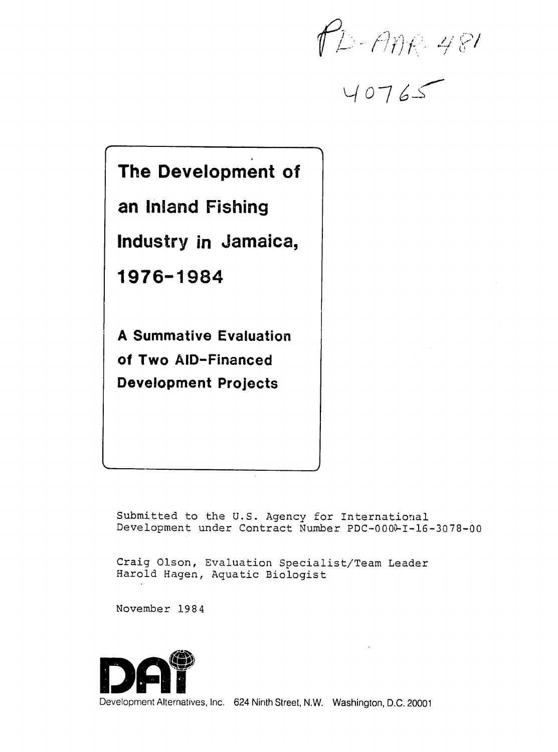PD-AAR-481

40765

# The Development of an Inland Fishing Industry in Jamaica, 1976-1984

## A Summative Evaluation of Two AID-Financed Development Projects

Submitted to the U.S. Agency for International Development under Contract Number PDC-0000-I-16-3078-00

Craig Olson, Evaluation Specialist/Team Leader
Harold Hagen, Aquatic Biologist

November 1984

DAI

Development Alternatives, Inc. 624 Ninth Street, N.W. Washington, D.C. 20001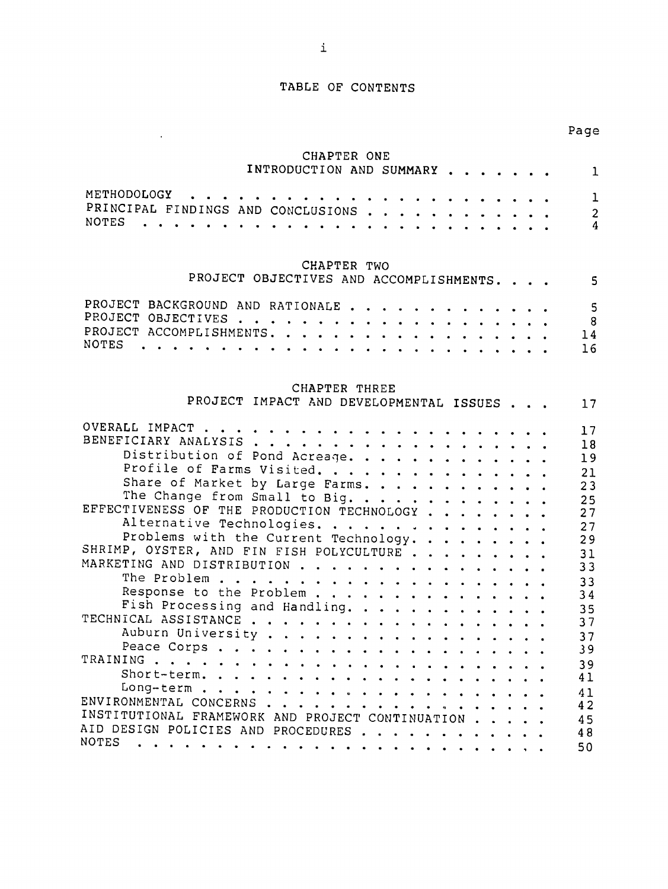# TABLE OF CONTENTS

| | Page |
|---|---|
| **CHAPTER ONE**<br>**INTRODUCTION AND SUMMARY** | 1 |
| METHODOLOGY | 1 |
| PRINCIPAL FINDINGS AND CONCLUSIONS | 2 |
| NOTES | 4 |
| **CHAPTER TWO**<br>**PROJECT OBJECTIVES AND ACCOMPLISHMENTS** | 5 |
| PROJECT BACKGROUND AND RATIONALE | 5 |
| PROJECT OBJECTIVES | 8 |
| PROJECT ACCOMPLISHMENTS | 14 |
| NOTES | 16 |
| **CHAPTER THREE**<br>**PROJECT IMPACT AND DEVELOPMENTAL ISSUES** | 17 |
| OVERALL IMPACT | 17 |
| BENEFICIARY ANALYSIS | 18 |
| Distribution of Pond Acreage | 19 |
| Profile of Farms Visited | 21 |
| Share of Market by Large Farms | 23 |
| The Change from Small to Big | 25 |
| EFFECTIVENESS OF THE PRODUCTION TECHNOLOGY | 27 |
| Alternative Technologies | 27 |
| Problems with the Current Technology | 29 |
| SHRIMP, OYSTER, AND FIN FISH POLYCULTURE | 31 |
| MARKETING AND DISTRIBUTION | 33 |
| The Problem | 33 |
| Response to the Problem | 34 |
| Fish Processing and Handling | 35 |
| TECHNICAL ASSISTANCE | 37 |
| Auburn University | 37 |
| Peace Corps | 39 |
| TRAINING | 39 |
| Short-term | 41 |
| Long-term | 41 |
| ENVIRONMENTAL CONCERNS | 42 |
| INSTITUTIONAL FRAMEWORK AND PROJECT CONTINUATION | 45 |
| AID DESIGN POLICIES AND PROCEDURES | 48 |
| NOTES | 50 |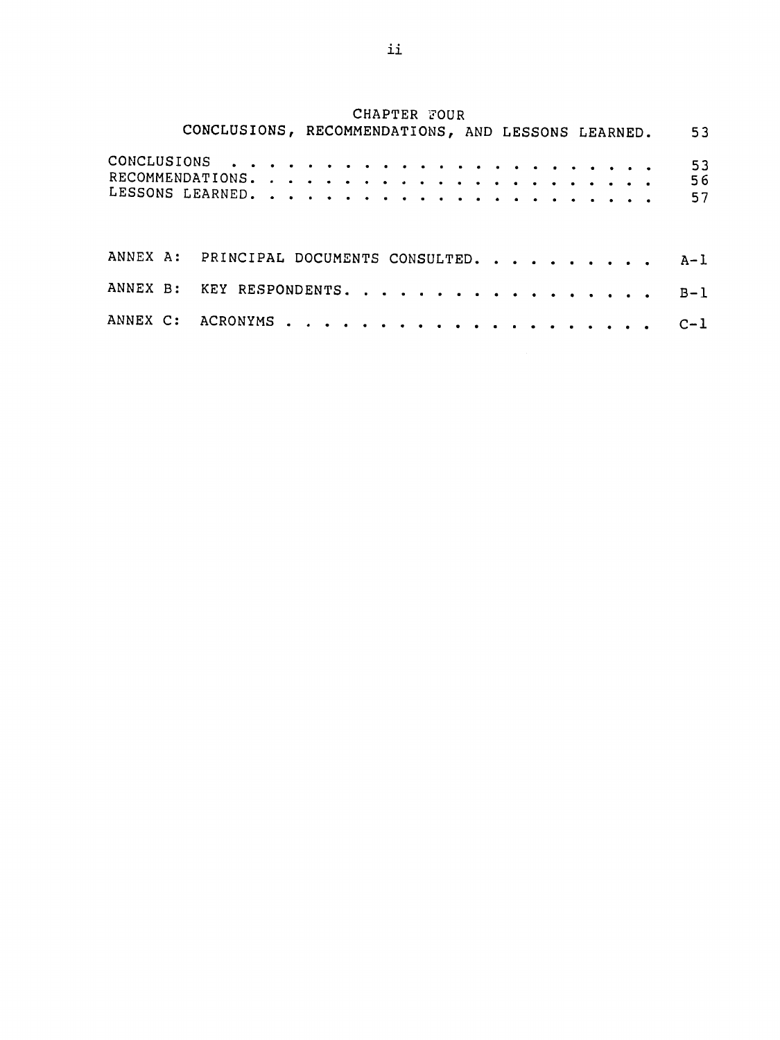## CHAPTER FOUR

## CONCLUSIONS, RECOMMENDATIONS, AND LESSONS LEARNED . . . 53

CONCLUSIONS . . . . . . . . . . . . . . . . . . . . . 53
RECOMMENDATIONS. . . . . . . . . . . . . . . . . . . . 56
LESSONS LEARNED. . . . . . . . . . . . . . . . . . . . 57

ANNEX A: PRINCIPAL DOCUMENTS CONSULTED. . . . . . . . . . A-1

ANNEX B: KEY RESPONDENTS. . . . . . . . . . . . . . . . . B-1

ANNEX C: ACRONYMS . . . . . . . . . . . . . . . . . . . . C-1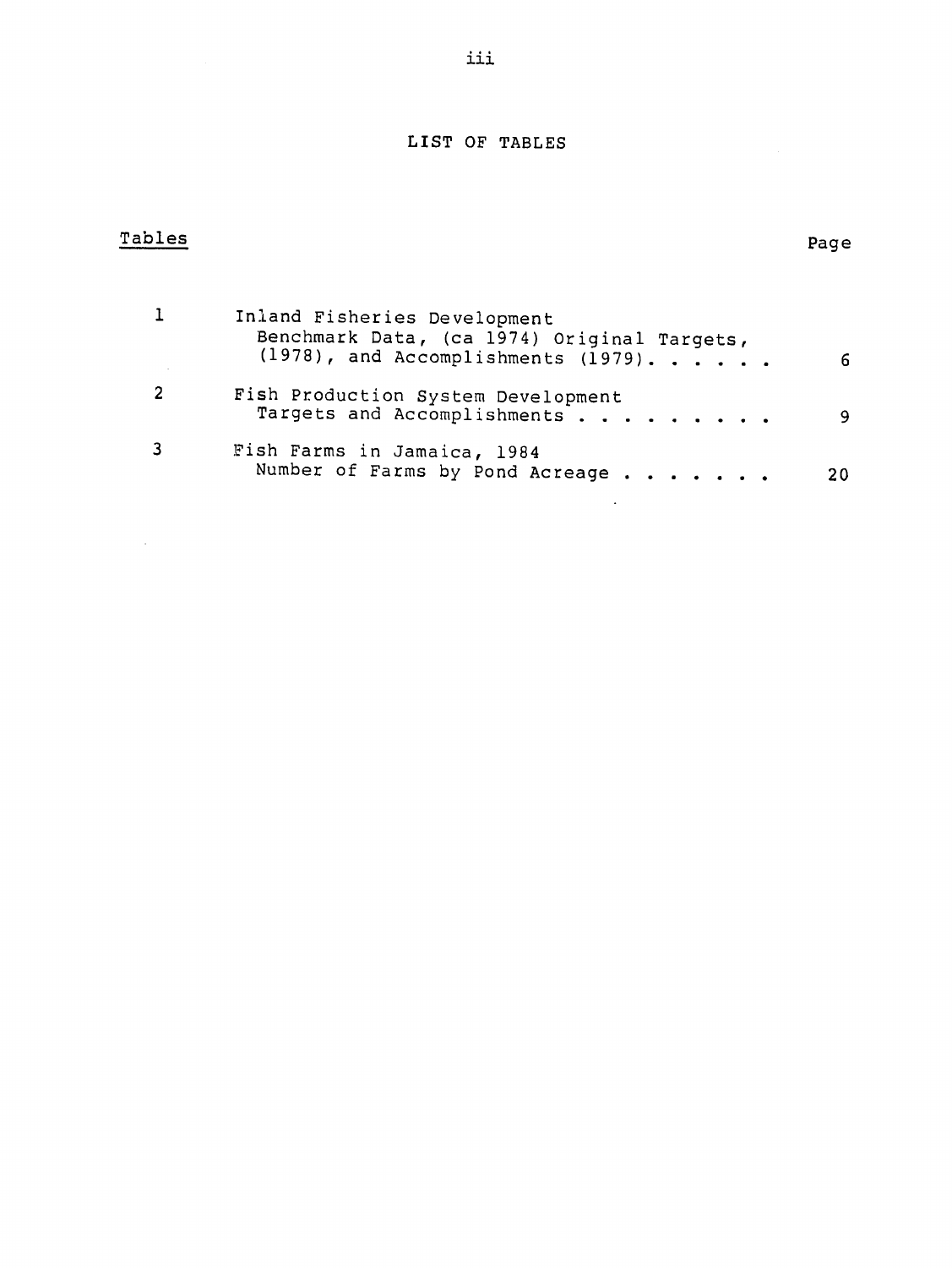# LIST OF TABLES

| Tables | | Page |
|---|---|---|
| 1 | Inland Fisheries Development Benchmark Data, (ca 1974) Original Targets, (1978), and Accomplishments (1979) | 6 |
| 2 | Fish Production System Development Targets and Accomplishments | 9 |
| 3 | Fish Farms in Jamaica, 1984 Number of Farms by Pond Acreage | 20 |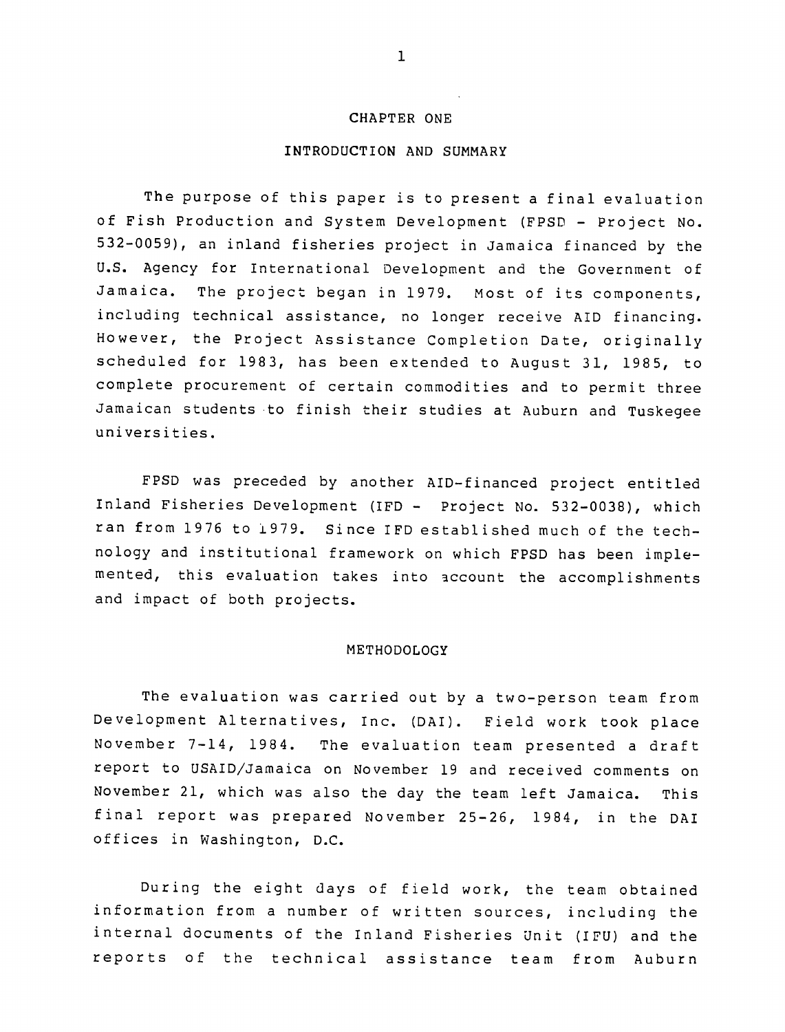# CHAPTER ONE

## INTRODUCTION AND SUMMARY

The purpose of this paper is to present a final evaluation of Fish Production and System Development (FPSD - Project No. 532-0059), an inland fisheries project in Jamaica financed by the U.S. Agency for International Development and the Government of Jamaica. The project began in 1979. Most of its components, including technical assistance, no longer receive AID financing. However, the Project Assistance Completion Date, originally scheduled for 1983, has been extended to August 31, 1985, to complete procurement of certain commodities and to permit three Jamaican students to finish their studies at Auburn and Tuskegee universities.

FPSD was preceded by another AID-financed project entitled Inland Fisheries Development (IFD - Project No. 532-0038), which ran from 1976 to 1979. Since IFD established much of the technology and institutional framework on which FPSD has been implemented, this evaluation takes into account the accomplishments and impact of both projects.

### METHODOLOGY

The evaluation was carried out by a two-person team from Development Alternatives, Inc. (DAI). Field work took place November 7-14, 1984. The evaluation team presented a draft report to USAID/Jamaica on November 19 and received comments on November 21, which was also the day the team left Jamaica. This final report was prepared November 25-26, 1984, in the DAI offices in Washington, D.C.

During the eight days of field work, the team obtained information from a number of written sources, including the internal documents of the Inland Fisheries Unit (IFU) and the reports of the technical assistance team from Auburn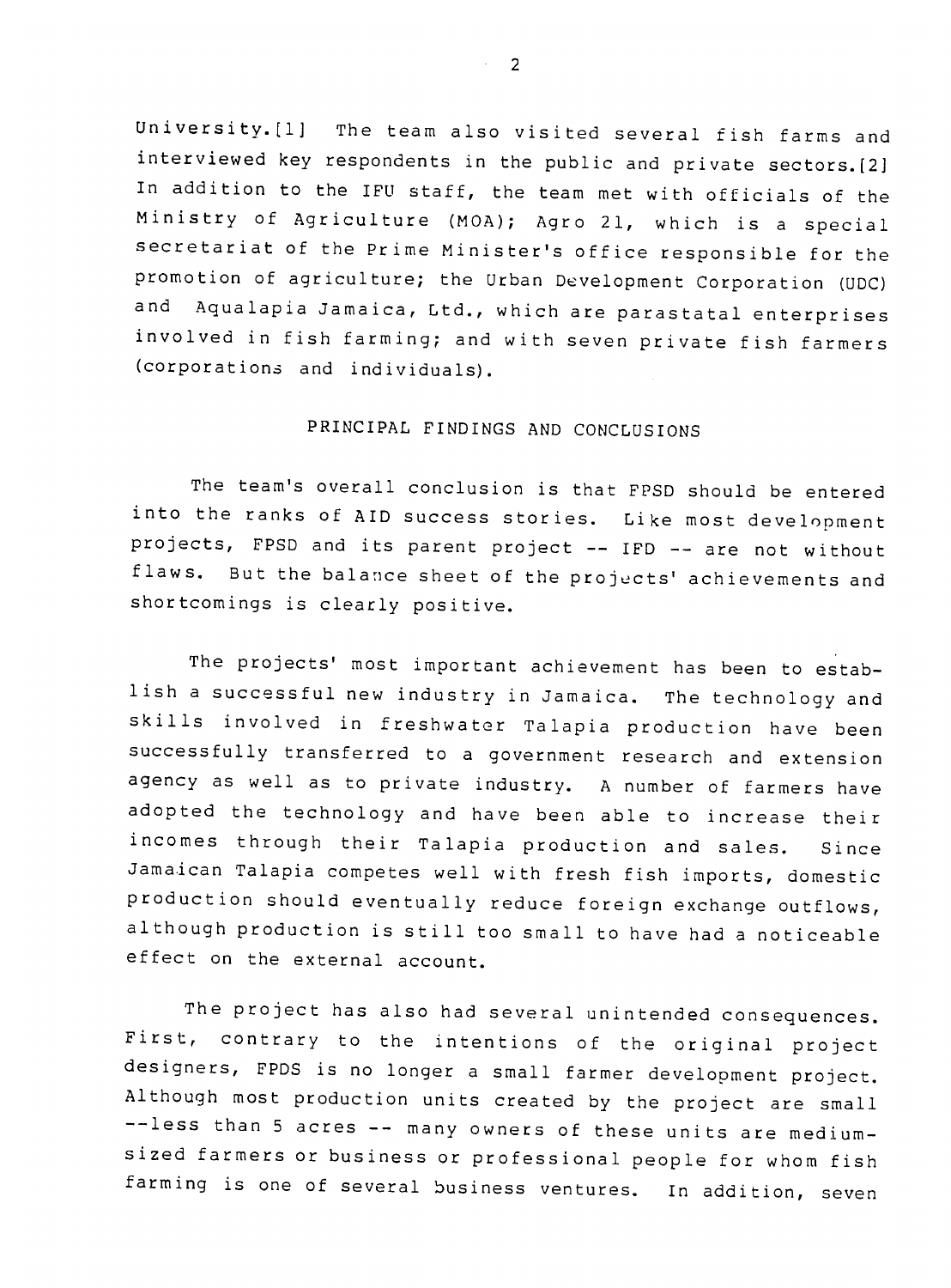University.[1] The team also visited several fish farms and interviewed key respondents in the public and private sectors.[2] In addition to the IFU staff, the team met with officials of the Ministry of Agriculture (MOA); Agro 21, which is a special secretariat of the Prime Minister's office responsible for the promotion of agriculture; the Urban Development Corporation (UDC) and Aqualapia Jamaica, Ltd., which are parastatal enterprises involved in fish farming; and with seven private fish farmers (corporations and individuals).

## PRINCIPAL FINDINGS AND CONCLUSIONS

The team's overall conclusion is that FPSD should be entered into the ranks of AID success stories. Like most development projects, FPSD and its parent project -- IFD -- are not without flaws. But the balance sheet of the projects' achievements and shortcomings is clearly positive.

The projects' most important achievement has been to establish a successful new industry in Jamaica. The technology and skills involved in freshwater Talapia production have been successfully transferred to a government research and extension agency as well as to private industry. A number of farmers have adopted the technology and have been able to increase their incomes through their Talapia production and sales. Since Jamaican Talapia competes well with fresh fish imports, domestic production should eventually reduce foreign exchange outflows, although production is still too small to have had a noticeable effect on the external account.

The project has also had several unintended consequences. First, contrary to the intentions of the original project designers, FPDS is no longer a small farmer development project. Although most production units created by the project are small --less than 5 acres -- many owners of these units are medium-sized farmers or business or professional people for whom fish farming is one of several business ventures. In addition, seven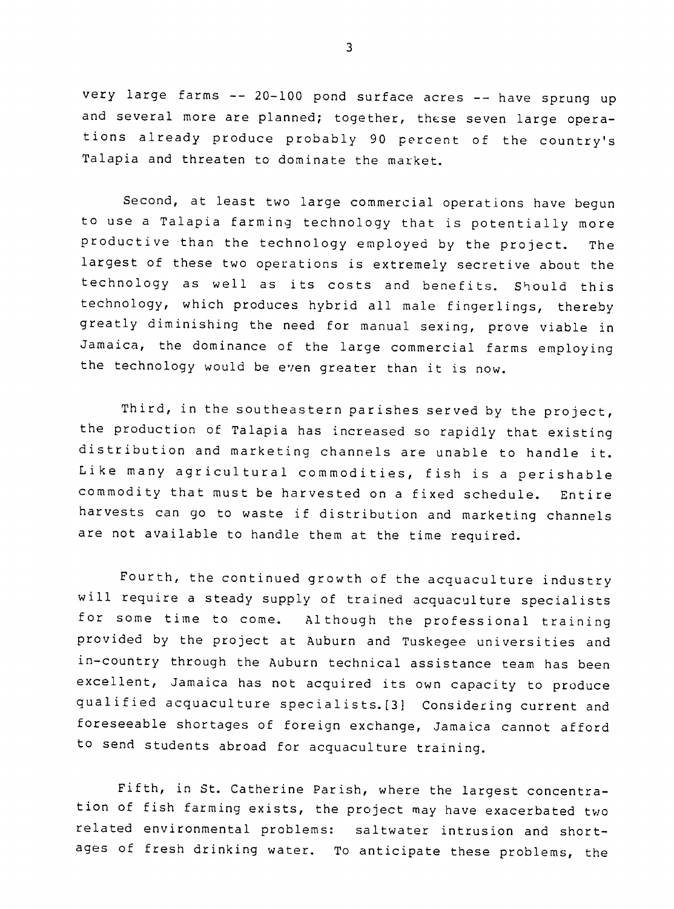very large farms -- 20-100 pond surface acres -- have sprung up and several more are planned; together, these seven large operations already produce probably 90 percent of the country's Talapia and threaten to dominate the market.

Second, at least two large commercial operations have begun to use a Talapia farming technology that is potentially more productive than the technology employed by the project. The largest of these two operations is extremely secretive about the technology as well as its costs and benefits. Should this technology, which produces hybrid all male fingerlings, thereby greatly diminishing the need for manual sexing, prove viable in Jamaica, the dominance of the large commercial farms employing the technology would be even greater than it is now.

Third, in the southeastern parishes served by the project, the production of Talapia has increased so rapidly that existing distribution and marketing channels are unable to handle it. Like many agricultural commodities, fish is a perishable commodity that must be harvested on a fixed schedule. Entire harvests can go to waste if distribution and marketing channels are not available to handle them at the time required.

Fourth, the continued growth of the acquaculture industry will require a steady supply of trained acquaculture specialists for some time to come. Although the professional training provided by the project at Auburn and Tuskegee universities and in-country through the Auburn technical assistance team has been excellent, Jamaica has not acquired its own capacity to produce qualified acquaculture specialists.[3] Considering current and foreseeable shortages of foreign exchange, Jamaica cannot afford to send students abroad for acquaculture training.

Fifth, in St. Catherine Parish, where the largest concentration of fish farming exists, the project may have exacerbated two related environmental problems: saltwater intrusion and shortages of fresh drinking water. To anticipate these problems, the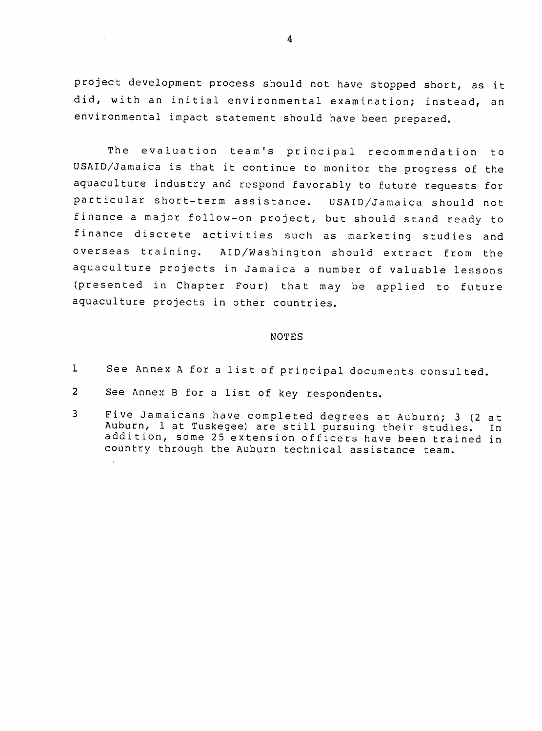project development process should not have stopped short, as it did, with an initial environmental examination; instead, an environmental impact statement should have been prepared.

The evaluation team's principal recommendation to USAID/Jamaica is that it continue to monitor the progress of the aquaculture industry and respond favorably to future requests for particular short-term assistance. USAID/Jamaica should not finance a major follow-on project, but should stand ready to finance discrete activities such as marketing studies and overseas training. AID/Washington should extract from the aquaculture projects in Jamaica a number of valuable lessons (presented in Chapter Four) that may be applied to future aquaculture projects in other countries.

## NOTES

1 See Annex A for a list of principal documents consulted.

2 See Annex B for a list of key respondents.

3 Five Jamaicans have completed degrees at Auburn; 3 (2 at Auburn, 1 at Tuskegee) are still pursuing their studies. In addition, some 25 extension officers have been trained in country through the Auburn technical assistance team.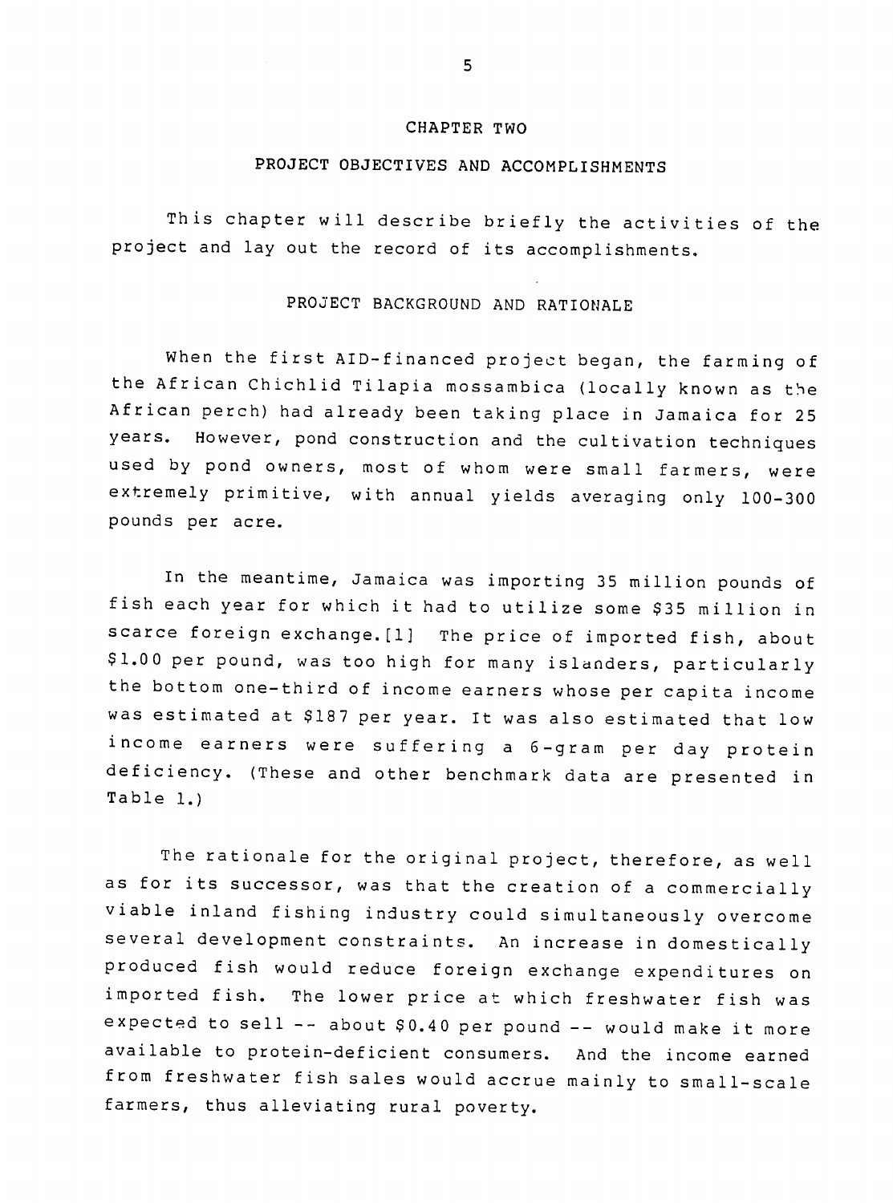# CHAPTER TWO

## PROJECT OBJECTIVES AND ACCOMPLISHMENTS

This chapter will describe briefly the activities of the project and lay out the record of its accomplishments.

### PROJECT BACKGROUND AND RATIONALE

When the first AID-financed project began, the farming of the African Chichlid Tilapia mossambica (locally known as the African perch) had already been taking place in Jamaica for 25 years. However, pond construction and the cultivation techniques used by pond owners, most of whom were small farmers, were extremely primitive, with annual yields averaging only 100-300 pounds per acre.

In the meantime, Jamaica was importing 35 million pounds of fish each year for which it had to utilize some $35 million in scarce foreign exchange.[1] The price of imported fish, about $1.00 per pound, was too high for many islanders, particularly the bottom one-third of income earners whose per capita income was estimated at $187 per year. It was also estimated that low income earners were suffering a 6-gram per day protein deficiency. (These and other benchmark data are presented in Table 1.)

The rationale for the original project, therefore, as well as for its successor, was that the creation of a commercially viable inland fishing industry could simultaneously overcome several development constraints. An increase in domestically produced fish would reduce foreign exchange expenditures on imported fish. The lower price at which freshwater fish was expected to sell -- about $0.40 per pound -- would make it more available to protein-deficient consumers. And the income earned from freshwater fish sales would accrue mainly to small-scale farmers, thus alleviating rural poverty.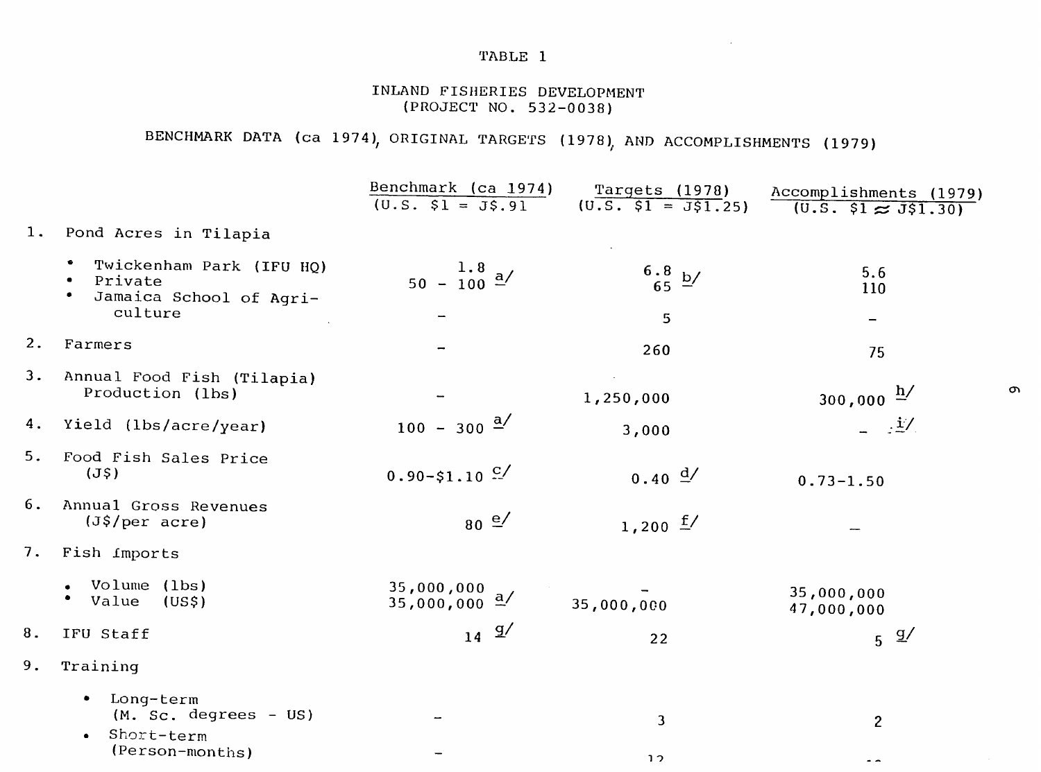# TABLE 1

## INLAND FISHERIES DEVELOPMENT
## (PROJECT NO. 532-0038)

### BENCHMARK DATA (ca 1974), ORIGINAL TARGETS (1978), AND ACCOMPLISHMENTS (1979)

| | Benchmark (ca 1974) (U.S. $1 = J$.91 | Targets (1978) (U.S. $1 = J$1.25) | Accomplishments (1979) (U.S. $1 ≈ J$1.30) |
|---|---|---|---|
| 1. Pond Acres in Tilapia | | | |
| • Twickenham Park (IFU HQ) | 1.8 | 6.8 | 5.6 |
| • Private | 50 - 100 a/ | 65 b/ | 110 |
| • Jamaica School of Agriculture | - | 5 | - |
| 2. Farmers | - | 260 | 75 |
| 3. Annual Food Fish (Tilapia) Production (lbs) | - | 1,250,000 | 300,000 h/ |
| 4. Yield (lbs/acre/year) | 100 - 300 a/ | 3,000 | - i/ |
| 5. Food Fish Sales Price (J$) | 0.90-$1.10 c/ | 0.40 d/ | 0.73-1.50 |
| 6. Annual Gross Revenues (J$/per acre) | 80 e/ | 1,200 f/ | - |
| 7. Fish Imports | | | |
| • Volume (lbs) | 35,000,000 | - | 35,000,000 |
| • Value (US$) | 35,000,000 a/ | 35,000,000 | 47,000,000 |
| 8. IFU Staff | 14 g/ | 22 | 5 g/ |
| 9. Training | | | |
| • Long-term (M. Sc. degrees - US) | - | 3 | 2 |
| • Short-term (Person-months) | - | 12 | |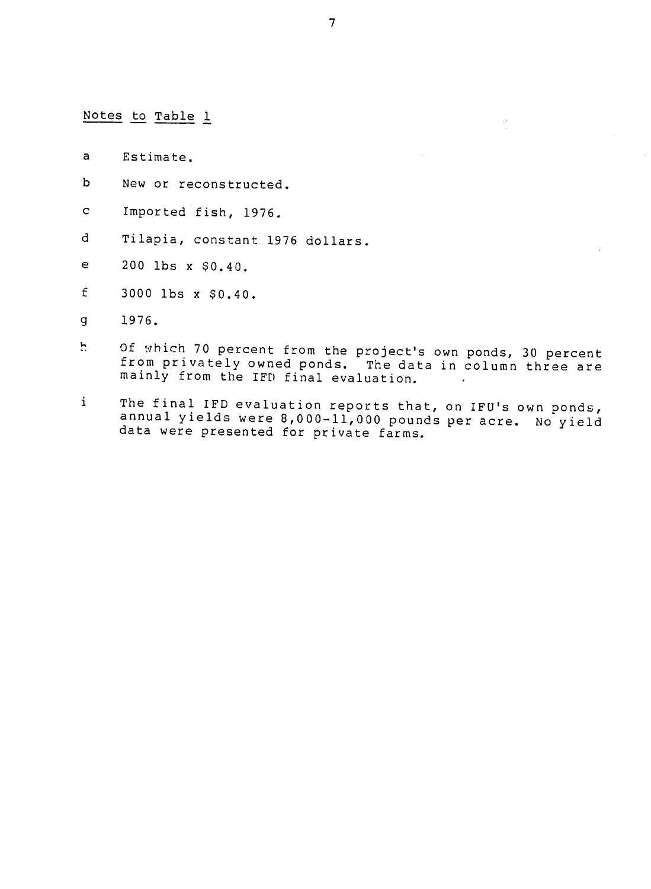<u>Notes to Table 1</u>

a Estimate.

b New or reconstructed.

c Imported fish, 1976.

d Tilapia, constant 1976 dollars.

e 200 lbs x $0.40.

f 3000 lbs x $0.40.

g 1976.

h Of which 70 percent from the project's own ponds, 30 percent from privately owned ponds. The data in column three are mainly from the IFD final evaluation.

i The final IFD evaluation reports that, on IFU's own ponds, annual yields were 8,000-11,000 pounds per acre. No yield data were presented for private farms.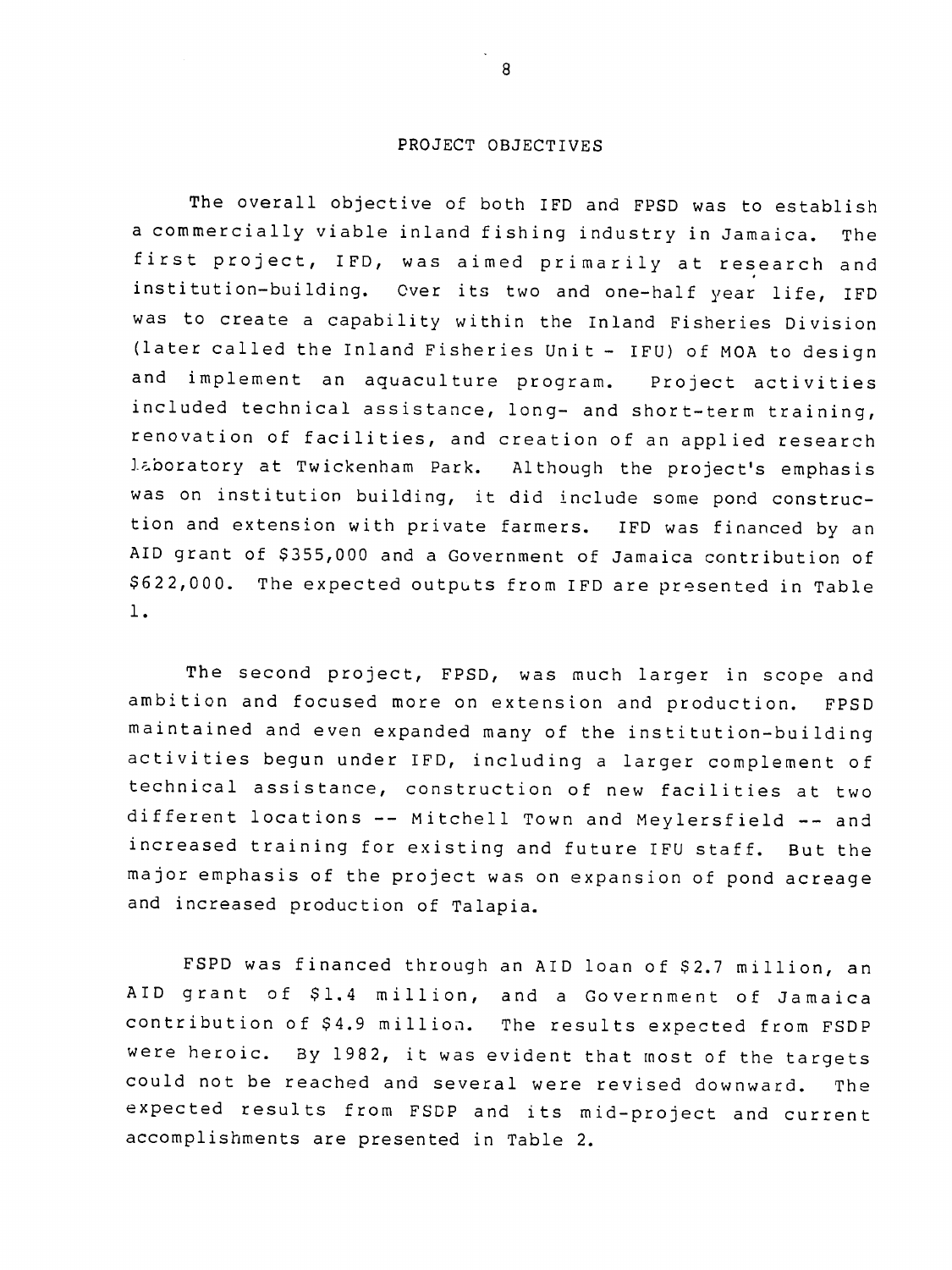## PROJECT OBJECTIVES

The overall objective of both IFD and FPSD was to establish a commercially viable inland fishing industry in Jamaica. The first project, IFD, was aimed primarily at research and institution-building. Over its two and one-half year life, IFD was to create a capability within the Inland Fisheries Division (later called the Inland Fisheries Unit - IFU) of MOA to design and implement an aquaculture program. Project activities included technical assistance, long- and short-term training, renovation of facilities, and creation of an applied research laboratory at Twickenham Park. Although the project's emphasis was on institution building, it did include some pond construction and extension with private farmers. IFD was financed by an AID grant of $355,000 and a Government of Jamaica contribution of $622,000. The expected outputs from IFD are presented in Table 1.

The second project, FPSD, was much larger in scope and ambition and focused more on extension and production. FPSD maintained and even expanded many of the institution-building activities begun under IFD, including a larger complement of technical assistance, construction of new facilities at two different locations -- Mitchell Town and Meylersfield -- and increased training for existing and future IFU staff. But the major emphasis of the project was on expansion of pond acreage and increased production of Talapia.

FSPD was financed through an AID loan of $2.7 million, an AID grant of $1.4 million, and a Government of Jamaica contribution of $4.9 million. The results expected from FSDP were heroic. By 1982, it was evident that most of the targets could not be reached and several were revised downward. The expected results from FSDP and its mid-project and current accomplishments are presented in Table 2.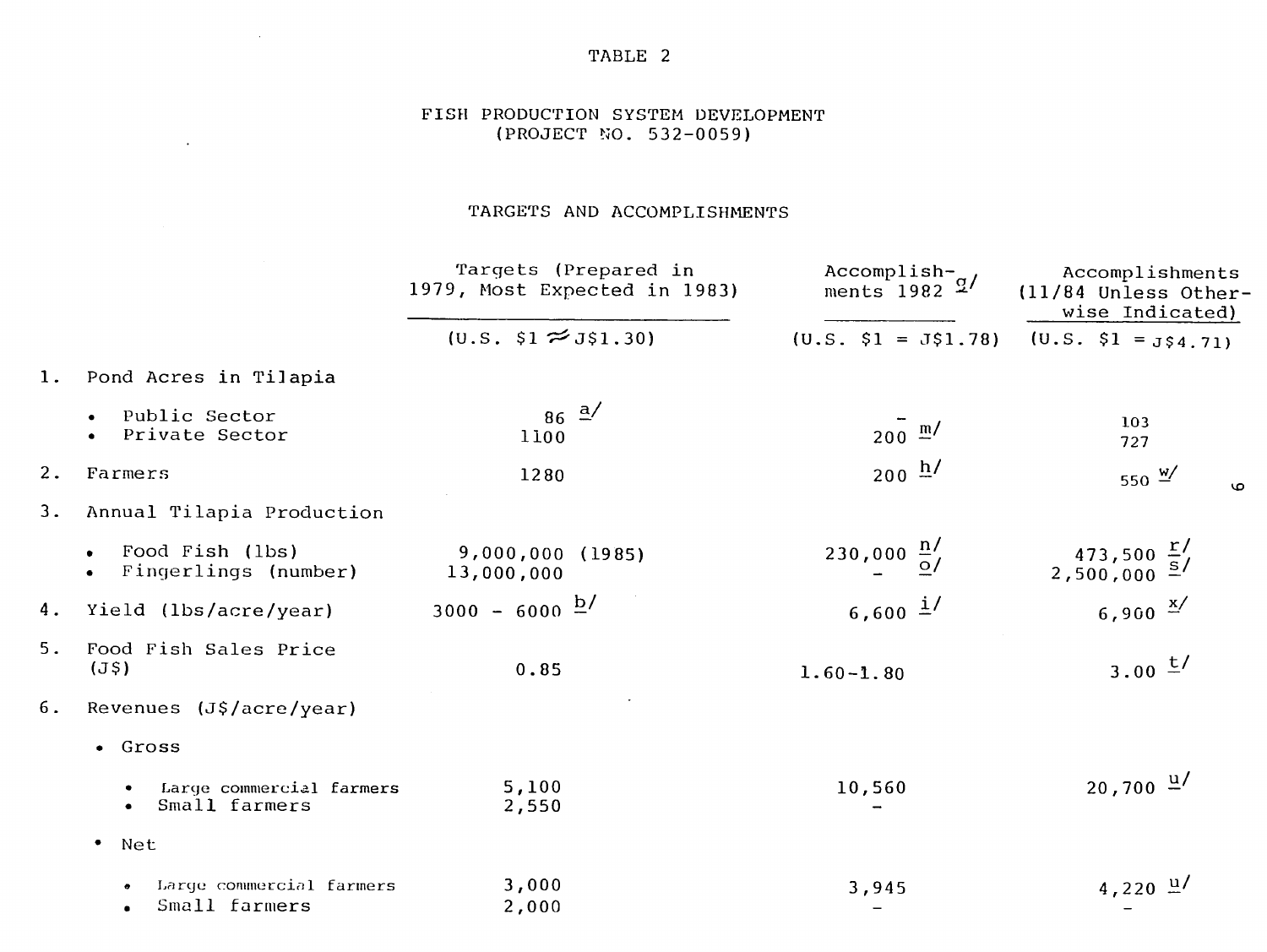TABLE 2

FISH PRODUCTION SYSTEM DEVELOPMENT
(PROJECT NO. 532-0059)

TARGETS AND ACCOMPLISHMENTS

| | Targets (Prepared in 1979, Most Expected in 1983) | Accomplishments 1982 [g] | Accomplishments (11/84 Unless Otherwise Indicated) |
|---|---|---|---|
| | (U.S. $1 ≈ J$1.30) | (U.S. $1 = J$1.78) | (U.S. $1 = J$4.71) |
| 1. Pond Acres in Tilapia | | | |
| • Public Sector | 86 [a] | - | 103 |
| • Private Sector | 1100 | 200 [m] | 727 |
| 2. Farmers | 1280 | 200 [h] | 550 [w] |
| 3. Annual Tilapia Production | | | |
| • Food Fish (lbs) | 9,000,000 (1985) | 230,000 [n] | 473,500 [r] |
| • Fingerlings (number) | 13,000,000 | - [o] | 2,500,000 [s] |
| 4. Yield (lbs/acre/year) | 3000 - 6000 [b] | 6,600 [i] | 6,900 [x] |
| 5. Food Fish Sales Price (J$) | 0.85 | 1.60-1.80 | 3.00 [t] |
| 6. Revenues (J$/acre/year) | | | |
| • Gross | | | |
| • Large commercial farmers | 5,100 | 10,560 | 20,700 [u] |
| • Small farmers | 2,550 | - | |
| • Net | | | |
| • Large commercial farmers | 3,000 | 3,945 | 4,220 [u] |
| • Small farmers | 2,000 | - | - |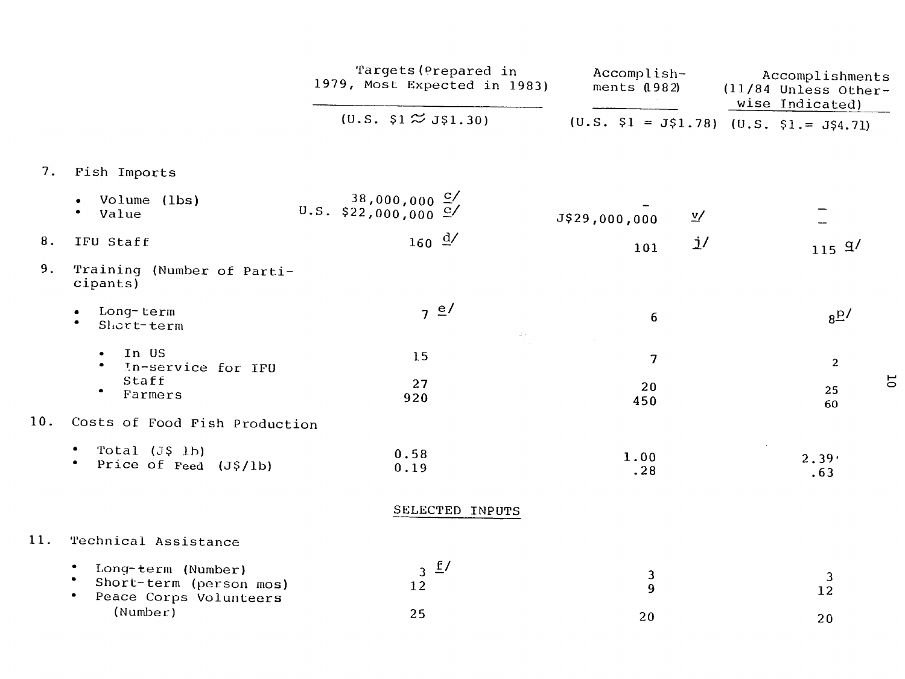| | Targets (Prepared in 1979, Most Expected in 1983) | Accomplishments (1982) | Accomplishments (11/84 Unless Otherwise Indicated) |
|---|---|---|---|
| | (U.S. $1 ≈ J$1.30) | (U.S. $1 = J$1.78) | (U.S. $1.= J$4.71) |
| 7. Fish Imports | | | |
| • Volume (lbs) | 38,000,000 c/ | - | - |
| • Value | U.S. $22,000,000 c/ | J$29,000,000 v/ | - |
| 8. IFU Staff | 160 d/ | 101 j/ | 115 q/ |
| 9. Training (Number of Participants) | | | |
| • Long-term | 7 e/ | 6 | 8 p/ |
| • Short-term | | | |
| • In US | 15 | 7 | 2 |
| • In-service for IFU Staff | 27 | 20 | 25 |
| • Farmers | 920 | 450 | 60 |
| 10. Costs of Food Fish Production | | | |
| • Total (J$ lb) | 0.58 | 1.00 | 2.39 |
| • Price of Feed (J$/lb) | 0.19 | .28 | .63 |
| **SELECTED INPUTS** | | | |
| 11. Technical Assistance | | | |
| • Long-term (Number) | 3 f/ | 3 | 3 |
| • Short-term (person mos) | 12 | 9 | 12 |
| • Peace Corps Volunteers (Number) | 25 | 20 | 20 |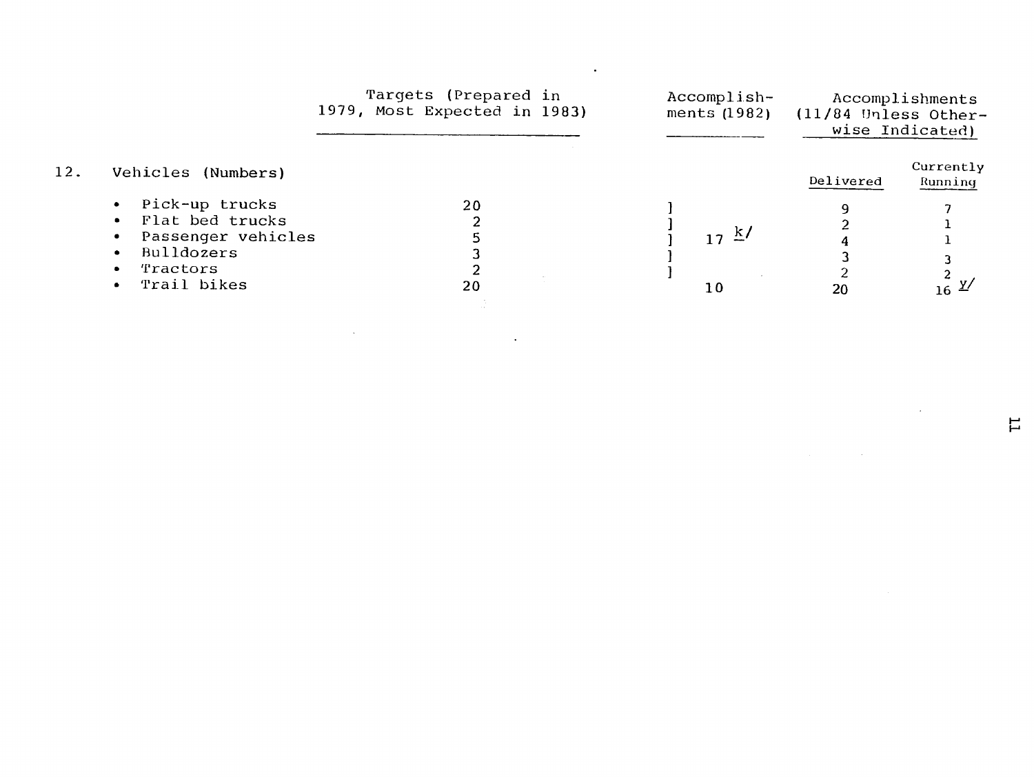| | Targets (Prepared in 1979, Most Expected in 1983) | Accomplishments (1982) | Accomplishments (11/84 Unless Otherwise Indicated) | |
|---|---|---|---|---|
| | | | Delivered | Currently Running |
| 12. Vehicles (Numbers) | | | | |
| • Pick-up trucks | 20 | ] | 9 | 7 |
| • Flat bed trucks | 2 | ] | 2 | 1 |
| • Passenger vehicles | 5 | ] 17 k/ | 4 | 1 |
| • Bulldozers | 3 | ] | 3 | 3 |
| • Tractors | 2 | ] | 2 | 2 |
| • Trail bikes | 20 | 10 | 20 | 16 y/ |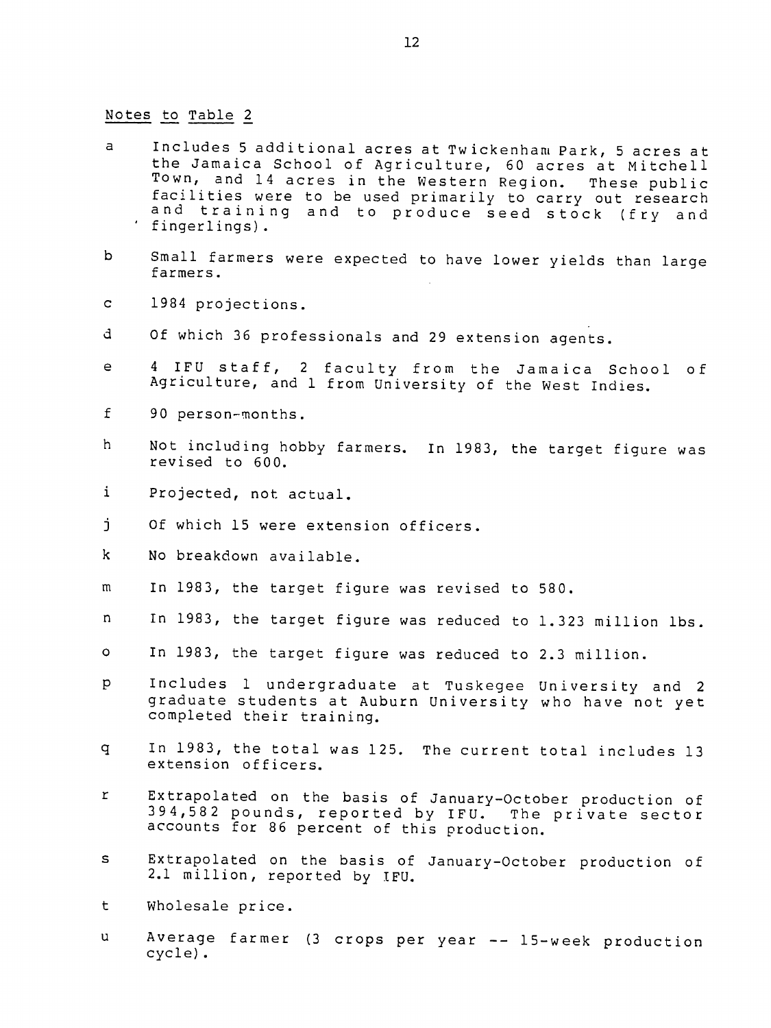Notes to Table 2

a Includes 5 additional acres at Twickenham Park, 5 acres at the Jamaica School of Agriculture, 60 acres at Mitchell Town, and 14 acres in the Western Region. These public facilities were to be used primarily to carry out research and training and to produce seed stock (fry and fingerlings).

b Small farmers were expected to have lower yields than large farmers.

c 1984 projections.

d Of which 36 professionals and 29 extension agents.

e 4 IFU staff, 2 faculty from the Jamaica School of Agriculture, and 1 from University of the West Indies.

f 90 person-months.

h Not including hobby farmers. In 1983, the target figure was revised to 600.

i Projected, not actual.

j Of which 15 were extension officers.

k No breakdown available.

m In 1983, the target figure was revised to 580.

n In 1983, the target figure was reduced to 1.323 million lbs.

o In 1983, the target figure was reduced to 2.3 million.

p Includes 1 undergraduate at Tuskegee University and 2 graduate students at Auburn University who have not yet completed their training.

q In 1983, the total was 125. The current total includes 13 extension officers.

r Extrapolated on the basis of January-October production of 394,582 pounds, reported by IFU. The private sector accounts for 86 percent of this production.

s Extrapolated on the basis of January-October production of 2.1 million, reported by IFU.

t Wholesale price.

u Average farmer (3 crops per year -- 15-week production cycle).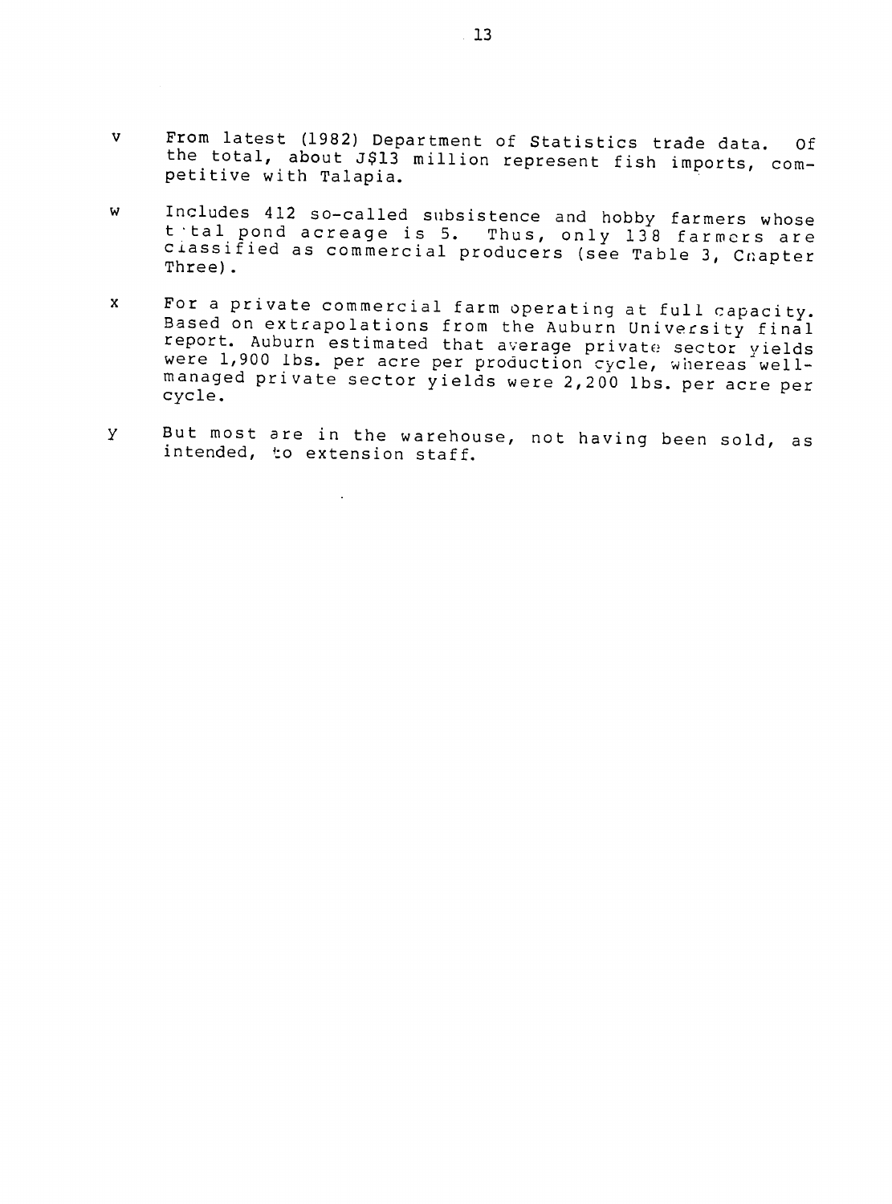v From latest (1982) Department of Statistics trade data. Of the total, about J$13 million represent fish imports, competitive with Talapia.

w Includes 412 so-called subsistence and hobby farmers whose total pond acreage is 5. Thus, only 138 farmers are classified as commercial producers (see Table 3, Chapter Three).

x For a private commercial farm operating at full capacity. Based on extrapolations from the Auburn University final report. Auburn estimated that average private sector yields were 1,900 lbs. per acre per production cycle, whereas well-managed private sector yields were 2,200 lbs. per acre per cycle.

y But most are in the warehouse, not having been sold, as intended, to extension staff.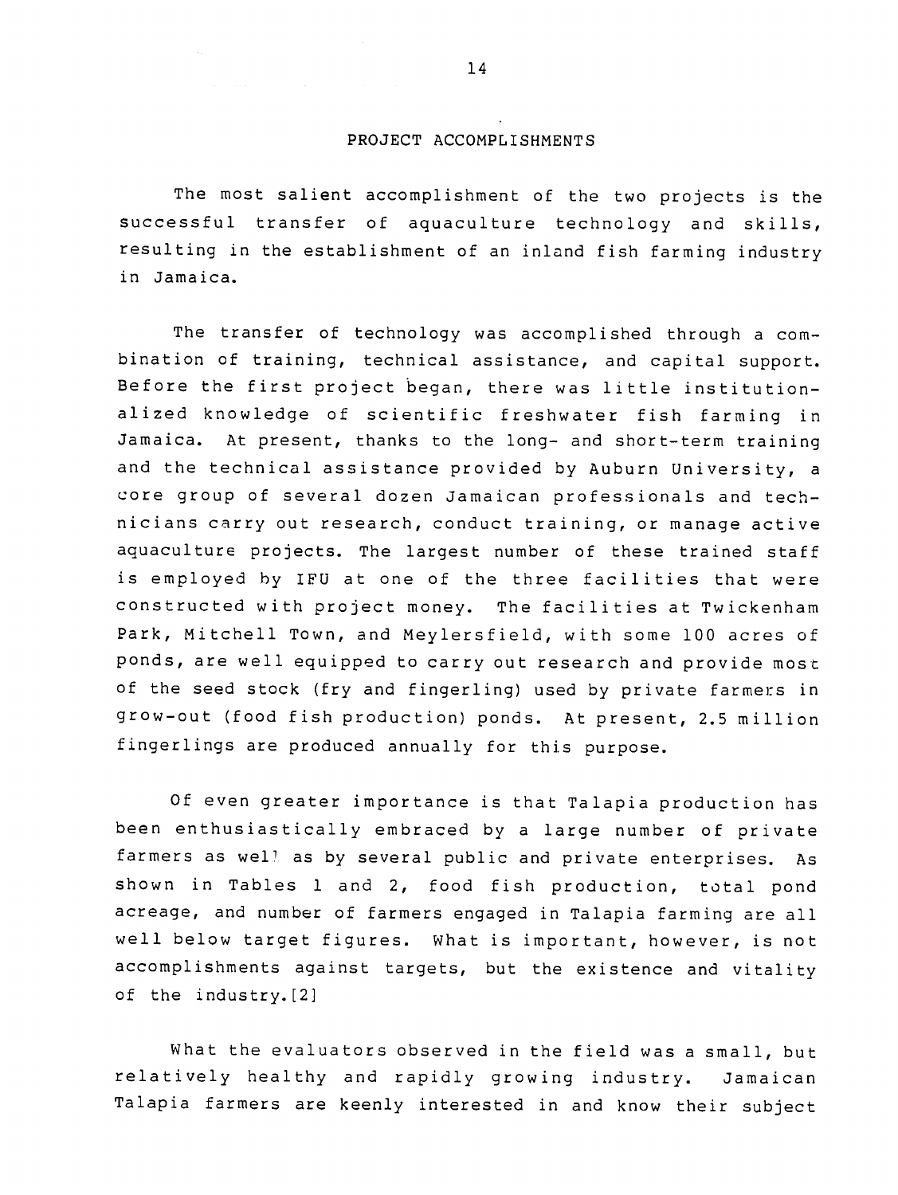## PROJECT ACCOMPLISHMENTS

The most salient accomplishment of the two projects is the successful transfer of aquaculture technology and skills, resulting in the establishment of an inland fish farming industry in Jamaica.

The transfer of technology was accomplished through a combination of training, technical assistance, and capital support. Before the first project began, there was little institutionalized knowledge of scientific freshwater fish farming in Jamaica. At present, thanks to the long- and short-term training and the technical assistance provided by Auburn University, a core group of several dozen Jamaican professionals and technicians carry out research, conduct training, or manage active aquaculture projects. The largest number of these trained staff is employed by IFU at one of the three facilities that were constructed with project money. The facilities at Twickenham Park, Mitchell Town, and Meylersfield, with some 100 acres of ponds, are well equipped to carry out research and provide most of the seed stock (fry and fingerling) used by private farmers in grow-out (food fish production) ponds. At present, 2.5 million fingerlings are produced annually for this purpose.

Of even greater importance is that Talapia production has been enthusiastically embraced by a large number of private farmers as well as by several public and private enterprises. As shown in Tables 1 and 2, food fish production, total pond acreage, and number of farmers engaged in Talapia farming are all well below target figures. What is important, however, is not accomplishments against targets, but the existence and vitality of the industry.[2]

What the evaluators observed in the field was a small, but relatively healthy and rapidly growing industry. Jamaican Talapia farmers are keenly interested in and know their subject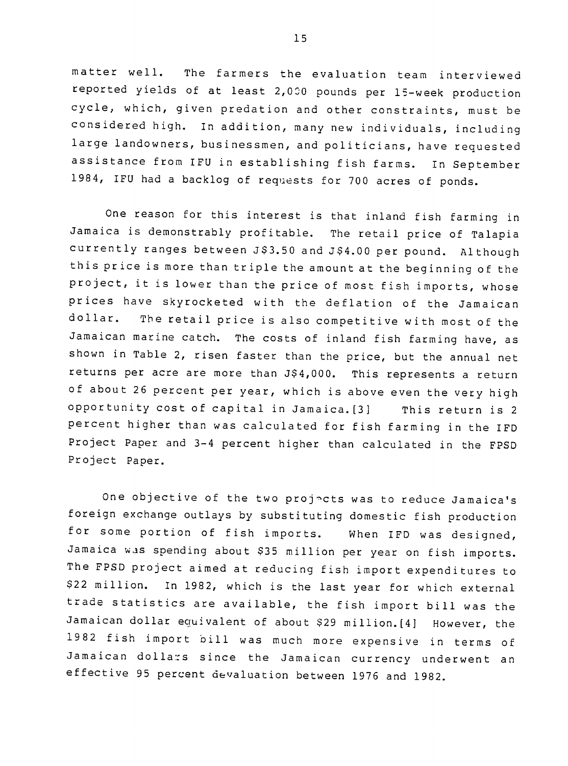matter well. The farmers the evaluation team interviewed reported yields of at least 2,000 pounds per 15-week production cycle, which, given predation and other constraints, must be considered high. In addition, many new individuals, including large landowners, businessmen, and politicians, have requested assistance from IFU in establishing fish farms. In September 1984, IFU had a backlog of requests for 700 acres of ponds.

One reason for this interest is that inland fish farming in Jamaica is demonstrably profitable. The retail price of Talapia currently ranges between J$3.50 and J$4.00 per pound. Although this price is more than triple the amount at the beginning of the project, it is lower than the price of most fish imports, whose prices have skyrocketed with the deflation of the Jamaican dollar. The retail price is also competitive with most of the Jamaican marine catch. The costs of inland fish farming have, as shown in Table 2, risen faster than the price, but the annual net returns per acre are more than J$4,000. This represents a return of about 26 percent per year, which is above even the very high opportunity cost of capital in Jamaica.[3] This return is 2 percent higher than was calculated for fish farming in the IFD Project Paper and 3-4 percent higher than calculated in the FPSD Project Paper.

One objective of the two projects was to reduce Jamaica's foreign exchange outlays by substituting domestic fish production for some portion of fish imports. When IFD was designed, Jamaica was spending about $35 million per year on fish imports. The FPSD project aimed at reducing fish import expenditures to $22 million. In 1982, which is the last year for which external trade statistics are available, the fish import bill was the Jamaican dollar equivalent of about $29 million.[4] However, the 1982 fish import bill was much more expensive in terms of Jamaican dollars since the Jamaican currency underwent an effective 95 percent devaluation between 1976 and 1982.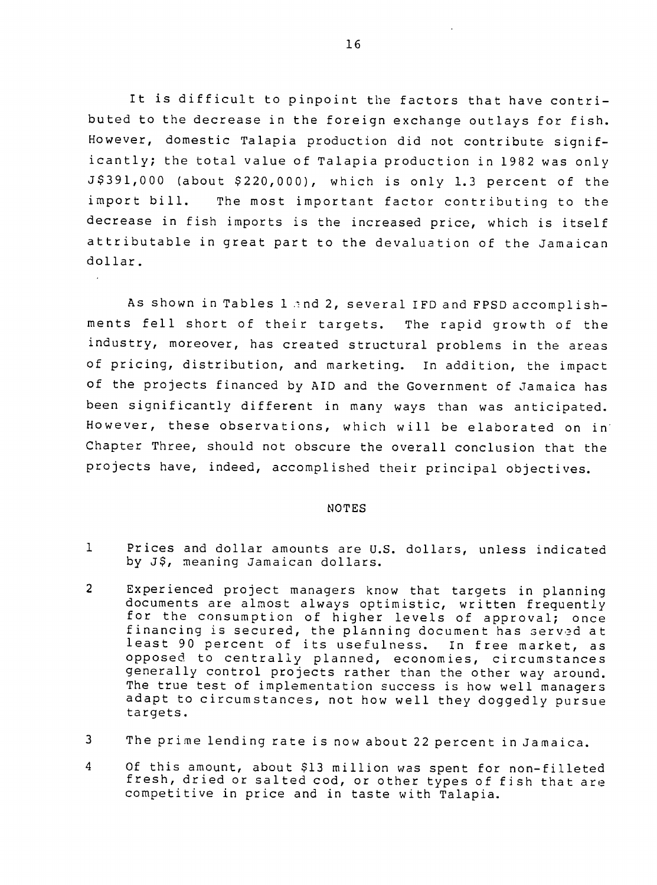It is difficult to pinpoint the factors that have contributed to the decrease in the foreign exchange outlays for fish. However, domestic Talapia production did not contribute significantly; the total value of Talapia production in 1982 was only J$391,000 (about $220,000), which is only 1.3 percent of the import bill. The most important factor contributing to the decrease in fish imports is the increased price, which is itself attributable in great part to the devaluation of the Jamaican dollar.

As shown in Tables 1 and 2, several IFD and FPSD accomplishments fell short of their targets. The rapid growth of the industry, moreover, has created structural problems in the areas of pricing, distribution, and marketing. In addition, the impact of the projects financed by AID and the Government of Jamaica has been significantly different in many ways than was anticipated. However, these observations, which will be elaborated on in Chapter Three, should not obscure the overall conclusion that the projects have, indeed, accomplished their principal objectives.

## NOTES

1. Prices and dollar amounts are U.S. dollars, unless indicated by J$, meaning Jamaican dollars.

2. Experienced project managers know that targets in planning documents are almost always optimistic, written frequently for the consumption of higher levels of approval; once financing is secured, the planning document has served at least 90 percent of its usefulness. In free market, as opposed to centrally planned, economies, circumstances generally control projects rather than the other way around. The true test of implementation success is how well managers adapt to circumstances, not how well they doggedly pursue targets.

3. The prime lending rate is now about 22 percent in Jamaica.

4. Of this amount, about $13 million was spent for non-filleted fresh, dried or salted cod, or other types of fish that are competitive in price and in taste with Talapia.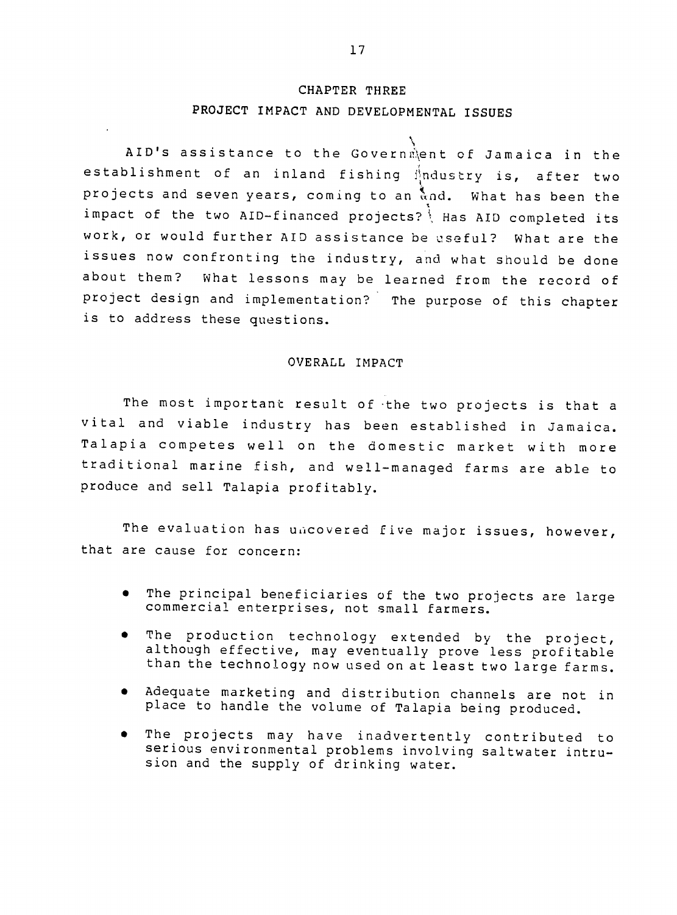# CHAPTER THREE

# PROJECT IMPACT AND DEVELOPMENTAL ISSUES

AID's assistance to the Government of Jamaica in the establishment of an inland fishing industry is, after two projects and seven years, coming to an end. What has been the impact of the two AID-financed projects? Has AID completed its work, or would further AID assistance be useful? What are the issues now confronting the industry, and what should be done about them? What lessons may be learned from the record of project design and implementation? The purpose of this chapter is to address these questions.

## OVERALL IMPACT

The most important result of the two projects is that a vital and viable industry has been established in Jamaica. Talapia competes well on the domestic market with more traditional marine fish, and well-managed farms are able to produce and sell Talapia profitably.

The evaluation has uncovered five major issues, however, that are cause for concern:

- The principal beneficiaries of the two projects are large commercial enterprises, not small farmers.
- The production technology extended by the project, although effective, may eventually prove less profitable than the technology now used on at least two large farms.
- Adequate marketing and distribution channels are not in place to handle the volume of Talapia being produced.
- The projects may have inadvertently contributed to serious environmental problems involving saltwater intrusion and the supply of drinking water.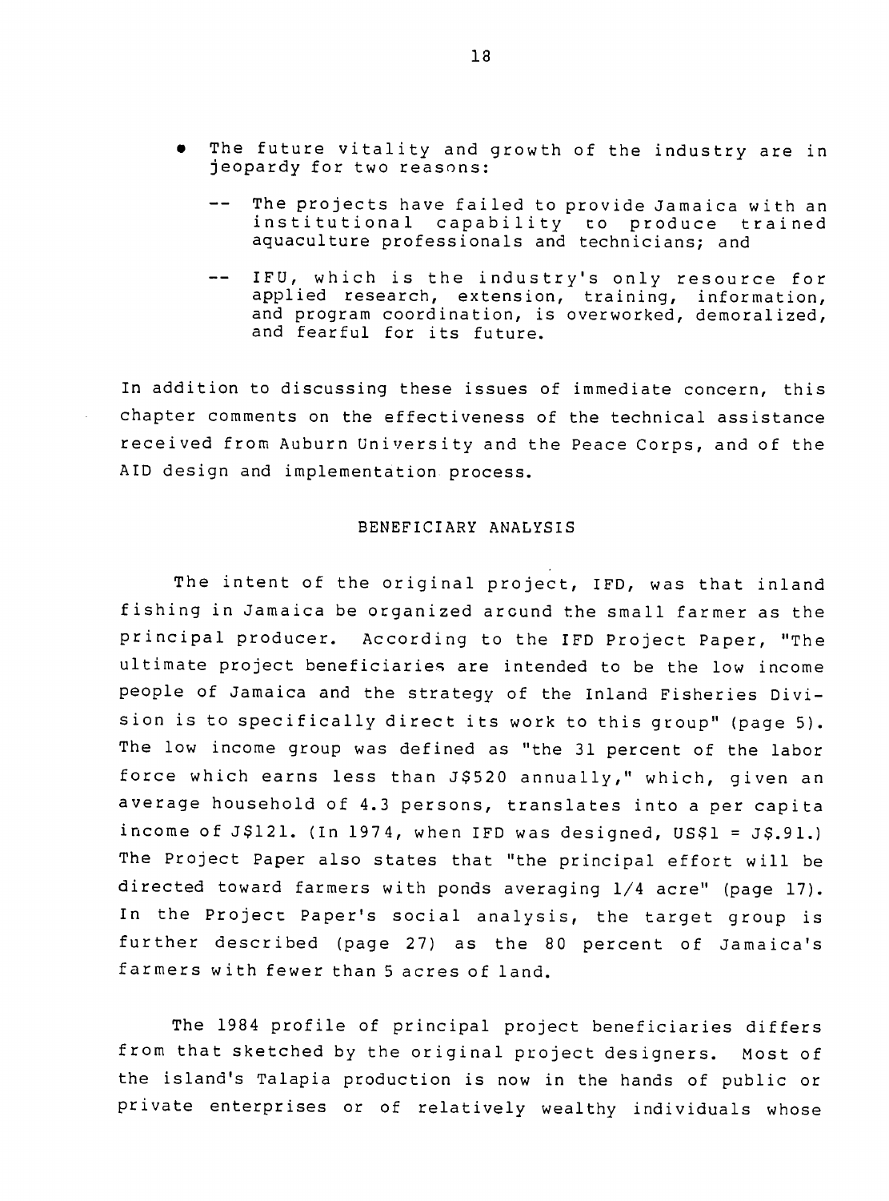- The future vitality and growth of the industry are in jeopardy for two reasons:

  -- The projects have failed to provide Jamaica with an institutional capability to produce trained aquaculture professionals and technicians; and

  -- IFU, which is the industry's only resource for applied research, extension, training, information, and program coordination, is overworked, demoralized, and fearful for its future.

In addition to discussing these issues of immediate concern, this chapter comments on the effectiveness of the technical assistance received from Auburn University and the Peace Corps, and of the AID design and implementation process.

## BENEFICIARY ANALYSIS

The intent of the original project, IFD, was that inland fishing in Jamaica be organized around the small farmer as the principal producer. According to the IFD Project Paper, "The ultimate project beneficiaries are intended to be the low income people of Jamaica and the strategy of the Inland Fisheries Division is to specifically direct its work to this group" (page 5). The low income group was defined as "the 31 percent of the labor force which earns less than J$520 annually," which, given an average household of 4.3 persons, translates into a per capita income of J$121. (In 1974, when IFD was designed, US$1 = J$.91.) The Project Paper also states that "the principal effort will be directed toward farmers with ponds averaging 1/4 acre" (page 17). In the Project Paper's social analysis, the target group is further described (page 27) as the 80 percent of Jamaica's farmers with fewer than 5 acres of land.

The 1984 profile of principal project beneficiaries differs from that sketched by the original project designers. Most of the island's Talapia production is now in the hands of public or private enterprises or of relatively wealthy individuals whose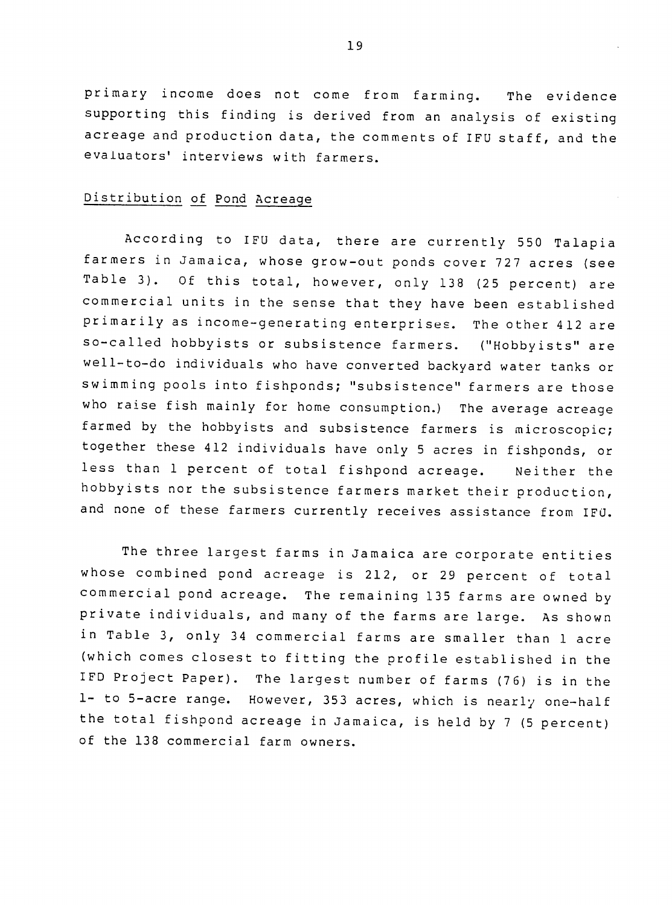primary income does not come from farming. The evidence supporting this finding is derived from an analysis of existing acreage and production data, the comments of IFU staff, and the evaluators' interviews with farmers.

## Distribution of Pond Acreage

According to IFU data, there are currently 550 Talapia farmers in Jamaica, whose grow-out ponds cover 727 acres (see Table 3). Of this total, however, only 138 (25 percent) are commercial units in the sense that they have been established primarily as income-generating enterprises. The other 412 are so-called hobbyists or subsistence farmers. ("Hobbyists" are well-to-do individuals who have converted backyard water tanks or swimming pools into fishponds; "subsistence" farmers are those who raise fish mainly for home consumption.) The average acreage farmed by the hobbyists and subsistence farmers is microscopic; together these 412 individuals have only 5 acres in fishponds, or less than 1 percent of total fishpond acreage. Neither the hobbyists nor the subsistence farmers market their production, and none of these farmers currently receives assistance from IFU.

The three largest farms in Jamaica are corporate entities whose combined pond acreage is 212, or 29 percent of total commercial pond acreage. The remaining 135 farms are owned by private individuals, and many of the farms are large. As shown in Table 3, only 34 commercial farms are smaller than 1 acre (which comes closest to fitting the profile established in the IFD Project Paper). The largest number of farms (76) is in the 1- to 5-acre range. However, 353 acres, which is nearly one-half the total fishpond acreage in Jamaica, is held by 7 (5 percent) of the 138 commercial farm owners.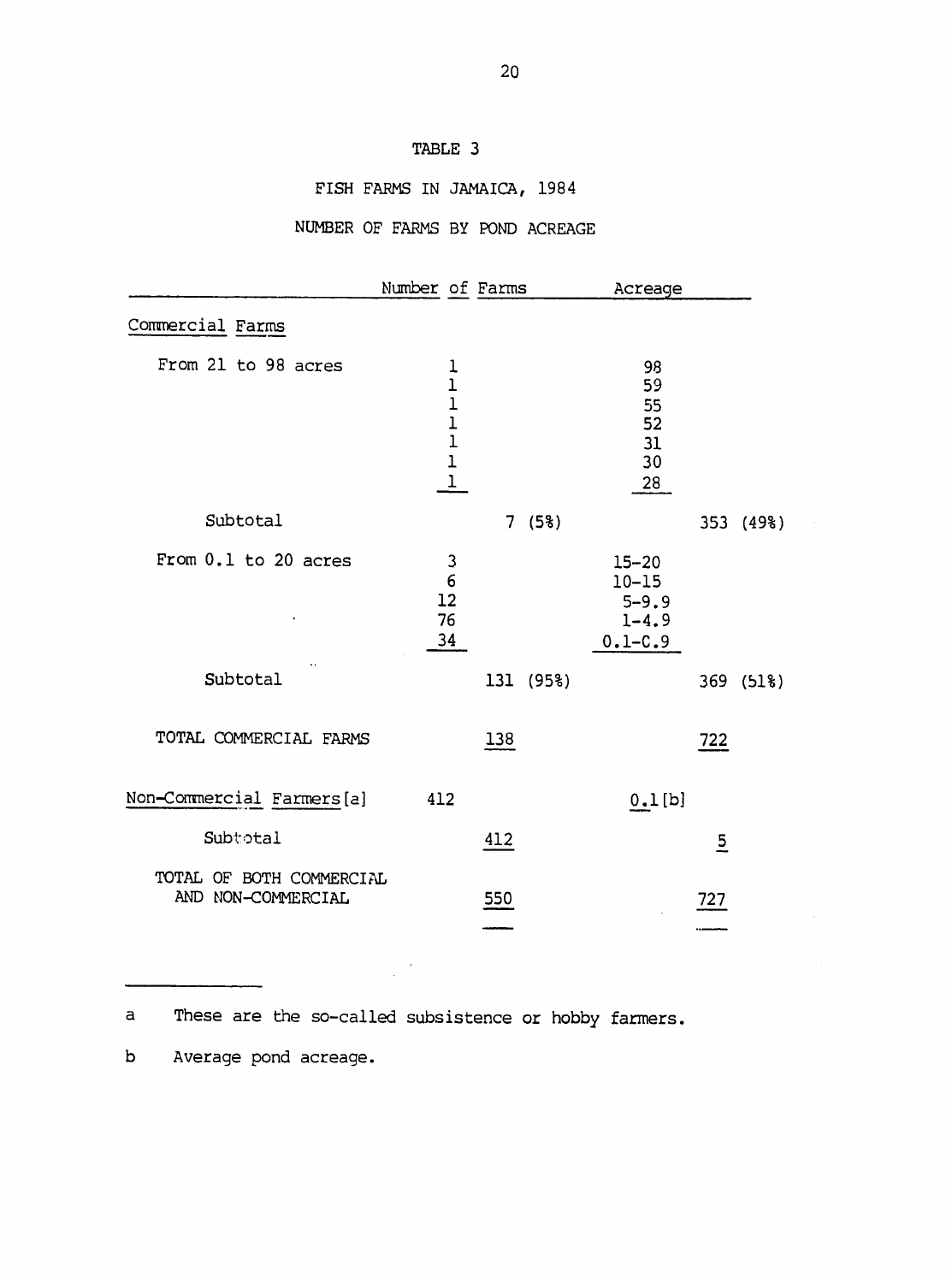TABLE 3

FISH FARMS IN JAMAICA, 1984

NUMBER OF FARMS BY POND ACREAGE

| | Number of Farms | | Acreage | |
|---|---|---|---|---|
| Commercial Farms | | | | |
| From 21 to 98 acres | 1 | | 98 | |
| | 1 | | 59 | |
| | 1 | | 55 | |
| | 1 | | 52 | |
| | 1 | | 31 | |
| | 1 | | 30 | |
| | 1 | | 28 | |
| Subtotal | | 7 (5%) | | 353 (49%) |
| From 0.1 to 20 acres | 3 | | 15–20 | |
| | 6 | | 10–15 | |
| | 12 | | 5–9.9 | |
| | 76 | | 1–4.9 | |
| | 34 | | 0.1–0.9 | |
| Subtotal | | 131 (95%) | | 369 (51%) |
| TOTAL COMMERCIAL FARMS | | 138 | | 722 |
| Non-Commercial Farmers[a] | 412 | | 0.1[b] | |
| Subtotal | | 412 | | 5 |
| TOTAL OF BOTH COMMERCIAL AND NON-COMMERCIAL | | 550 | | 727 |

a These are the so-called subsistence or hobby farmers.

b Average pond acreage.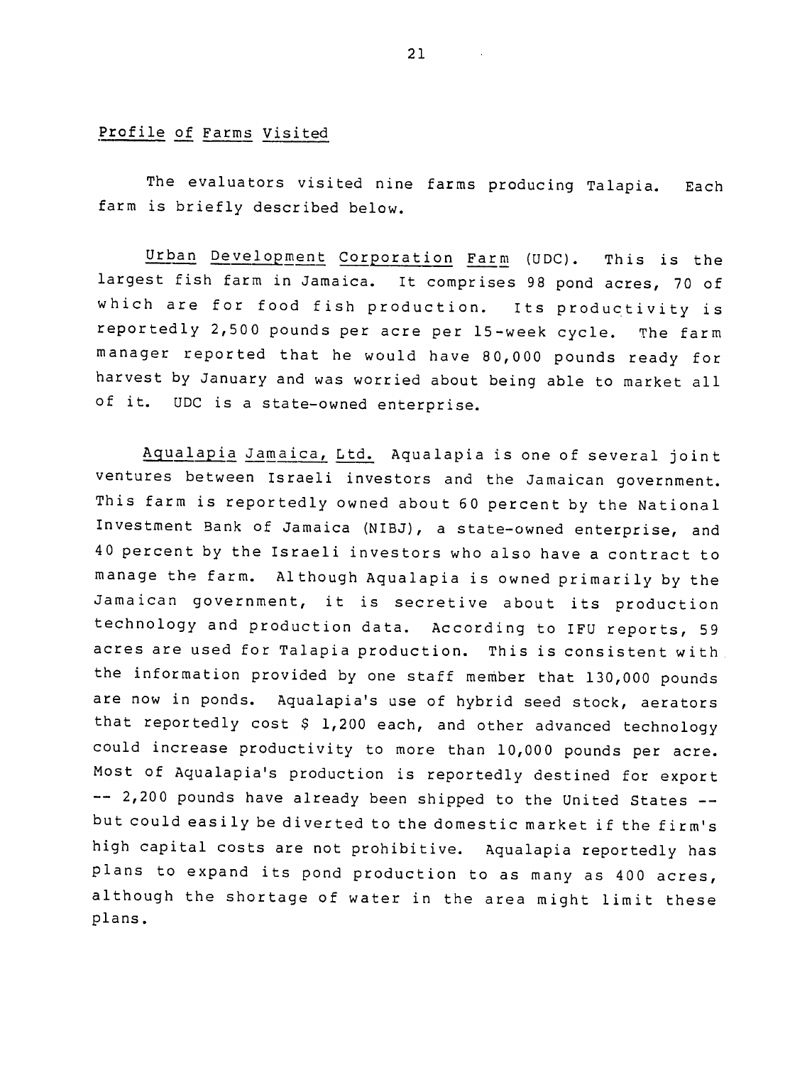## Profile of Farms Visited

The evaluators visited nine farms producing Talapia. Each farm is briefly described below.

Urban Development Corporation Farm (UDC). This is the largest fish farm in Jamaica. It comprises 98 pond acres, 70 of which are for food fish production. Its productivity is reportedly 2,500 pounds per acre per 15-week cycle. The farm manager reported that he would have 80,000 pounds ready for harvest by January and was worried about being able to market all of it. UDC is a state-owned enterprise.

Aqualapia Jamaica, Ltd. Aqualapia is one of several joint ventures between Israeli investors and the Jamaican government. This farm is reportedly owned about 60 percent by the National Investment Bank of Jamaica (NIBJ), a state-owned enterprise, and 40 percent by the Israeli investors who also have a contract to manage the farm. Although Aqualapia is owned primarily by the Jamaican government, it is secretive about its production technology and production data. According to IFU reports, 59 acres are used for Talapia production. This is consistent with the information provided by one staff member that 130,000 pounds are now in ponds. Aqualapia's use of hybrid seed stock, aerators that reportedly cost $ 1,200 each, and other advanced technology could increase productivity to more than 10,000 pounds per acre. Most of Aqualapia's production is reportedly destined for export -- 2,200 pounds have already been shipped to the United States -- but could easily be diverted to the domestic market if the firm's high capital costs are not prohibitive. Aqualapia reportedly has plans to expand its pond production to as many as 400 acres, although the shortage of water in the area might limit these plans.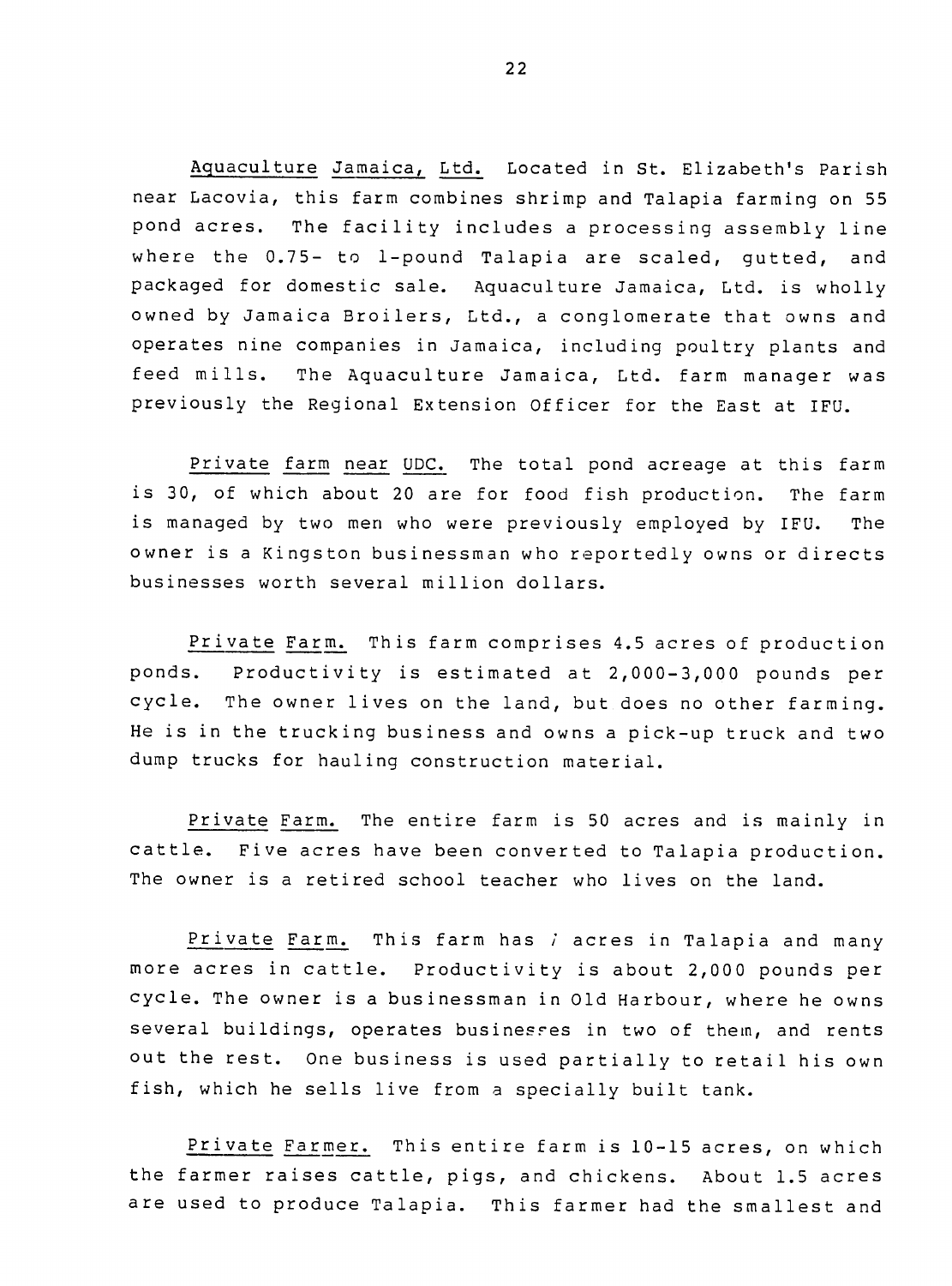Aquaculture Jamaica, Ltd. Located in St. Elizabeth's Parish near Lacovia, this farm combines shrimp and Talapia farming on 55 pond acres. The facility includes a processing assembly line where the 0.75- to 1-pound Talapia are scaled, gutted, and packaged for domestic sale. Aquaculture Jamaica, Ltd. is wholly owned by Jamaica Broilers, Ltd., a conglomerate that owns and operates nine companies in Jamaica, including poultry plants and feed mills. The Aquaculture Jamaica, Ltd. farm manager was previously the Regional Extension Officer for the East at IFU.

Private farm near UDC. The total pond acreage at this farm is 30, of which about 20 are for food fish production. The farm is managed by two men who were previously employed by IFU. The owner is a Kingston businessman who reportedly owns or directs businesses worth several million dollars.

Private Farm. This farm comprises 4.5 acres of production ponds. Productivity is estimated at 2,000-3,000 pounds per cycle. The owner lives on the land, but does no other farming. He is in the trucking business and owns a pick-up truck and two dump trucks for hauling construction material.

Private Farm. The entire farm is 50 acres and is mainly in cattle. Five acres have been converted to Talapia production. The owner is a retired school teacher who lives on the land.

Private Farm. This farm has 7 acres in Talapia and many more acres in cattle. Productivity is about 2,000 pounds per cycle. The owner is a businessman in Old Harbour, where he owns several buildings, operates businesses in two of them, and rents out the rest. One business is used partially to retail his own fish, which he sells live from a specially built tank.

Private Farmer. This entire farm is 10-15 acres, on which the farmer raises cattle, pigs, and chickens. About 1.5 acres are used to produce Talapia. This farmer had the smallest and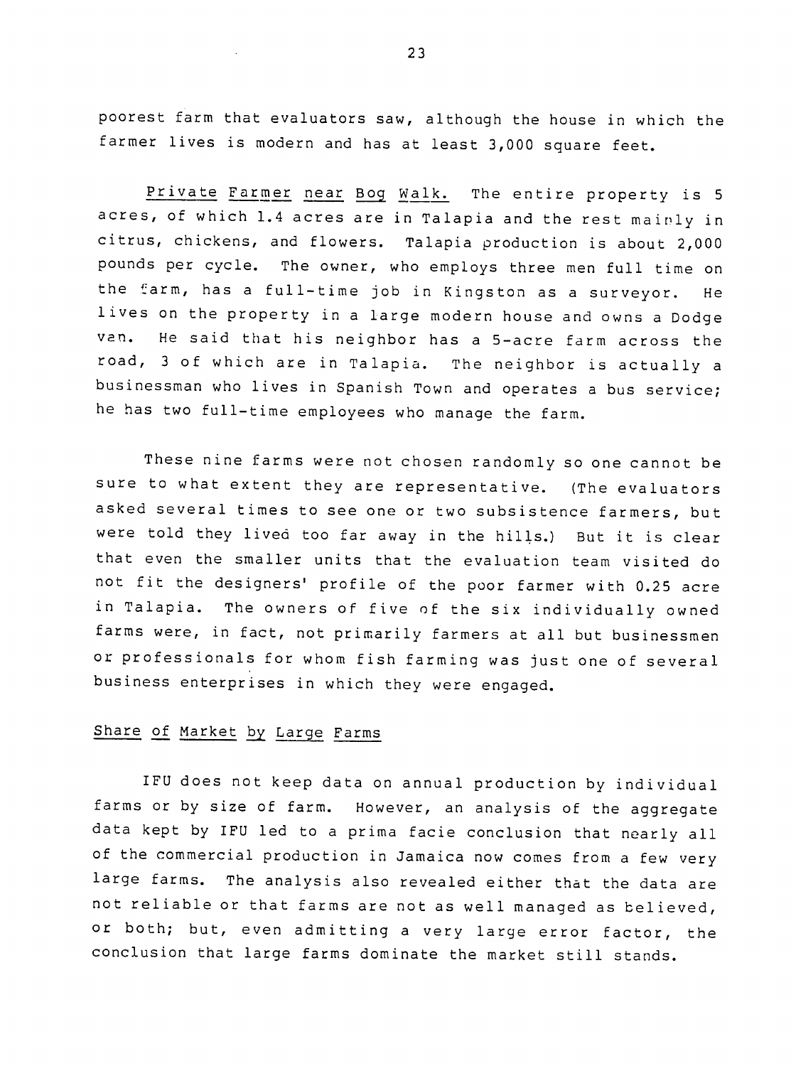poorest farm that evaluators saw, although the house in which the farmer lives is modern and has at least 3,000 square feet.

Private Farmer near Bog Walk. The entire property is 5 acres, of which 1.4 acres are in Talapia and the rest mainly in citrus, chickens, and flowers. Talapia production is about 2,000 pounds per cycle. The owner, who employs three men full time on the farm, has a full-time job in Kingston as a surveyor. He lives on the property in a large modern house and owns a Dodge van. He said that his neighbor has a 5-acre farm across the road, 3 of which are in Talapia. The neighbor is actually a businessman who lives in Spanish Town and operates a bus service; he has two full-time employees who manage the farm.

These nine farms were not chosen randomly so one cannot be sure to what extent they are representative. (The evaluators asked several times to see one or two subsistence farmers, but were told they lived too far away in the hills.) But it is clear that even the smaller units that the evaluation team visited do not fit the designers' profile of the poor farmer with 0.25 acre in Talapia. The owners of five of the six individually owned farms were, in fact, not primarily farmers at all but businessmen or professionals for whom fish farming was just one of several business enterprises in which they were engaged.

## Share of Market by Large Farms

IFU does not keep data on annual production by individual farms or by size of farm. However, an analysis of the aggregate data kept by IFU led to a prima facie conclusion that nearly all of the commercial production in Jamaica now comes from a few very large farms. The analysis also revealed either that the data are not reliable or that farms are not as well managed as believed, or both; but, even admitting a very large error factor, the conclusion that large farms dominate the market still stands.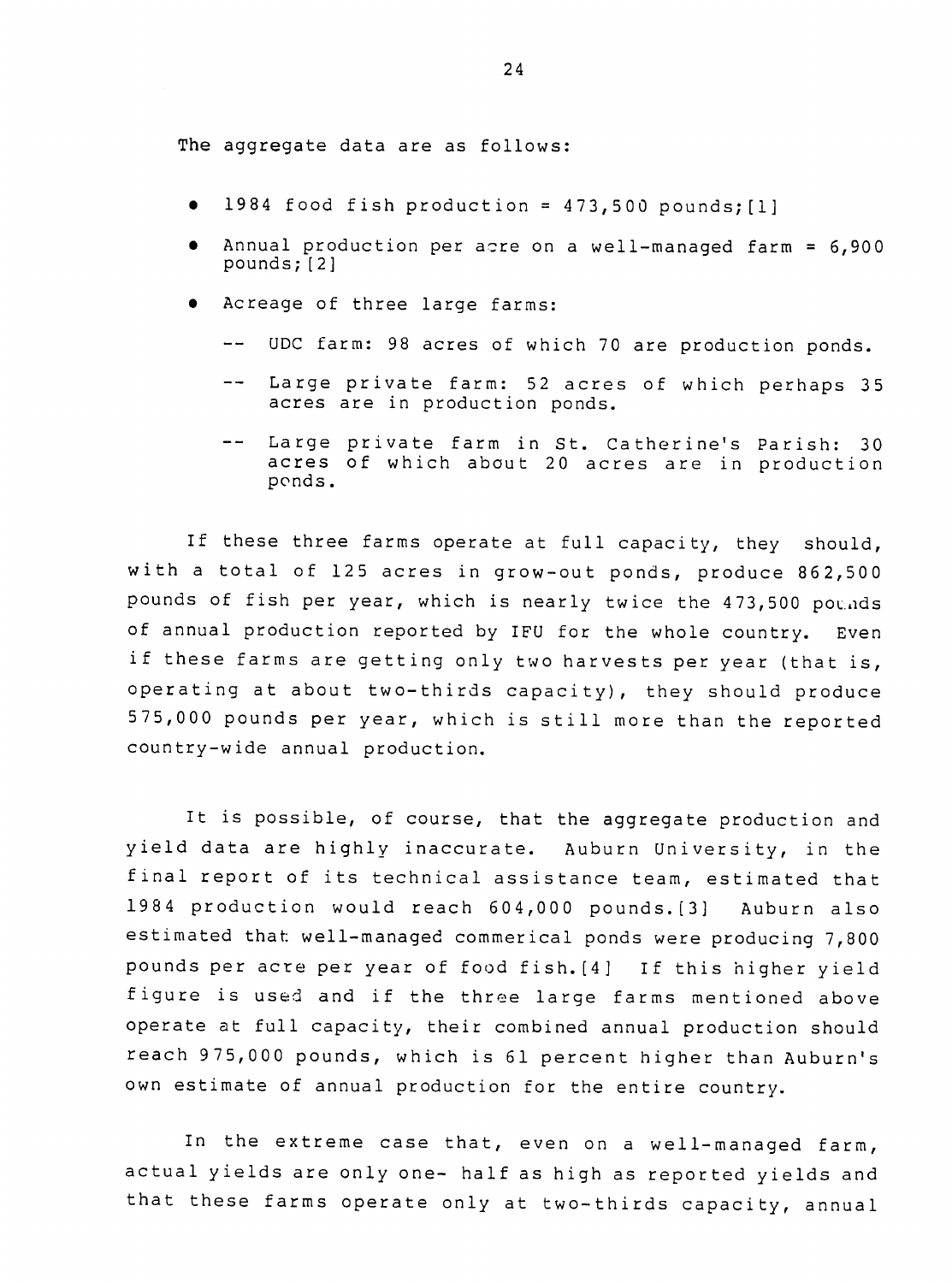The aggregate data are as follows:

- 1984 food fish production = 473,500 pounds;[1]
- Annual production per acre on a well-managed farm = 6,900 pounds;[2]
- Acreage of three large farms:
  - -- UDC farm: 98 acres of which 70 are production ponds.
  - -- Large private farm: 52 acres of which perhaps 35 acres are in production ponds.
  - -- Large private farm in St. Catherine's Parish: 30 acres of which about 20 acres are in production ponds.

If these three farms operate at full capacity, they should, with a total of 125 acres in grow-out ponds, produce 862,500 pounds of fish per year, which is nearly twice the 473,500 pounds of annual production reported by IFU for the whole country. Even if these farms are getting only two harvests per year (that is, operating at about two-thirds capacity), they should produce 575,000 pounds per year, which is still more than the reported country-wide annual production.

It is possible, of course, that the aggregate production and yield data are highly inaccurate. Auburn University, in the final report of its technical assistance team, estimated that 1984 production would reach 604,000 pounds.[3] Auburn also estimated that well-managed commerical ponds were producing 7,800 pounds per acre per year of food fish.[4] If this higher yield figure is used and if the three large farms mentioned above operate at full capacity, their combined annual production should reach 975,000 pounds, which is 61 percent higher than Auburn's own estimate of annual production for the entire country.

In the extreme case that, even on a well-managed farm, actual yields are only one- half as high as reported yields and that these farms operate only at two-thirds capacity, annual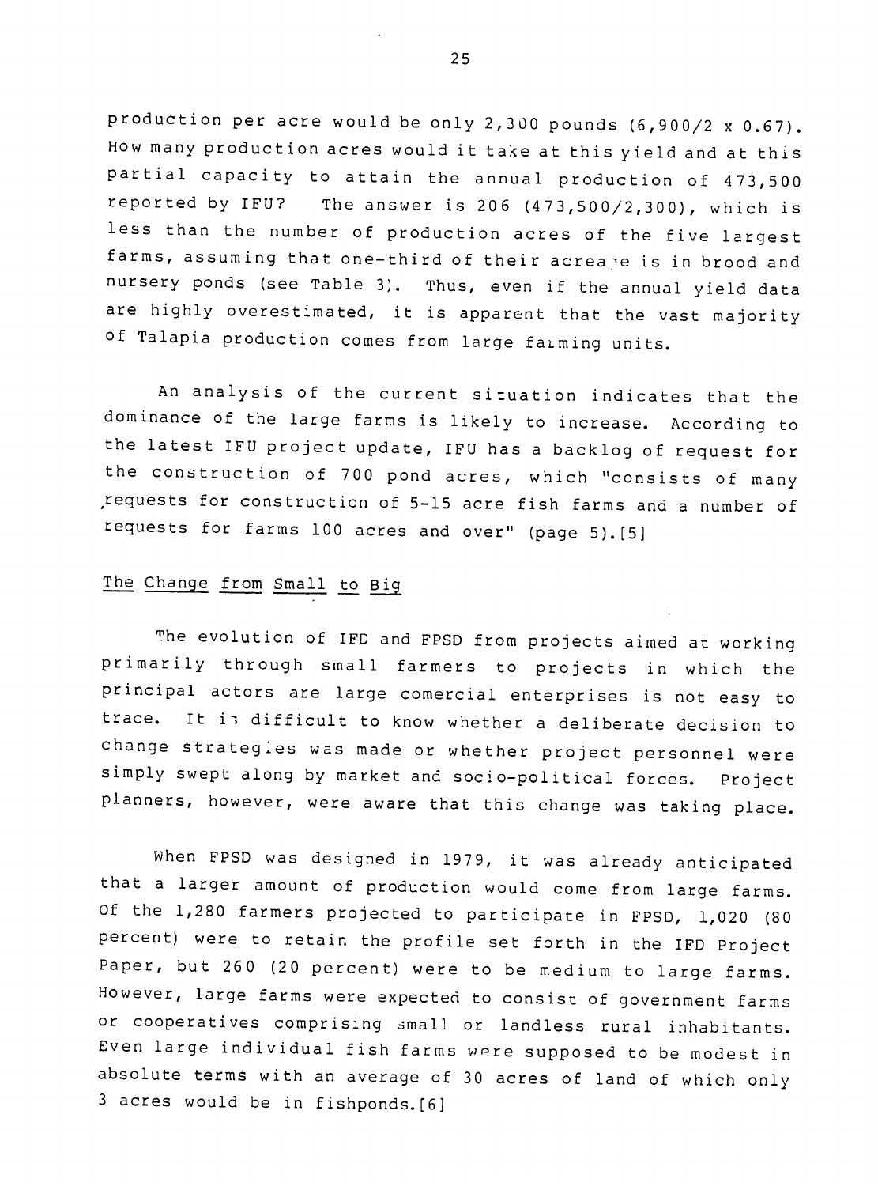production per acre would be only 2,300 pounds (6,900/2 x 0.67). How many production acres would it take at this yield and at this partial capacity to attain the annual production of 473,500 reported by IFU? The answer is 206 (473,500/2,300), which is less than the number of production acres of the five largest farms, assuming that one-third of their acreage is in brood and nursery ponds (see Table 3). Thus, even if the annual yield data are highly overestimated, it is apparent that the vast majority of Talapia production comes from large farming units.

An analysis of the current situation indicates that the dominance of the large farms is likely to increase. According to the latest IFU project update, IFU has a backlog of request for the construction of 700 pond acres, which "consists of many requests for construction of 5-15 acre fish farms and a number of requests for farms 100 acres and over" (page 5).[5]

## The Change from Small to Big

The evolution of IFD and FPSD from projects aimed at working primarily through small farmers to projects in which the principal actors are large comercial enterprises is not easy to trace. It is difficult to know whether a deliberate decision to change strategies was made or whether project personnel were simply swept along by market and socio-political forces. Project planners, however, were aware that this change was taking place.

When FPSD was designed in 1979, it was already anticipated that a larger amount of production would come from large farms. Of the 1,280 farmers projected to participate in FPSD, 1,020 (80 percent) were to retain the profile set forth in the IFD Project Paper, but 260 (20 percent) were to be medium to large farms. However, large farms were expected to consist of government farms or cooperatives comprising small or landless rural inhabitants. Even large individual fish farms were supposed to be modest in absolute terms with an average of 30 acres of land of which only 3 acres would be in fishponds.[6]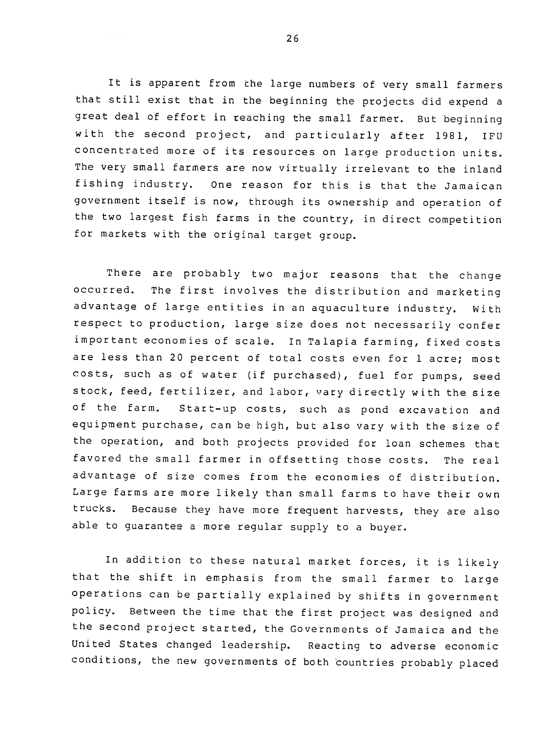It is apparent from the large numbers of very small farmers that still exist that in the beginning the projects did expend a great deal of effort in reaching the small farmer. But beginning with the second project, and particularly after 1981, IFU concentrated more of its resources on large production units. The very small farmers are now virtually irrelevant to the inland fishing industry. One reason for this is that the Jamaican government itself is now, through its ownership and operation of the two largest fish farms in the country, in direct competition for markets with the original target group.

There are probably two major reasons that the change occurred. The first involves the distribution and marketing advantage of large entities in an aquaculture industry. With respect to production, large size does not necessarily confer important economies of scale. In Talapia farming, fixed costs are less than 20 percent of total costs even for 1 acre; most costs, such as of water (if purchased), fuel for pumps, seed stock, feed, fertilizer, and labor, vary directly with the size of the farm. Start-up costs, such as pond excavation and equipment purchase, can be high, but also vary with the size of the operation, and both projects provided for loan schemes that favored the small farmer in offsetting those costs. The real advantage of size comes from the economies of distribution. Large farms are more likely than small farms to have their own trucks. Because they have more frequent harvests, they are also able to guarantee a more regular supply to a buyer.

In addition to these natural market forces, it is likely that the shift in emphasis from the small farmer to large operations can be partially explained by shifts in government policy. Between the time that the first project was designed and the second project started, the Governments of Jamaica and the United States changed leadership. Reacting to adverse economic conditions, the new governments of both countries probably placed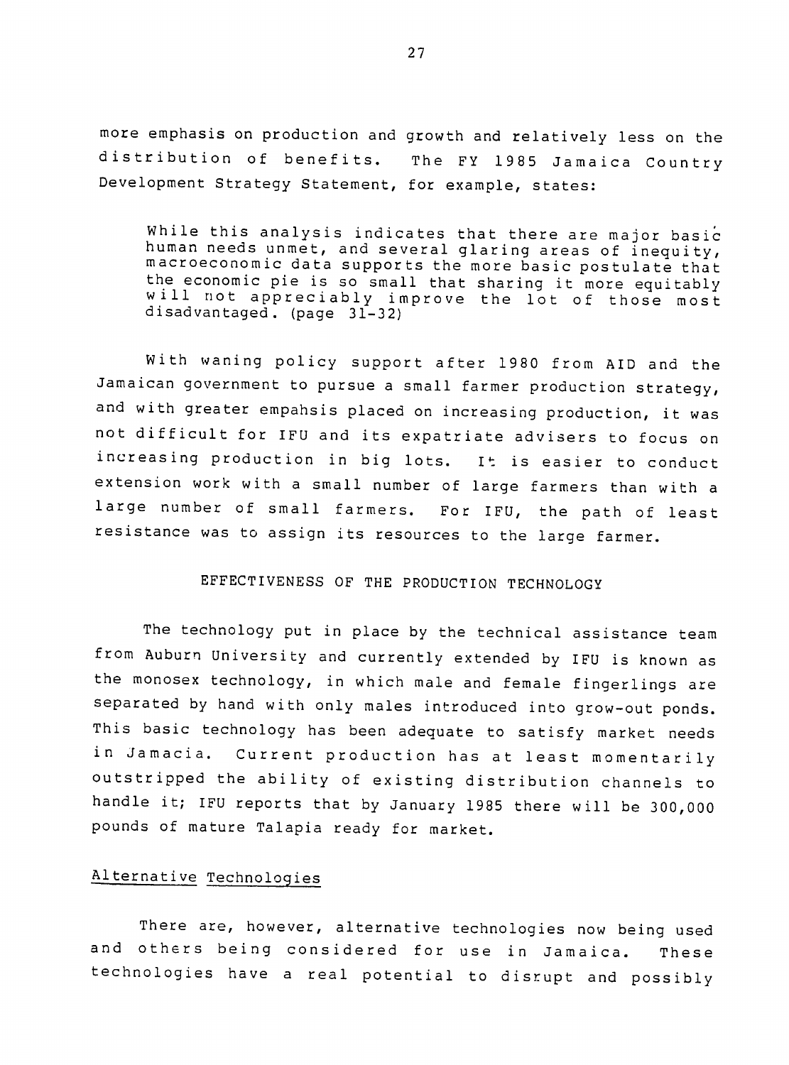more emphasis on production and growth and relatively less on the distribution of benefits. The FY 1985 Jamaica Country Development Strategy Statement, for example, states:

> While this analysis indicates that there are major basic human needs unmet, and several glaring areas of inequity, macroeconomic data supports the more basic postulate that the economic pie is so small that sharing it more equitably will not appreciably improve the lot of those most disadvantaged. (page 31-32)

With waning policy support after 1980 from AID and the Jamaican government to pursue a small farmer production strategy, and with greater empahsis placed on increasing production, it was not difficult for IFU and its expatriate advisers to focus on increasing production in big lots. It is easier to conduct extension work with a small number of large farmers than with a large number of small farmers. For IFU, the path of least resistance was to assign its resources to the large farmer.

## EFFECTIVENESS OF THE PRODUCTION TECHNOLOGY

The technology put in place by the technical assistance team from Auburn University and currently extended by IFU is known as the monosex technology, in which male and female fingerlings are separated by hand with only males introduced into grow-out ponds. This basic technology has been adequate to satisfy market needs in Jamacia. Current production has at least momentarily outstripped the ability of existing distribution channels to handle it; IFU reports that by January 1985 there will be 300,000 pounds of mature Talapia ready for market.

### Alternative Technologies

There are, however, alternative technologies now being used and others being considered for use in Jamaica. These technologies have a real potential to disrupt and possibly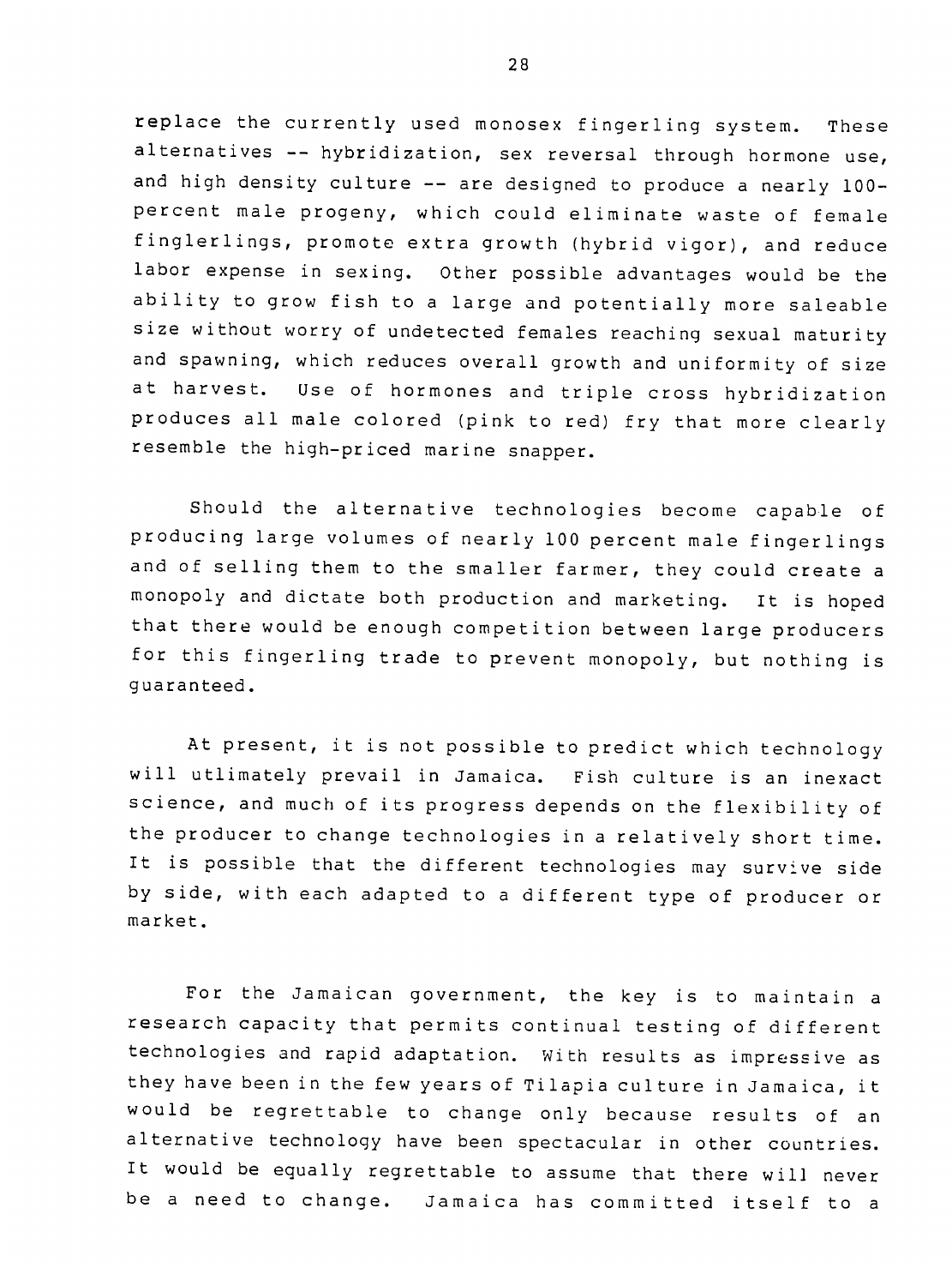replace the currently used monosex fingerling system. These alternatives -- hybridization, sex reversal through hormone use, and high density culture -- are designed to produce a nearly 100-percent male progeny, which could eliminate waste of female finglerlings, promote extra growth (hybrid vigor), and reduce labor expense in sexing. Other possible advantages would be the ability to grow fish to a large and potentially more saleable size without worry of undetected females reaching sexual maturity and spawning, which reduces overall growth and uniformity of size at harvest. Use of hormones and triple cross hybridization produces all male colored (pink to red) fry that more clearly resemble the high-priced marine snapper.

Should the alternative technologies become capable of producing large volumes of nearly 100 percent male fingerlings and of selling them to the smaller farmer, they could create a monopoly and dictate both production and marketing. It is hoped that there would be enough competition between large producers for this fingerling trade to prevent monopoly, but nothing is guaranteed.

At present, it is not possible to predict which technology will utlimately prevail in Jamaica. Fish culture is an inexact science, and much of its progress depends on the flexibility of the producer to change technologies in a relatively short time. It is possible that the different technologies may survive side by side, with each adapted to a different type of producer or market.

For the Jamaican government, the key is to maintain a research capacity that permits continual testing of different technologies and rapid adaptation. With results as impressive as they have been in the few years of Tilapia culture in Jamaica, it would be regrettable to change only because results of an alternative technology have been spectacular in other countries. It would be equally regrettable to assume that there will never be a need to change. Jamaica has committed itself to a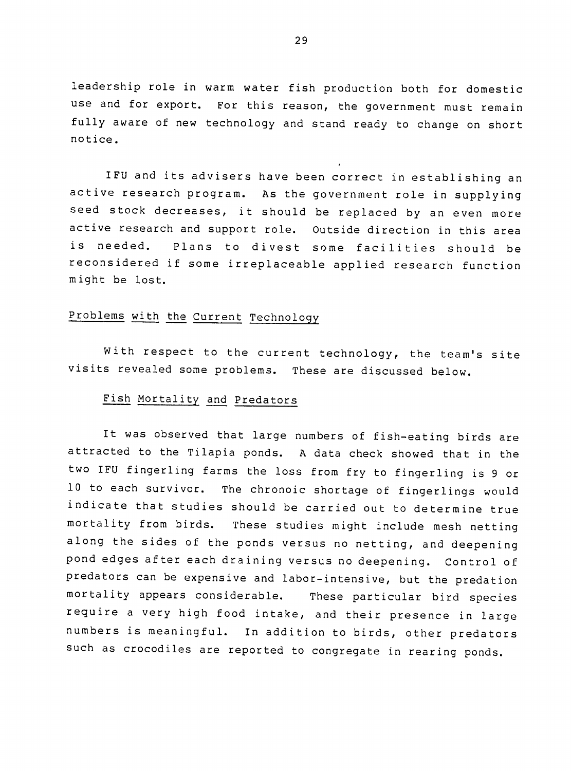leadership role in warm water fish production both for domestic use and for export. For this reason, the government must remain fully aware of new technology and stand ready to change on short notice.

IFU and its advisers have been correct in establishing an active research program. As the government role in supplying seed stock decreases, it should be replaced by an even more active research and support role. Outside direction in this area is needed. Plans to divest some facilities should be reconsidered if some irreplaceable applied research function might be lost.

## Problems with the Current Technology

With respect to the current technology, the team's site visits revealed some problems. These are discussed below.

### Fish Mortality and Predators

It was observed that large numbers of fish-eating birds are attracted to the Tilapia ponds. A data check showed that in the two IFU fingerling farms the loss from fry to fingerling is 9 or 10 to each survivor. The chronoic shortage of fingerlings would indicate that studies should be carried out to determine true mortality from birds. These studies might include mesh netting along the sides of the ponds versus no netting, and deepening pond edges after each draining versus no deepening. Control of predators can be expensive and labor-intensive, but the predation mortality appears considerable. These particular bird species require a very high food intake, and their presence in large numbers is meaningful. In addition to birds, other predators such as crocodiles are reported to congregate in rearing ponds.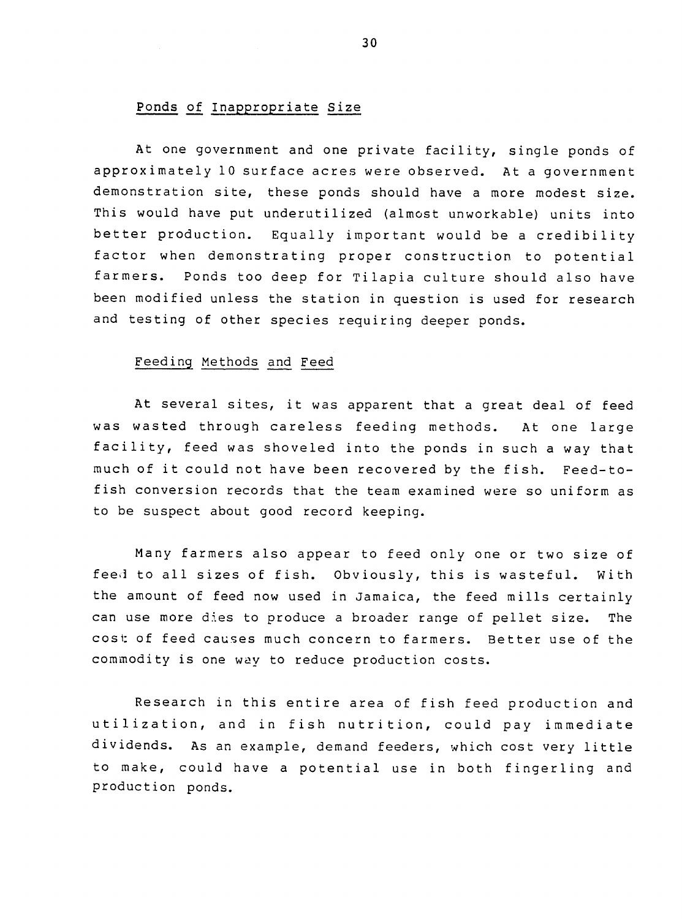## Ponds of Inappropriate Size

At one government and one private facility, single ponds of approximately 10 surface acres were observed. At a government demonstration site, these ponds should have a more modest size. This would have put underutilized (almost unworkable) units into better production. Equally important would be a credibility factor when demonstrating proper construction to potential farmers. Ponds too deep for Tilapia culture should also have been modified unless the station in question is used for research and testing of other species requiring deeper ponds.

## Feeding Methods and Feed

At several sites, it was apparent that a great deal of feed was wasted through careless feeding methods. At one large facility, feed was shoveled into the ponds in such a way that much of it could not have been recovered by the fish. Feed-to-fish conversion records that the team examined were so uniform as to be suspect about good record keeping.

Many farmers also appear to feed only one or two size of feed to all sizes of fish. Obviously, this is wasteful. With the amount of feed now used in Jamaica, the feed mills certainly can use more dies to produce a broader range of pellet size. The cost of feed causes much concern to farmers. Better use of the commodity is one way to reduce production costs.

Research in this entire area of fish feed production and utilization, and in fish nutrition, could pay immediate dividends. As an example, demand feeders, which cost very little to make, could have a potential use in both fingerling and production ponds.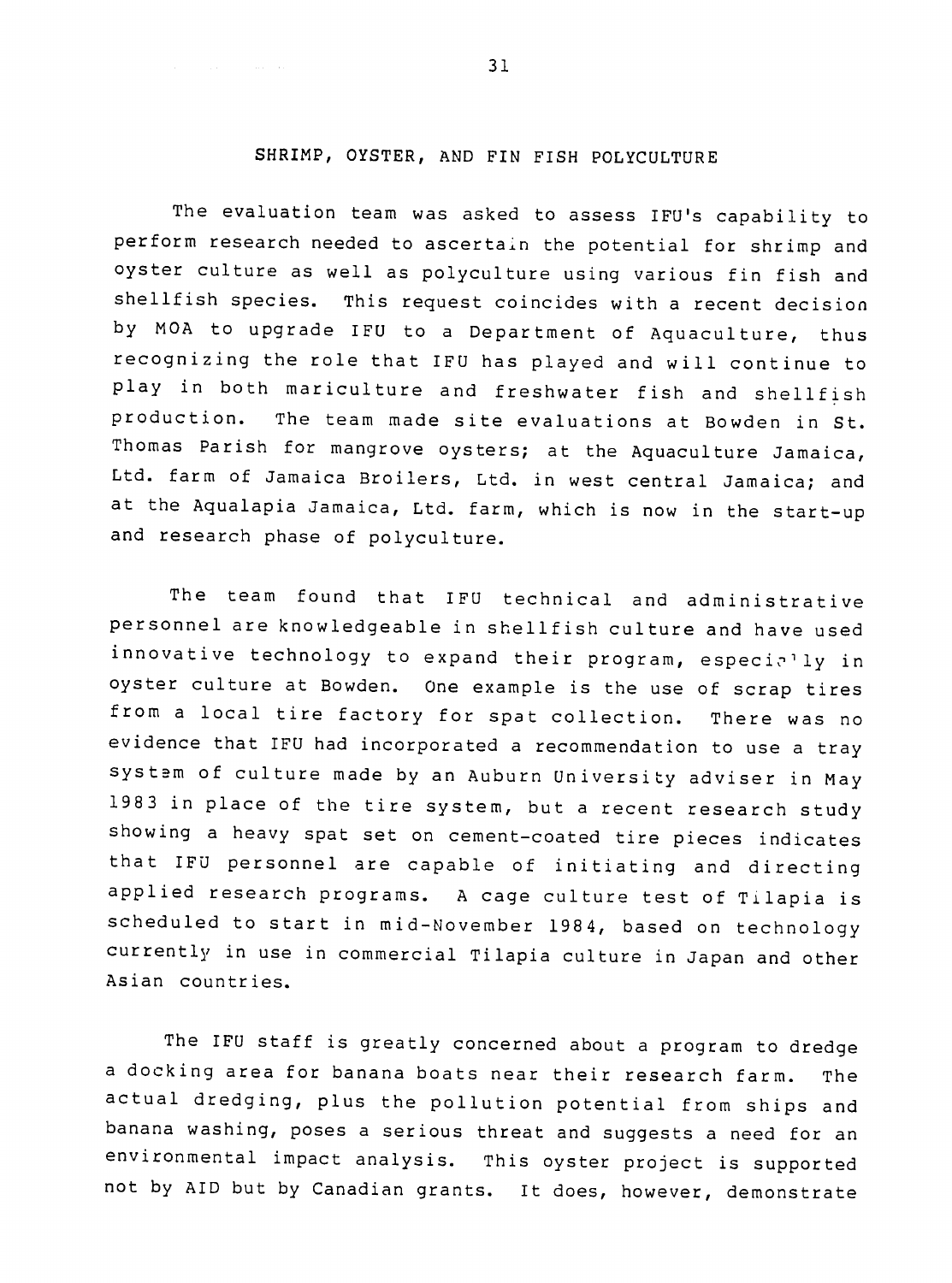## SHRIMP, OYSTER, AND FIN FISH POLYCULTURE

The evaluation team was asked to assess IFU's capability to perform research needed to ascertain the potential for shrimp and oyster culture as well as polyculture using various fin fish and shellfish species. This request coincides with a recent decision by MOA to upgrade IFU to a Department of Aquaculture, thus recognizing the role that IFU has played and will continue to play in both mariculture and freshwater fish and shellfish production. The team made site evaluations at Bowden in St. Thomas Parish for mangrove oysters; at the Aquaculture Jamaica, Ltd. farm of Jamaica Broilers, Ltd. in west central Jamaica; and at the Aqualapia Jamaica, Ltd. farm, which is now in the start-up and research phase of polyculture.

The team found that IFU technical and administrative personnel are knowledgeable in shellfish culture and have used innovative technology to expand their program, especially in oyster culture at Bowden. One example is the use of scrap tires from a local tire factory for spat collection. There was no evidence that IFU had incorporated a recommendation to use a tray system of culture made by an Auburn University adviser in May 1983 in place of the tire system, but a recent research study showing a heavy spat set on cement-coated tire pieces indicates that IFU personnel are capable of initiating and directing applied research programs. A cage culture test of Tilapia is scheduled to start in mid-November 1984, based on technology currently in use in commercial Tilapia culture in Japan and other Asian countries.

The IFU staff is greatly concerned about a program to dredge a docking area for banana boats near their research farm. The actual dredging, plus the pollution potential from ships and banana washing, poses a serious threat and suggests a need for an environmental impact analysis. This oyster project is supported not by AID but by Canadian grants. It does, however, demonstrate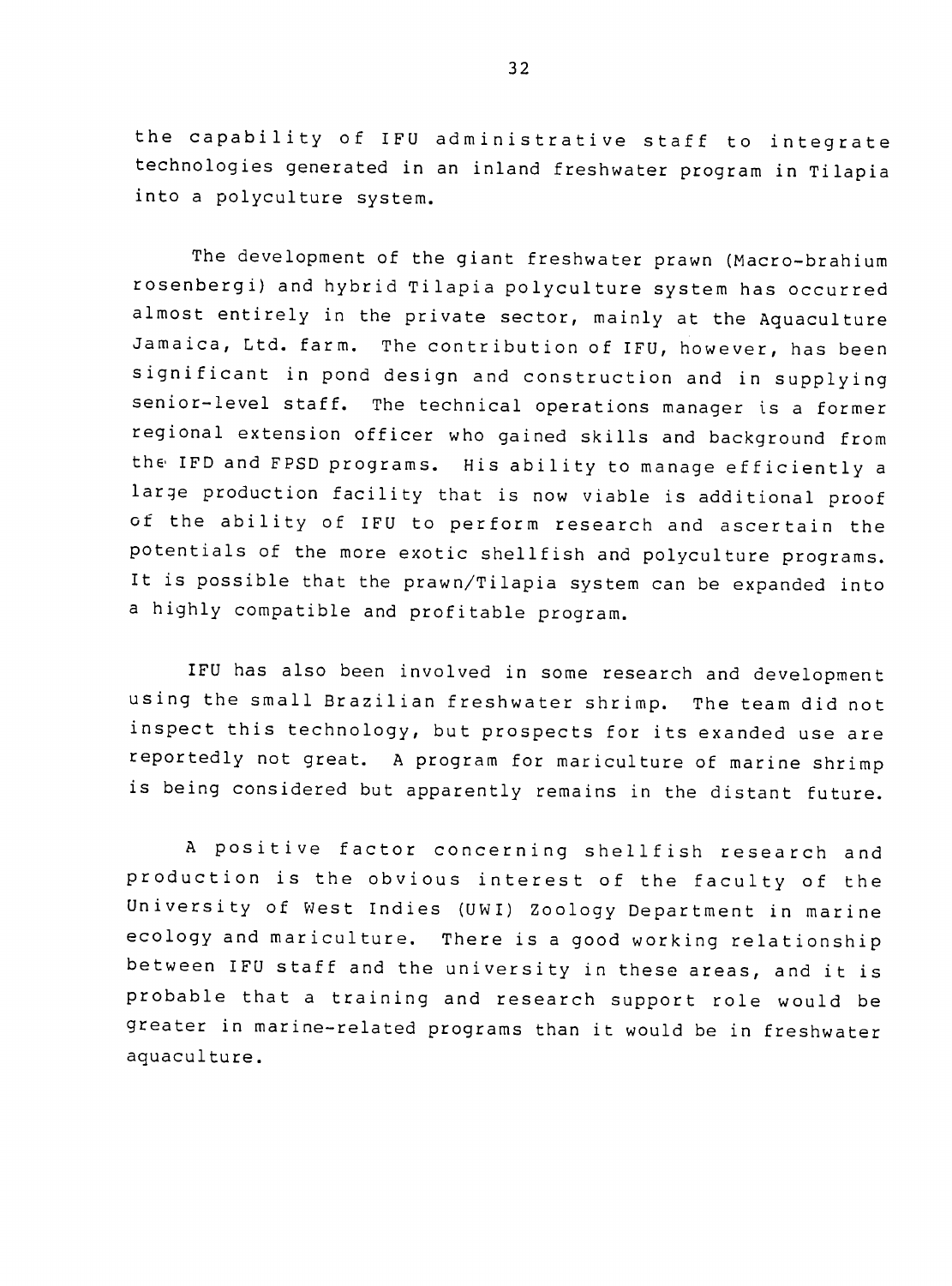the capability of IFU administrative staff to integrate technologies generated in an inland freshwater program in Tilapia into a polyculture system.

The development of the giant freshwater prawn (Macro-brahium rosenbergi) and hybrid Tilapia polyculture system has occurred almost entirely in the private sector, mainly at the Aquaculture Jamaica, Ltd. farm. The contribution of IFU, however, has been significant in pond design and construction and in supplying senior-level staff. The technical operations manager is a former regional extension officer who gained skills and background from the IFD and FPSD programs. His ability to manage efficiently a large production facility that is now viable is additional proof of the ability of IFU to perform research and ascertain the potentials of the more exotic shellfish and polyculture programs. It is possible that the prawn/Tilapia system can be expanded into a highly compatible and profitable program.

IFU has also been involved in some research and development using the small Brazilian freshwater shrimp. The team did not inspect this technology, but prospects for its exanded use are reportedly not great. A program for mariculture of marine shrimp is being considered but apparently remains in the distant future.

A positive factor concerning shellfish research and production is the obvious interest of the faculty of the University of West Indies (UWI) Zoology Department in marine ecology and mariculture. There is a good working relationship between IFU staff and the university in these areas, and it is probable that a training and research support role would be greater in marine-related programs than it would be in freshwater aquaculture.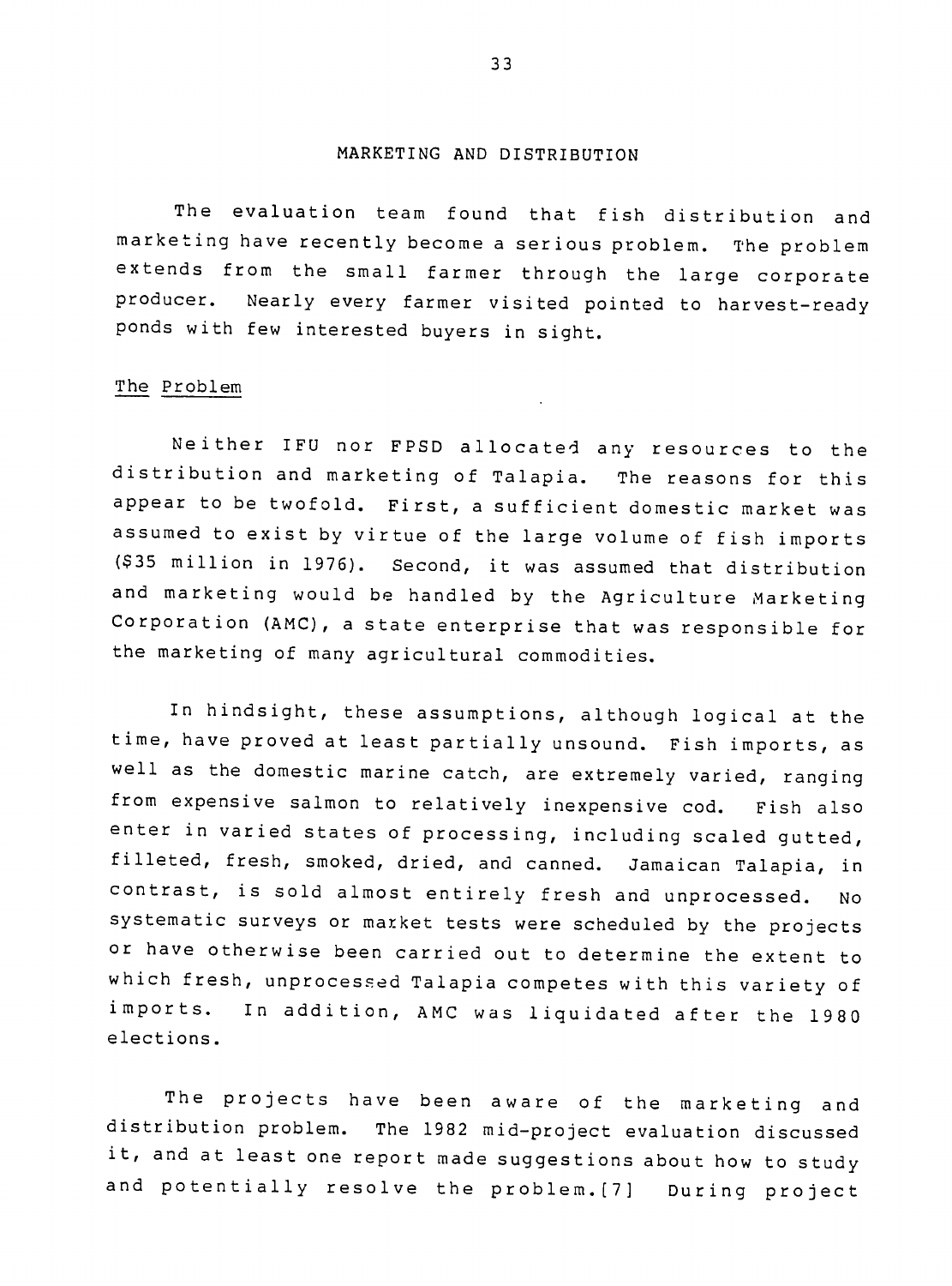## MARKETING AND DISTRIBUTION

The evaluation team found that fish distribution and marketing have recently become a serious problem. The problem extends from the small farmer through the large corporate producer. Nearly every farmer visited pointed to harvest-ready ponds with few interested buyers in sight.

### The Problem

Neither IFU nor FPSD allocated any resources to the distribution and marketing of Talapia. The reasons for this appear to be twofold. First, a sufficient domestic market was assumed to exist by virtue of the large volume of fish imports ($35 million in 1976). Second, it was assumed that distribution and marketing would be handled by the Agriculture Marketing Corporation (AMC), a state enterprise that was responsible for the marketing of many agricultural commodities.

In hindsight, these assumptions, although logical at the time, have proved at least partially unsound. Fish imports, as well as the domestic marine catch, are extremely varied, ranging from expensive salmon to relatively inexpensive cod. Fish also enter in varied states of processing, including scaled gutted, filleted, fresh, smoked, dried, and canned. Jamaican Talapia, in contrast, is sold almost entirely fresh and unprocessed. No systematic surveys or market tests were scheduled by the projects or have otherwise been carried out to determine the extent to which fresh, unprocessed Talapia competes with this variety of imports. In addition, AMC was liquidated after the 1980 elections.

The projects have been aware of the marketing and distribution problem. The 1982 mid-project evaluation discussed it, and at least one report made suggestions about how to study and potentially resolve the problem.[7] During project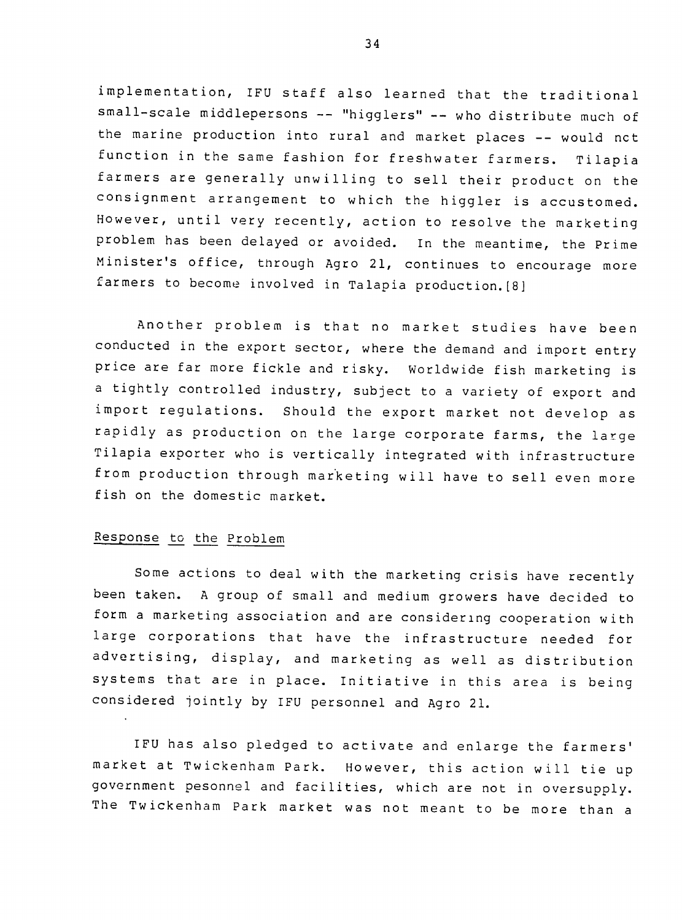implementation, IFU staff also learned that the traditional small-scale middlepersons -- "higglers" -- who distribute much of the marine production into rural and market places -- would nct function in the same fashion for freshwater farmers. Tilapia farmers are generally unwilling to sell their product on the consignment arrangement to which the higgler is accustomed. However, until very recently, action to resolve the marketing problem has been delayed or avoided. In the meantime, the Prime Minister's office, through Agro 21, continues to encourage more farmers to become involved in Talapia production.[8]

Another problem is that no market studies have been conducted in the export sector, where the demand and import entry price are far more fickle and risky. Worldwide fish marketing is a tightly controlled industry, subject to a variety of export and import regulations. Should the export market not develop as rapidly as production on the large corporate farms, the large Tilapia exporter who is vertically integrated with infrastructure from production through marketing will have to sell even more fish on the domestic market.

Response to the Problem

Some actions to deal with the marketing crisis have recently been taken. A group of small and medium growers have decided to form a marketing association and are considering cooperation with large corporations that have the infrastructure needed for advertising, display, and marketing as well as distribution systems that are in place. Initiative in this area is being considered jointly by IFU personnel and Agro 21.

IFU has also pledged to activate and enlarge the farmers' market at Twickenham Park. However, this action will tie up government pesonnel and facilities, which are not in oversupply. The Twickenham Park market was not meant to be more than a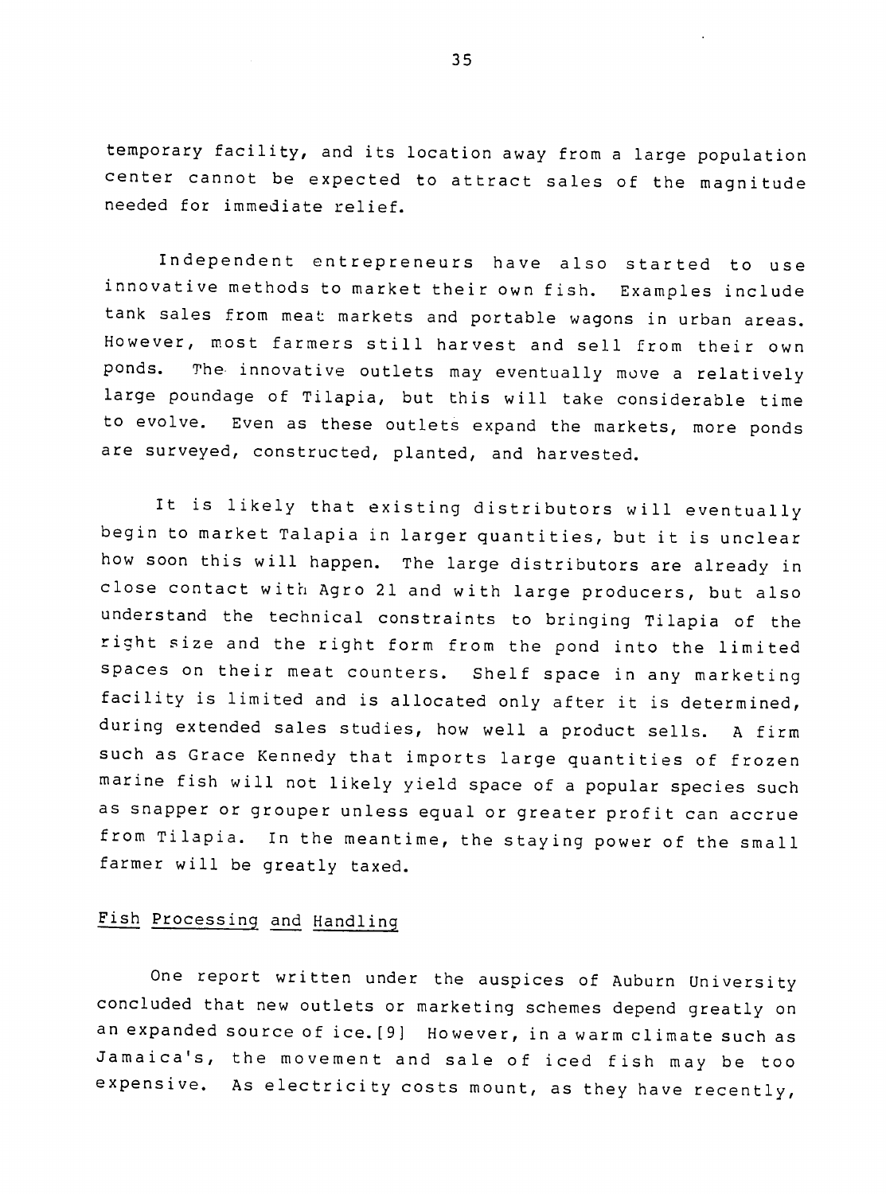temporary facility, and its location away from a large population center cannot be expected to attract sales of the magnitude needed for immediate relief.

Independent entrepreneurs have also started to use innovative methods to market their own fish. Examples include tank sales from meat markets and portable wagons in urban areas. However, most farmers still harvest and sell from their own ponds. The innovative outlets may eventually move a relatively large poundage of Tilapia, but this will take considerable time to evolve. Even as these outlets expand the markets, more ponds are surveyed, constructed, planted, and harvested.

It is likely that existing distributors will eventually begin to market Talapia in larger quantities, but it is unclear how soon this will happen. The large distributors are already in close contact with Agro 21 and with large producers, but also understand the technical constraints to bringing Tilapia of the right size and the right form from the pond into the limited spaces on their meat counters. Shelf space in any marketing facility is limited and is allocated only after it is determined, during extended sales studies, how well a product sells. A firm such as Grace Kennedy that imports large quantities of frozen marine fish will not likely yield space of a popular species such as snapper or grouper unless equal or greater profit can accrue from Tilapia. In the meantime, the staying power of the small farmer will be greatly taxed.

## Fish Processing and Handling

One report written under the auspices of Auburn University concluded that new outlets or marketing schemes depend greatly on an expanded source of ice.[9] However, in a warm climate such as Jamaica's, the movement and sale of iced fish may be too expensive. As electricity costs mount, as they have recently,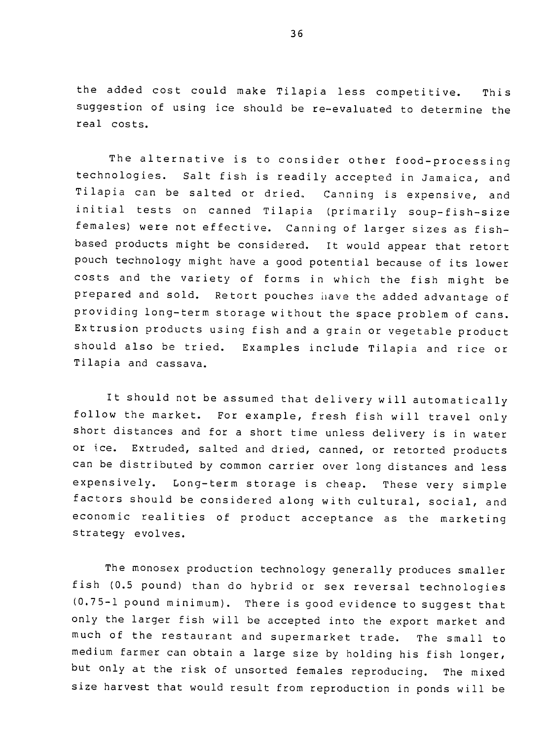the added cost could make Tilapia less competitive. This suggestion of using ice should be re-evaluated to determine the real costs.

The alternative is to consider other food-processing technologies. Salt fish is readily accepted in Jamaica, and Tilapia can be salted or dried. Canning is expensive, and initial tests on canned Tilapia (primarily soup-fish-size females) were not effective. Canning of larger sizes as fish-based products might be considered. It would appear that retort pouch technology might have a good potential because of its lower costs and the variety of forms in which the fish might be prepared and sold. Retort pouches have the added advantage of providing long-term storage without the space problem of cans. Extrusion products using fish and a grain or vegetable product should also be tried. Examples include Tilapia and rice or Tilapia and cassava.

It should not be assumed that delivery will automatically follow the market. For example, fresh fish will travel only short distances and for a short time unless delivery is in water or ice. Extruded, salted and dried, canned, or retorted products can be distributed by common carrier over long distances and less expensively. Long-term storage is cheap. These very simple factors should be considered along with cultural, social, and economic realities of product acceptance as the marketing strategy evolves.

The monosex production technology generally produces smaller fish (0.5 pound) than do hybrid or sex reversal technologies (0.75-1 pound minimum). There is good evidence to suggest that only the larger fish will be accepted into the export market and much of the restaurant and supermarket trade. The small to medium farmer can obtain a large size by holding his fish longer, but only at the risk of unsorted females reproducing. The mixed size harvest that would result from reproduction in ponds will be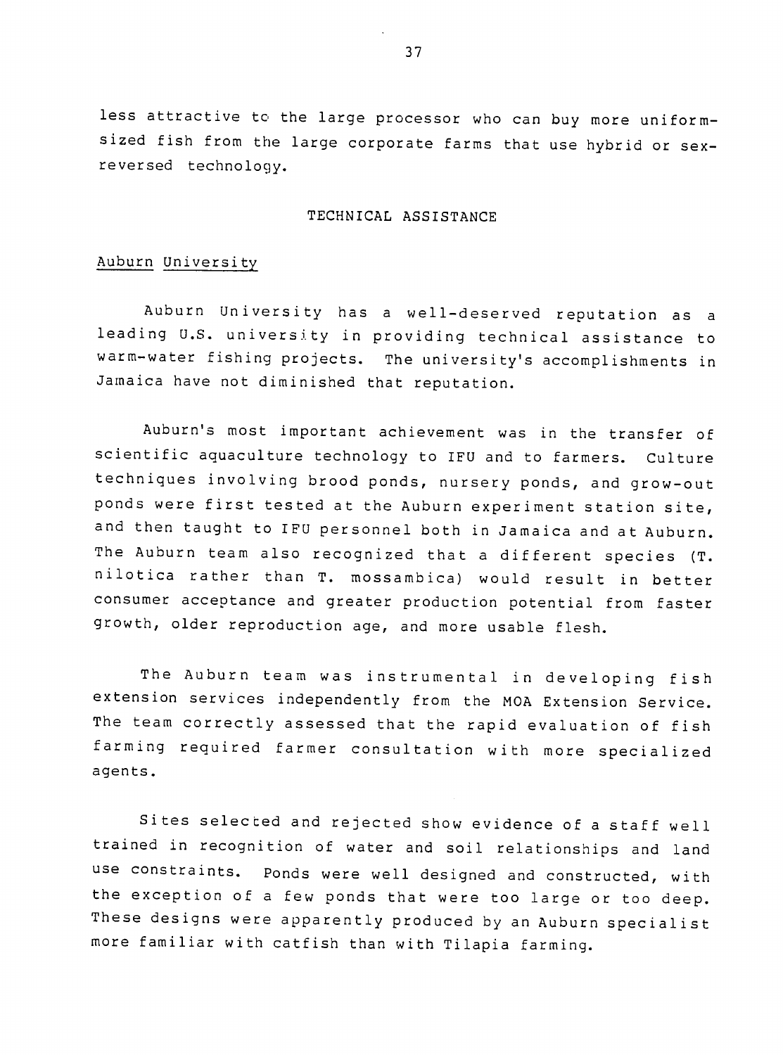less attractive to the large processor who can buy more uniform-sized fish from the large corporate farms that use hybrid or sex-reversed technology.

## TECHNICAL ASSISTANCE

### Auburn University

Auburn University has a well-deserved reputation as a leading U.S. university in providing technical assistance to warm-water fishing projects. The university's accomplishments in Jamaica have not diminished that reputation.

Auburn's most important achievement was in the transfer of scientific aquaculture technology to IFU and to farmers. Culture techniques involving brood ponds, nursery ponds, and grow-out ponds were first tested at the Auburn experiment station site, and then taught to IFU personnel both in Jamaica and at Auburn. The Auburn team also recognized that a different species (T. nilotica rather than T. mossambica) would result in better consumer acceptance and greater production potential from faster growth, older reproduction age, and more usable flesh.

The Auburn team was instrumental in developing fish extension services independently from the MOA Extension Service. The team correctly assessed that the rapid evaluation of fish farming required farmer consultation with more specialized agents.

Sites selected and rejected show evidence of a staff well trained in recognition of water and soil relationships and land use constraints. Ponds were well designed and constructed, with the exception of a few ponds that were too large or too deep. These designs were apparently produced by an Auburn specialist more familiar with catfish than with Tilapia farming.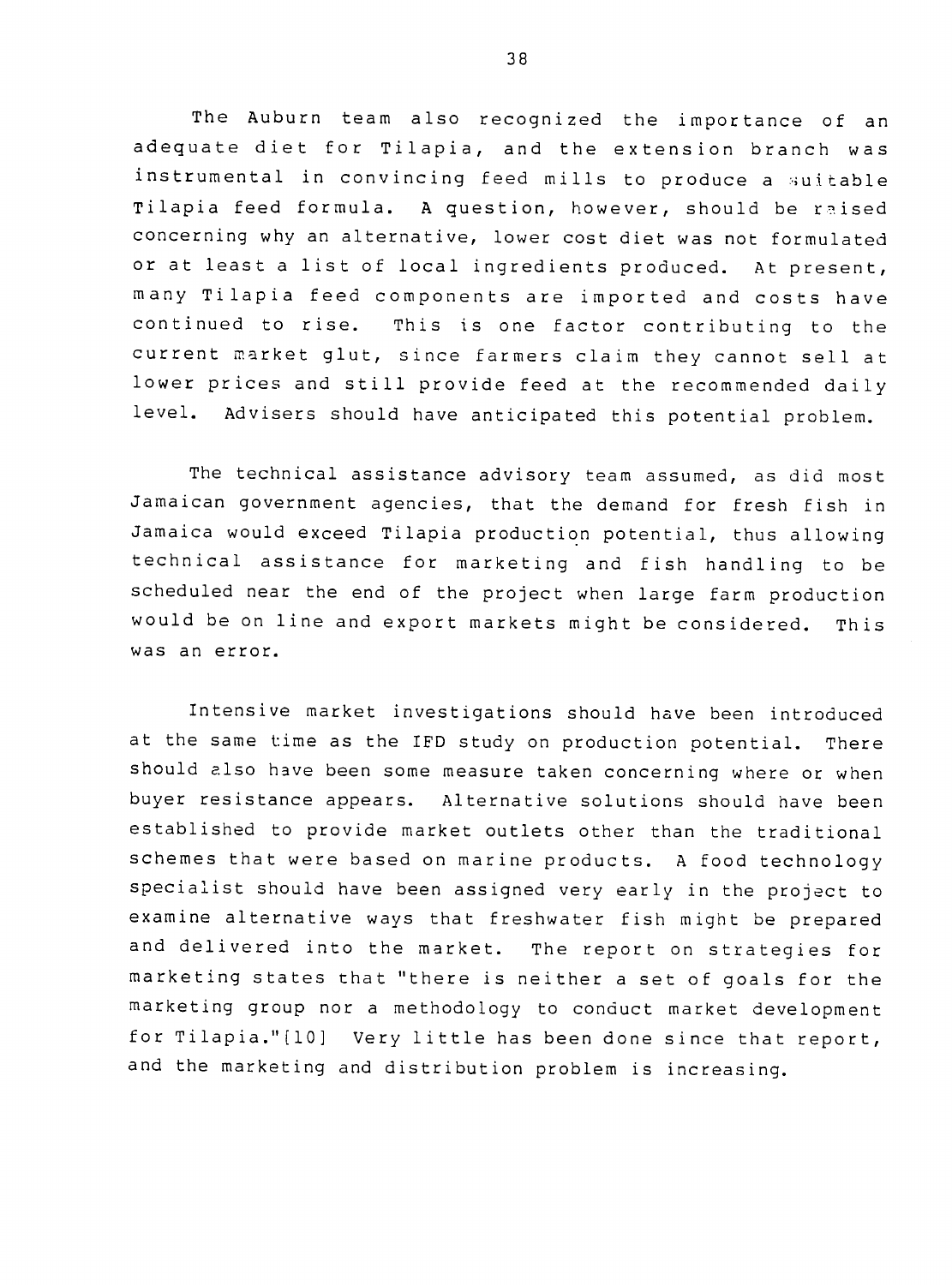The Auburn team also recognized the importance of an adequate diet for Tilapia, and the extension branch was instrumental in convincing feed mills to produce a suitable Tilapia feed formula. A question, however, should be raised concerning why an alternative, lower cost diet was not formulated or at least a list of local ingredients produced. At present, many Tilapia feed components are imported and costs have continued to rise. This is one factor contributing to the current market glut, since farmers claim they cannot sell at lower prices and still provide feed at the recommended daily level. Advisers should have anticipated this potential problem.

The technical assistance advisory team assumed, as did most Jamaican government agencies, that the demand for fresh fish in Jamaica would exceed Tilapia production potential, thus allowing technical assistance for marketing and fish handling to be scheduled near the end of the project when large farm production would be on line and export markets might be considered. This was an error.

Intensive market investigations should have been introduced at the same time as the IFD study on production potential. There should also have been some measure taken concerning where or when buyer resistance appears. Alternative solutions should have been established to provide market outlets other than the traditional schemes that were based on marine products. A food technology specialist should have been assigned very early in the project to examine alternative ways that freshwater fish might be prepared and delivered into the market. The report on strategies for marketing states that "there is neither a set of goals for the marketing group nor a methodology to conduct market development for Tilapia."[10] Very little has been done since that report, and the marketing and distribution problem is increasing.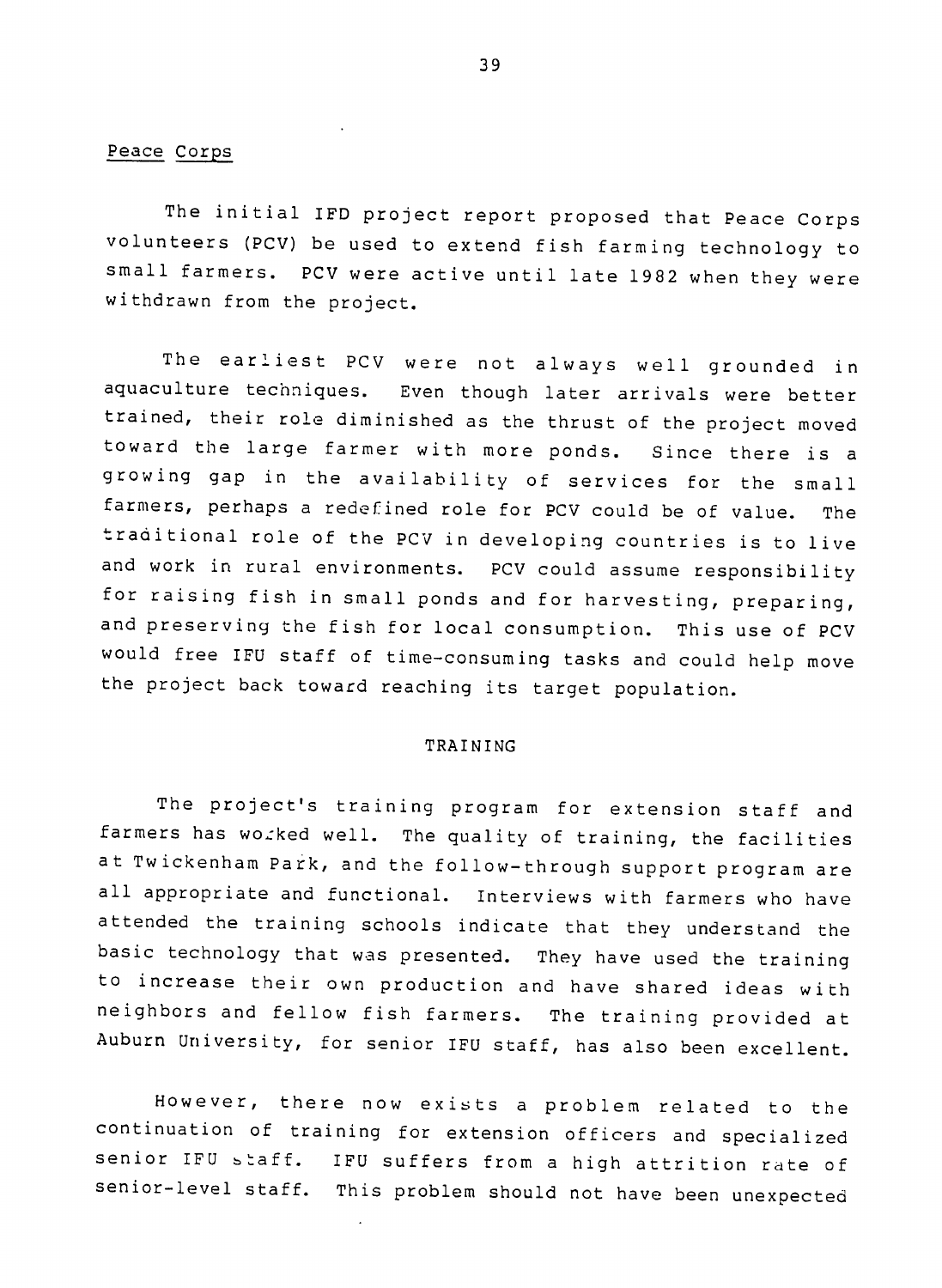Peace Corps

The initial IFD project report proposed that Peace Corps volunteers (PCV) be used to extend fish farming technology to small farmers. PCV were active until late 1982 when they were withdrawn from the project.

The earliest PCV were not always well grounded in aquaculture techniques. Even though later arrivals were better trained, their role diminished as the thrust of the project moved toward the large farmer with more ponds. Since there is a growing gap in the availability of services for the small farmers, perhaps a redefined role for PCV could be of value. The traditional role of the PCV in developing countries is to live and work in rural environments. PCV could assume responsibility for raising fish in small ponds and for harvesting, preparing, and preserving the fish for local consumption. This use of PCV would free IFU staff of time-consuming tasks and could help move the project back toward reaching its target population.

## TRAINING

The project's training program for extension staff and farmers has worked well. The quality of training, the facilities at Twickenham Park, and the follow-through support program are all appropriate and functional. Interviews with farmers who have attended the training schools indicate that they understand the basic technology that was presented. They have used the training to increase their own production and have shared ideas with neighbors and fellow fish farmers. The training provided at Auburn University, for senior IFU staff, has also been excellent.

However, there now exists a problem related to the continuation of training for extension officers and specialized senior IFU staff. IFU suffers from a high attrition rate of senior-level staff. This problem should not have been unexpected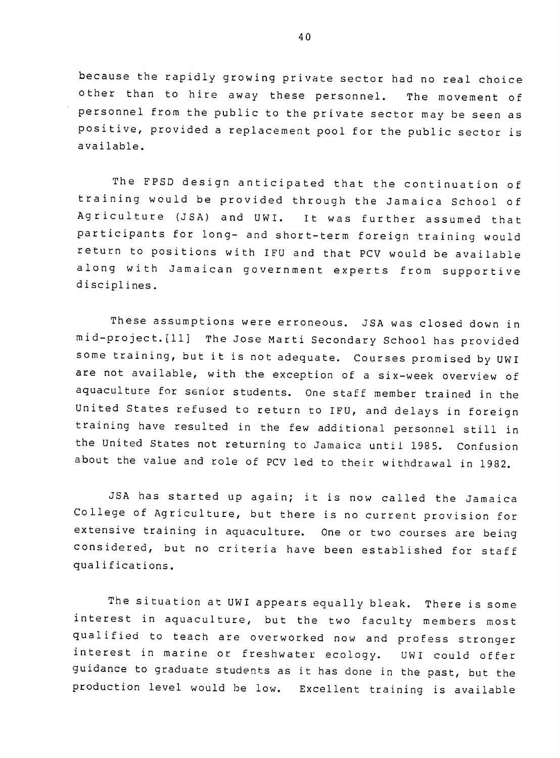because the rapidly growing private sector had no real choice other than to hire away these personnel. The movement of personnel from the public to the private sector may be seen as positive, provided a replacement pool for the public sector is available.

The FPSD design anticipated that the continuation of training would be provided through the Jamaica School of Agriculture (JSA) and UWI. It was further assumed that participants for long- and short-term foreign training would return to positions with IFU and that PCV would be available along with Jamaican government experts from supportive disciplines.

These assumptions were erroneous. JSA was closed down in mid-project.[11] The Jose Marti Secondary School has provided some training, but it is not adequate. Courses promised by UWI are not available, with the exception of a six-week overview of aquaculture for senior students. One staff member trained in the United States refused to return to IFU, and delays in foreign training have resulted in the few additional personnel still in the United States not returning to Jamaica until 1985. Confusion about the value and role of PCV led to their withdrawal in 1982.

JSA has started up again; it is now called the Jamaica College of Agriculture, but there is no current provision for extensive training in aquaculture. One or two courses are being considered, but no criteria have been established for staff qualifications.

The situation at UWI appears equally bleak. There is some interest in aquaculture, but the two faculty members most qualified to teach are overworked now and profess stronger interest in marine or freshwater ecology. UWI could offer guidance to graduate students as it has done in the past, but the production level would be low. Excellent training is available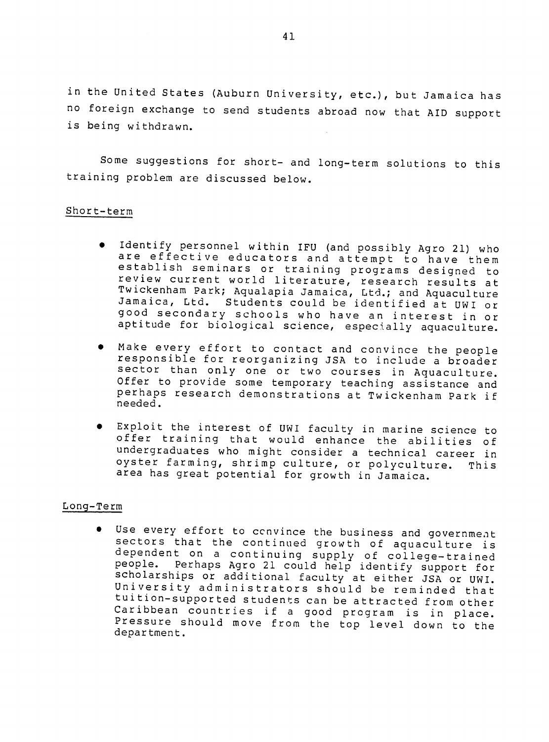in the United States (Auburn University, etc.), but Jamaica has no foreign exchange to send students abroad now that AID support is being withdrawn.

Some suggestions for short- and long-term solutions to this training problem are discussed below.

Short-term

- Identify personnel within IFU (and possibly Agro 21) who are effective educators and attempt to have them establish seminars or training programs designed to review current world literature, research results at Twickenham Park; Aqualapia Jamaica, Ltd.; and Aquaculture Jamaica, Ltd. Students could be identified at UWI or good secondary schools who have an interest in or aptitude for biological science, especially aquaculture.

- Make every effort to contact and convince the people responsible for reorganizing JSA to include a broader sector than only one or two courses in Aquaculture. Offer to provide some temporary teaching assistance and perhaps research demonstrations at Twickenham Park if needed.

- Exploit the interest of UWI faculty in marine science to offer training that would enhance the abilities of undergraduates who might consider a technical career in oyster farming, shrimp culture, or polyculture. This area has great potential for growth in Jamaica.

Long-Term

- Use every effort to convince the business and government sectors that the continued growth of aquaculture is dependent on a continuing supply of college-trained people. Perhaps Agro 21 could help identify support for scholarships or additional faculty at either JSA or UWI. University administrators should be reminded that tuition-supported students can be attracted from other Caribbean countries if a good program is in place. Pressure should move from the top level down to the department.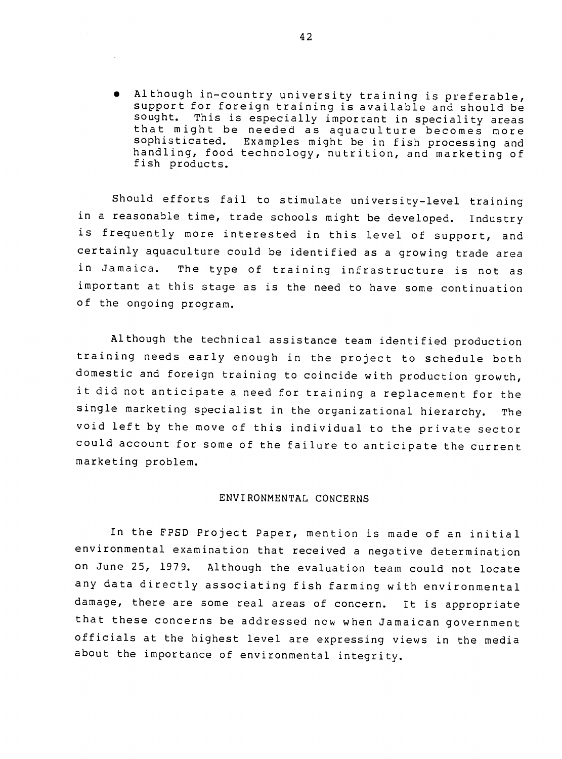- Although in-country university training is preferable, support for foreign training is available and should be sought. This is especially important in speciality areas that might be needed as aquaculture becomes more sophisticated. Examples might be in fish processing and handling, food technology, nutrition, and marketing of fish products.

Should efforts fail to stimulate university-level training in a reasonable time, trade schools might be developed. Industry is frequently more interested in this level of support, and certainly aquaculture could be identified as a growing trade area in Jamaica. The type of training infrastructure is not as important at this stage as is the need to have some continuation of the ongoing program.

Although the technical assistance team identified production training needs early enough in the project to schedule both domestic and foreign training to coincide with production growth, it did not anticipate a need for training a replacement for the single marketing specialist in the organizational hierarchy. The void left by the move of this individual to the private sector could account for some of the failure to anticipate the current marketing problem.

## ENVIRONMENTAL CONCERNS

In the FPSD Project Paper, mention is made of an initial environmental examination that received a negative determination on June 25, 1979. Although the evaluation team could not locate any data directly associating fish farming with environmental damage, there are some real areas of concern. It is appropriate that these concerns be addressed now when Jamaican government officials at the highest level are expressing views in the media about the importance of environmental integrity.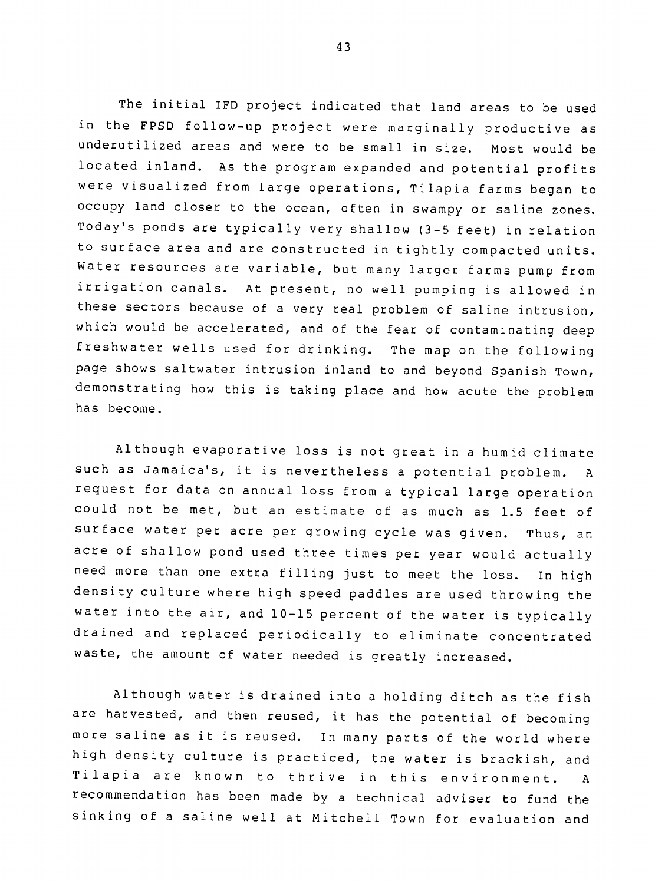The initial IFD project indicated that land areas to be used in the FPSD follow-up project were marginally productive as underutilized areas and were to be small in size. Most would be located inland. As the program expanded and potential profits were visualized from large operations, Tilapia farms began to occupy land closer to the ocean, often in swampy or saline zones. Today's ponds are typically very shallow (3-5 feet) in relation to surface area and are constructed in tightly compacted units. Water resources are variable, but many larger farms pump from irrigation canals. At present, no well pumping is allowed in these sectors because of a very real problem of saline intrusion, which would be accelerated, and of the fear of contaminating deep freshwater wells used for drinking. The map on the following page shows saltwater intrusion inland to and beyond Spanish Town, demonstrating how this is taking place and how acute the problem has become.

Although evaporative loss is not great in a humid climate such as Jamaica's, it is nevertheless a potential problem. A request for data on annual loss from a typical large operation could not be met, but an estimate of as much as 1.5 feet of surface water per acre per growing cycle was given. Thus, an acre of shallow pond used three times per year would actually need more than one extra filling just to meet the loss. In high density culture where high speed paddles are used throwing the water into the air, and 10-15 percent of the water is typically drained and replaced periodically to eliminate concentrated waste, the amount of water needed is greatly increased.

Although water is drained into a holding ditch as the fish are harvested, and then reused, it has the potential of becoming more saline as it is reused. In many parts of the world where high density culture is practiced, the water is brackish, and Tilapia are known to thrive in this environment. A recommendation has been made by a technical adviser to fund the sinking of a saline well at Mitchell Town for evaluation and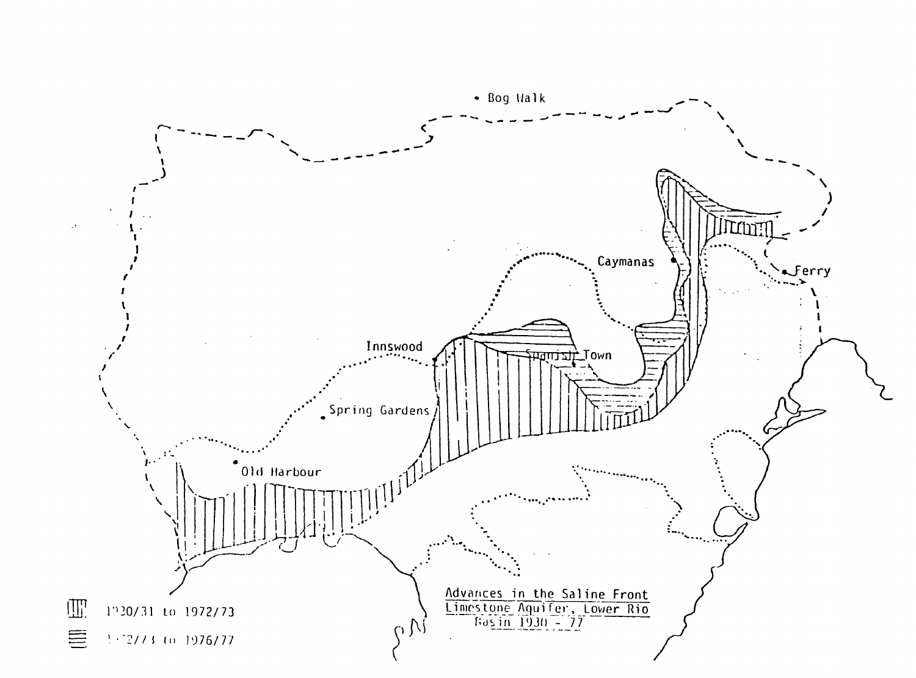Advances in the Saline Front
Limestone Aquifer, Lower Rio
Basin 1930 - 77

1930/31 to 1972/73

1972/73 to 1976/77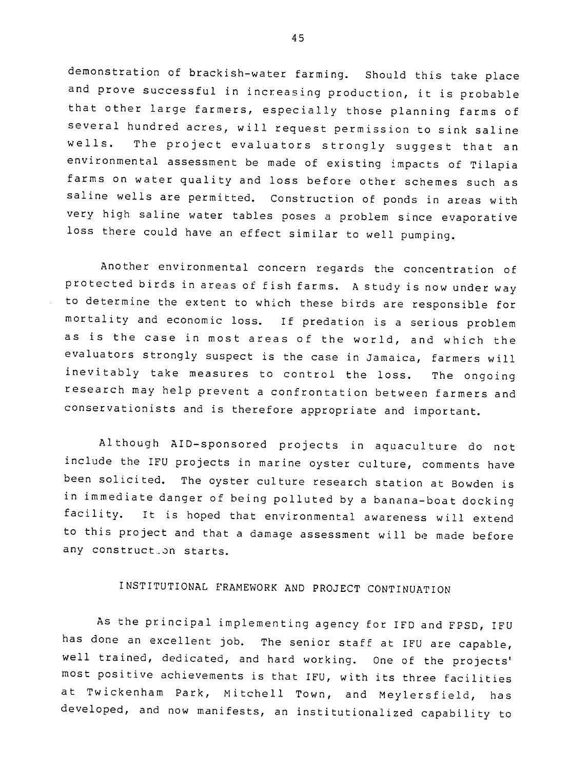demonstration of brackish-water farming. Should this take place and prove successful in increasing production, it is probable that other large farmers, especially those planning farms of several hundred acres, will request permission to sink saline wells. The project evaluators strongly suggest that an environmental assessment be made of existing impacts of Tilapia farms on water quality and loss before other schemes such as saline wells are permitted. Construction of ponds in areas with very high saline water tables poses a problem since evaporative loss there could have an effect similar to well pumping.

Another environmental concern regards the concentration of protected birds in areas of fish farms. A study is now under way to determine the extent to which these birds are responsible for mortality and economic loss. If predation is a serious problem as is the case in most areas of the world, and which the evaluators strongly suspect is the case in Jamaica, farmers will inevitably take measures to control the loss. The ongoing research may help prevent a confrontation between farmers and conservationists and is therefore appropriate and important.

Although AID-sponsored projects in aquaculture do not include the IFU projects in marine oyster culture, comments have been solicited. The oyster culture research station at Bowden is in immediate danger of being polluted by a banana-boat docking facility. It is hoped that environmental awareness will extend to this project and that a damage assessment will be made before any construction starts.

## INSTITUTIONAL FRAMEWORK AND PROJECT CONTINUATION

As the principal implementing agency for IFD and FPSD, IFU has done an excellent job. The senior staff at IFU are capable, well trained, dedicated, and hard working. One of the projects' most positive achievements is that IFU, with its three facilities at Twickenham Park, Mitchell Town, and Meylersfield, has developed, and now manifests, an institutionalized capability to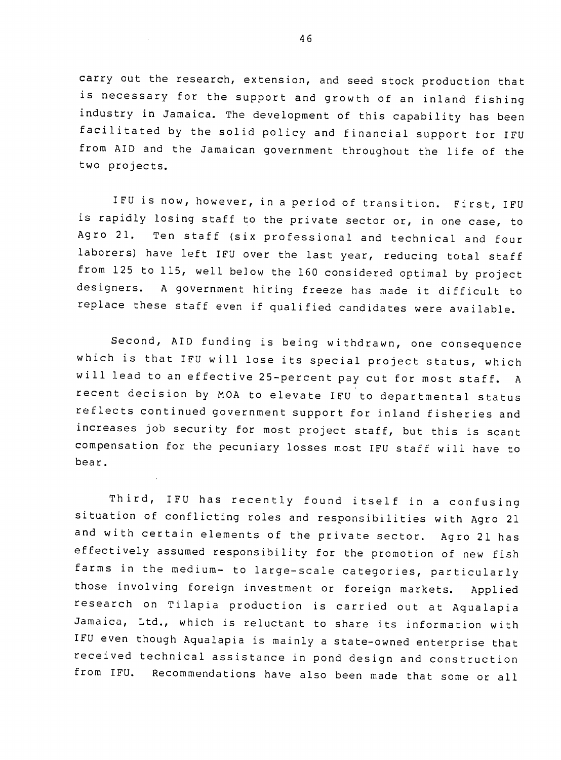carry out the research, extension, and seed stock production that is necessary for the support and growth of an inland fishing industry in Jamaica. The development of this capability has been facilitated by the solid policy and financial support for IFU from AID and the Jamaican government throughout the life of the two projects.

IFU is now, however, in a period of transition. First, IFU is rapidly losing staff to the private sector or, in one case, to Agro 21. Ten staff (six professional and technical and four laborers) have left IFU over the last year, reducing total staff from 125 to 115, well below the 160 considered optimal by project designers. A government hiring freeze has made it difficult to replace these staff even if qualified candidates were available.

Second, AID funding is being withdrawn, one consequence which is that IFU will lose its special project status, which will lead to an effective 25-percent pay cut for most staff. A recent decision by MOA to elevate IFU to departmental status reflects continued government support for inland fisheries and increases job security for most project staff, but this is scant compensation for the pecuniary losses most IFU staff will have to bear.

Third, IFU has recently found itself in a confusing situation of conflicting roles and responsibilities with Agro 21 and with certain elements of the private sector. Agro 21 has effectively assumed responsibility for the promotion of new fish farms in the medium- to large-scale categories, particularly those involving foreign investment or foreign markets. Applied research on Tilapia production is carried out at Aqualapia Jamaica, Ltd., which is reluctant to share its information with IFU even though Aqualapia is mainly a state-owned enterprise that received technical assistance in pond design and construction from IFU. Recommendations have also been made that some or all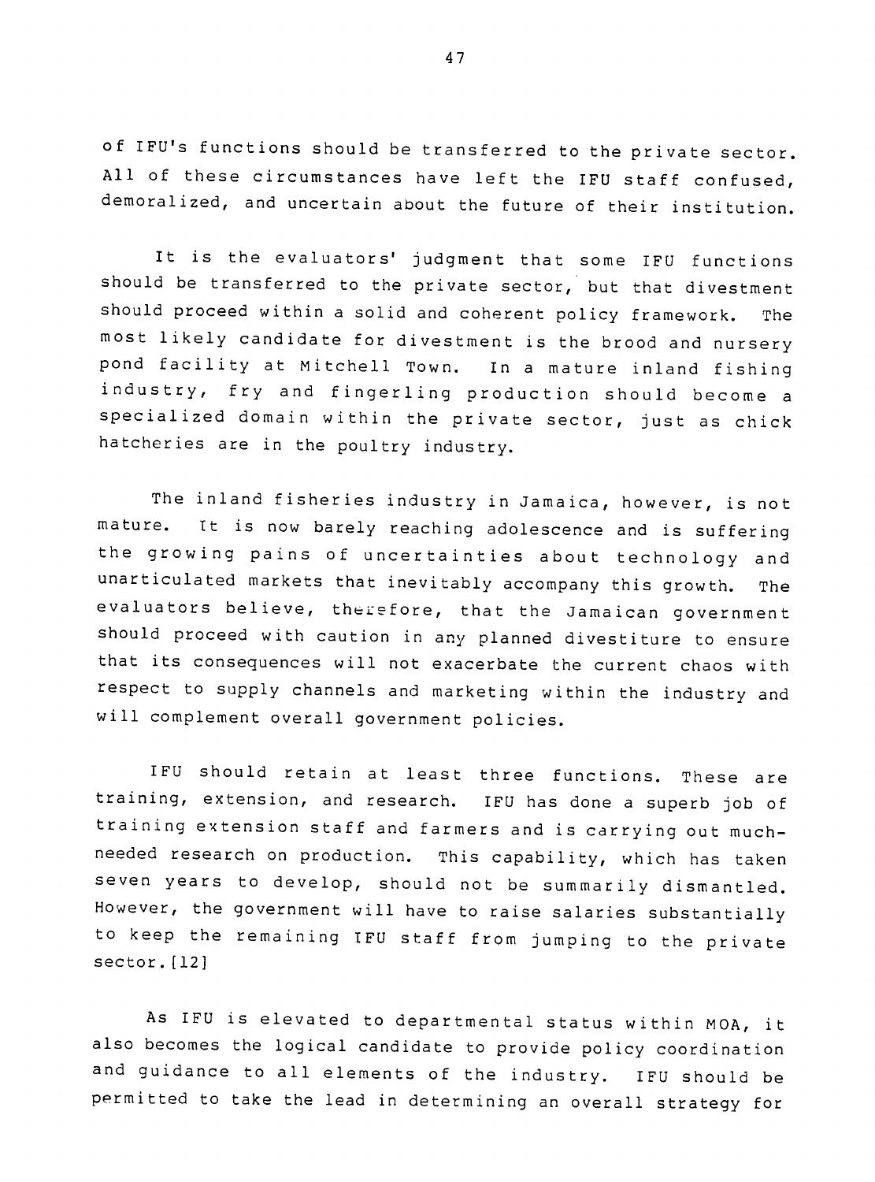of IFU's functions should be transferred to the private sector. All of these circumstances have left the IFU staff confused, demoralized, and uncertain about the future of their institution.

It is the evaluators' judgment that some IFU functions should be transferred to the private sector, but that divestment should proceed within a solid and coherent policy framework. The most likely candidate for divestment is the brood and nursery pond facility at Mitchell Town. In a mature inland fishing industry, fry and fingerling production should become a specialized domain within the private sector, just as chick hatcheries are in the poultry industry.

The inland fisheries industry in Jamaica, however, is not mature. It is now barely reaching adolescence and is suffering the growing pains of uncertainties about technology and unarticulated markets that inevitably accompany this growth. The evaluators believe, therefore, that the Jamaican government should proceed with caution in any planned divestiture to ensure that its consequences will not exacerbate the current chaos with respect to supply channels and marketing within the industry and will complement overall government policies.

IFU should retain at least three functions. These are training, extension, and research. IFU has done a superb job of training extension staff and farmers and is carrying out much-needed research on production. This capability, which has taken seven years to develop, should not be summarily dismantled. However, the government will have to raise salaries substantially to keep the remaining IFU staff from jumping to the private sector.[12]

As IFU is elevated to departmental status within MOA, it also becomes the logical candidate to provide policy coordination and guidance to all elements of the industry. IFU should be permitted to take the lead in determining an overall strategy for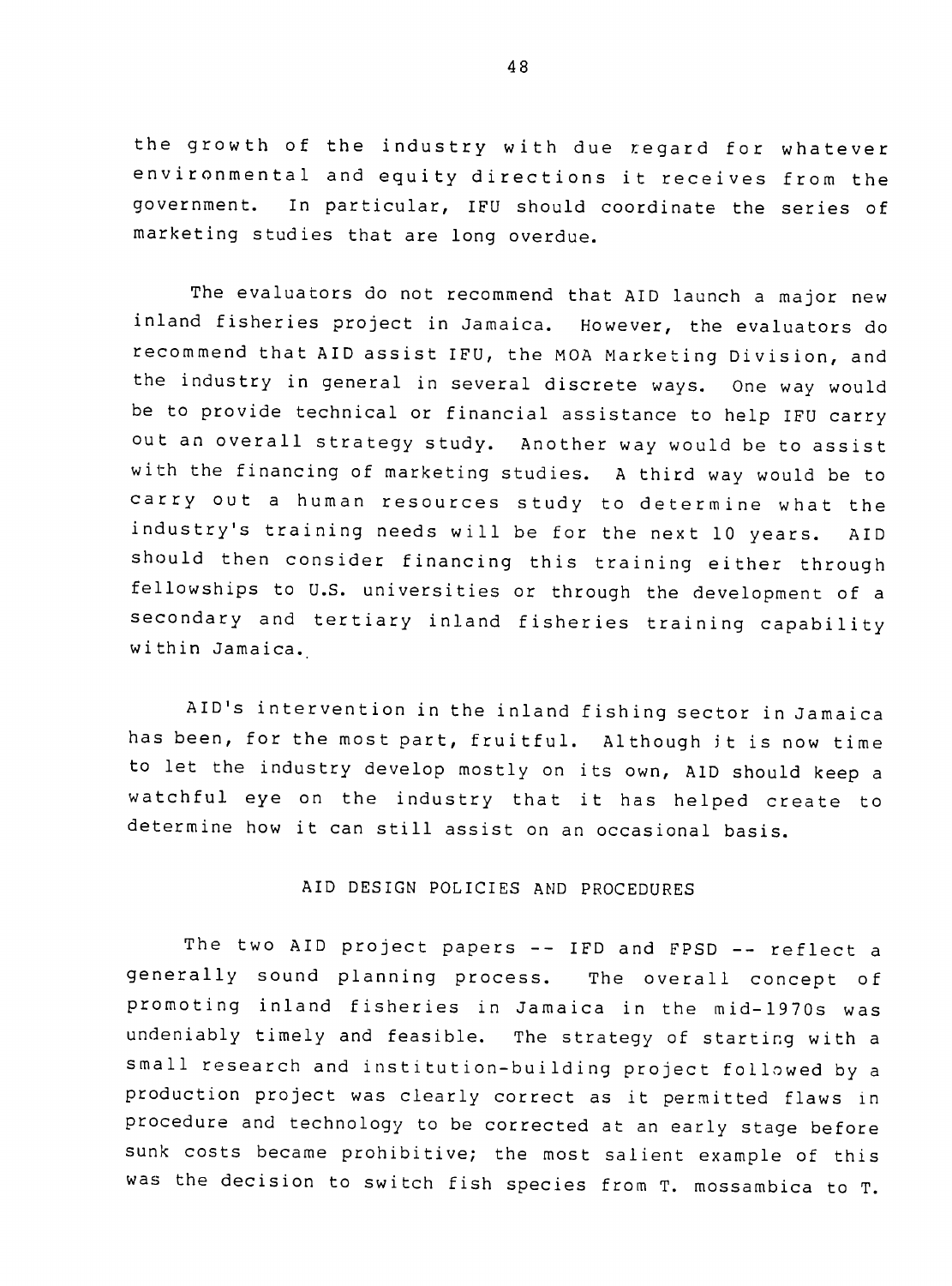the growth of the industry with due regard for whatever environmental and equity directions it receives from the government. In particular, IFU should coordinate the series of marketing studies that are long overdue.

The evaluators do not recommend that AID launch a major new inland fisheries project in Jamaica. However, the evaluators do recommend that AID assist IFU, the MOA Marketing Division, and the industry in general in several discrete ways. One way would be to provide technical or financial assistance to help IFU carry out an overall strategy study. Another way would be to assist with the financing of marketing studies. A third way would be to carry out a human resources study to determine what the industry's training needs will be for the next 10 years. AID should then consider financing this training either through fellowships to U.S. universities or through the development of a secondary and tertiary inland fisheries training capability within Jamaica.

AID's intervention in the inland fishing sector in Jamaica has been, for the most part, fruitful. Although it is now time to let the industry develop mostly on its own, AID should keep a watchful eye on the industry that it has helped create to determine how it can still assist on an occasional basis.

## AID DESIGN POLICIES AND PROCEDURES

The two AID project papers -- IFD and FPSD -- reflect a generally sound planning process. The overall concept of promoting inland fisheries in Jamaica in the mid-1970s was undeniably timely and feasible. The strategy of starting with a small research and institution-building project followed by a production project was clearly correct as it permitted flaws in procedure and technology to be corrected at an early stage before sunk costs became prohibitive; the most salient example of this was the decision to switch fish species from T. mossambica to T.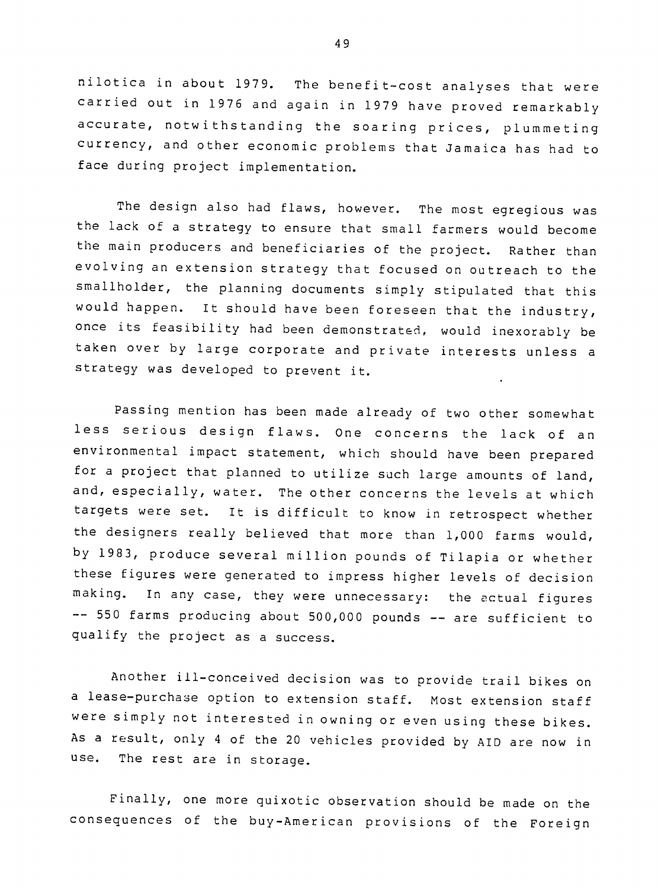nilotica in about 1979. The benefit-cost analyses that were carried out in 1976 and again in 1979 have proved remarkably accurate, notwithstanding the soaring prices, plummeting currency, and other economic problems that Jamaica has had to face during project implementation.

The design also had flaws, however. The most egregious was the lack of a strategy to ensure that small farmers would become the main producers and beneficiaries of the project. Rather than evolving an extension strategy that focused on outreach to the smallholder, the planning documents simply stipulated that this would happen. It should have been foreseen that the industry, once its feasibility had been demonstrated, would inexorably be taken over by large corporate and private interests unless a strategy was developed to prevent it.

Passing mention has been made already of two other somewhat less serious design flaws. One concerns the lack of an environmental impact statement, which should have been prepared for a project that planned to utilize such large amounts of land, and, especially, water. The other concerns the levels at which targets were set. It is difficult to know in retrospect whether the designers really believed that more than 1,000 farms would, by 1983, produce several million pounds of Tilapia or whether these figures were generated to impress higher levels of decision making. In any case, they were unnecessary: the actual figures -- 550 farms producing about 500,000 pounds -- are sufficient to qualify the project as a success.

Another ill-conceived decision was to provide trail bikes on a lease-purchase option to extension staff. Most extension staff were simply not interested in owning or even using these bikes. As a result, only 4 of the 20 vehicles provided by AID are now in use. The rest are in storage.

Finally, one more quixotic observation should be made on the consequences of the buy-American provisions of the Foreign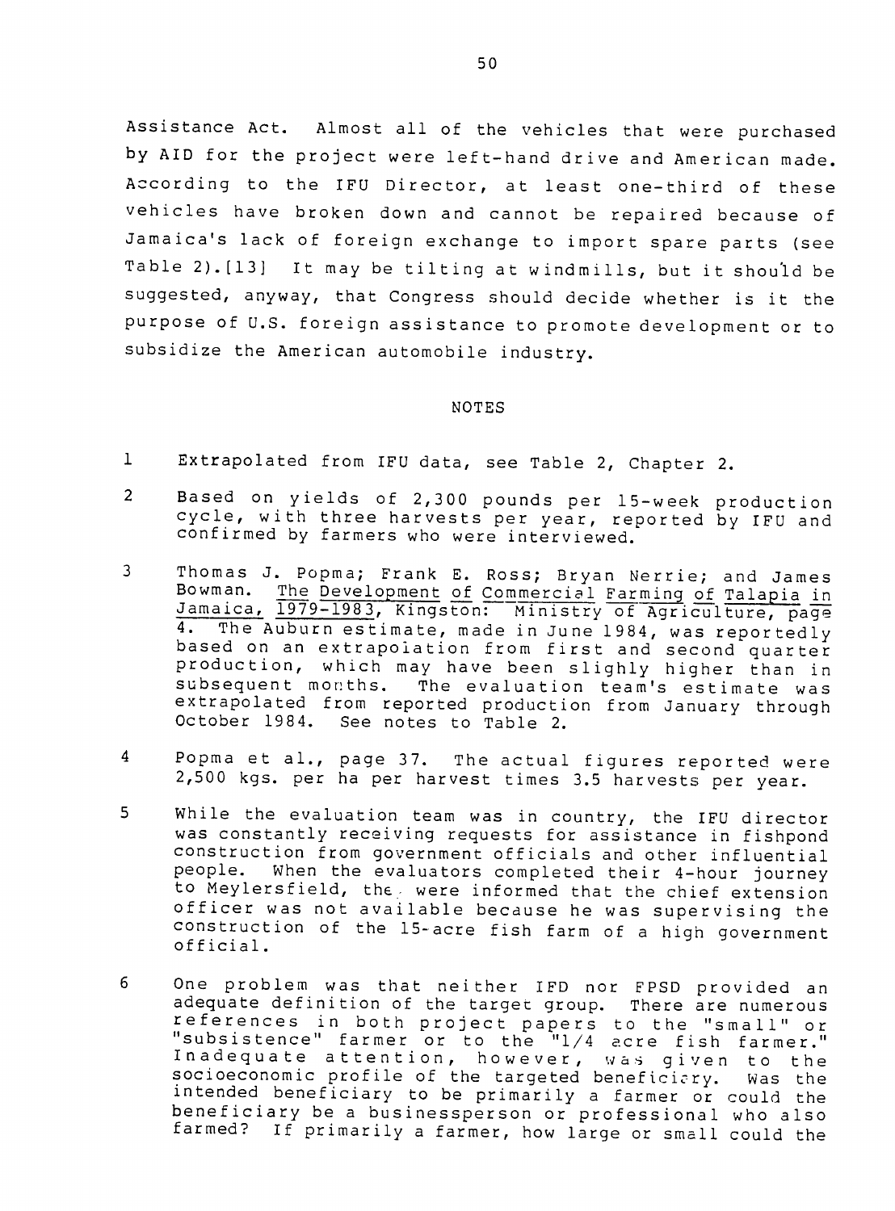Assistance Act. Almost all of the vehicles that were purchased by AID for the project were left-hand drive and American made. According to the IFU Director, at least one-third of these vehicles have broken down and cannot be repaired because of Jamaica's lack of foreign exchange to import spare parts (see Table 2).[13] It may be tilting at windmills, but it should be suggested, anyway, that Congress should decide whether is it the purpose of U.S. foreign assistance to promote development or to subsidize the American automobile industry.

## NOTES

1 Extrapolated from IFU data, see Table 2, Chapter 2.

2 Based on yields of 2,300 pounds per 15-week production cycle, with three harvests per year, reported by IFU and confirmed by farmers who were interviewed.

3 Thomas J. Popma; Frank E. Ross; Bryan Nerrie; and James Bowman. The Development of Commercial Farming of Talapia in Jamaica, 1979-1983, Kingston: Ministry of Agriculture, page 4. The Auburn estimate, made in June 1984, was reportedly based on an extrapolation from first and second quarter production, which may have been slighly higher than in subsequent months. The evaluation team's estimate was extrapolated from reported production from January through October 1984. See notes to Table 2.

4 Popma et al., page 37. The actual figures reported were 2,500 kgs. per ha per harvest times 3.5 harvests per year.

5 While the evaluation team was in country, the IFU director was constantly receiving requests for assistance in fishpond construction from government officials and other influential people. When the evaluators completed their 4-hour journey to Meylersfield, they were informed that the chief extension officer was not available because he was supervising the construction of the 15-acre fish farm of a high government official.

6 One problem was that neither IFD nor FPSD provided an adequate definition of the target group. There are numerous references in both project papers to the "small" or "subsistence" farmer or to the "1/4 acre fish farmer." Inadequate attention, however, was given to the socioeconomic profile of the targeted beneficiary. Was the intended beneficiary to be primarily a farmer or could the beneficiary be a businessperson or professional who also farmed? If primarily a farmer, how large or small could the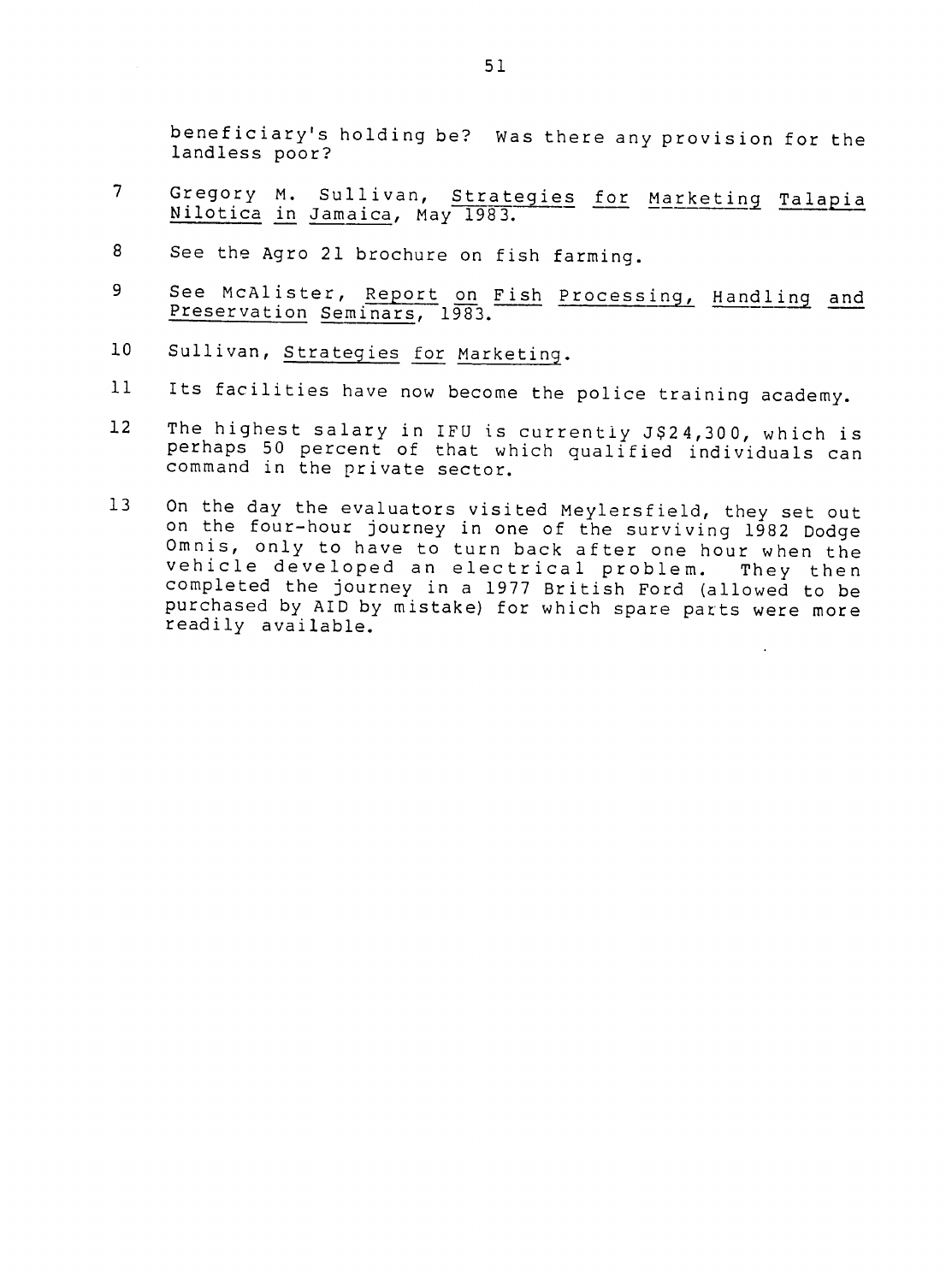beneficiary's holding be? Was there any provision for the landless poor?

7 Gregory M. Sullivan, Strategies for Marketing Talapia Nilotica in Jamaica, May 1983.

8 See the Agro 21 brochure on fish farming.

9 See McAlister, Report on Fish Processing, Handling and Preservation Seminars, 1983.

10 Sullivan, Strategies for Marketing.

11 Its facilities have now become the police training academy.

12 The highest salary in IFU is currently J$24,300, which is perhaps 50 percent of that which qualified individuals can command in the private sector.

13 On the day the evaluators visited Meylersfield, they set out on the four-hour journey in one of the surviving 1982 Dodge Omnis, only to have to turn back after one hour when the vehicle developed an electrical problem. They then completed the journey in a 1977 British Ford (allowed to be purchased by AID by mistake) for which spare parts were more readily available.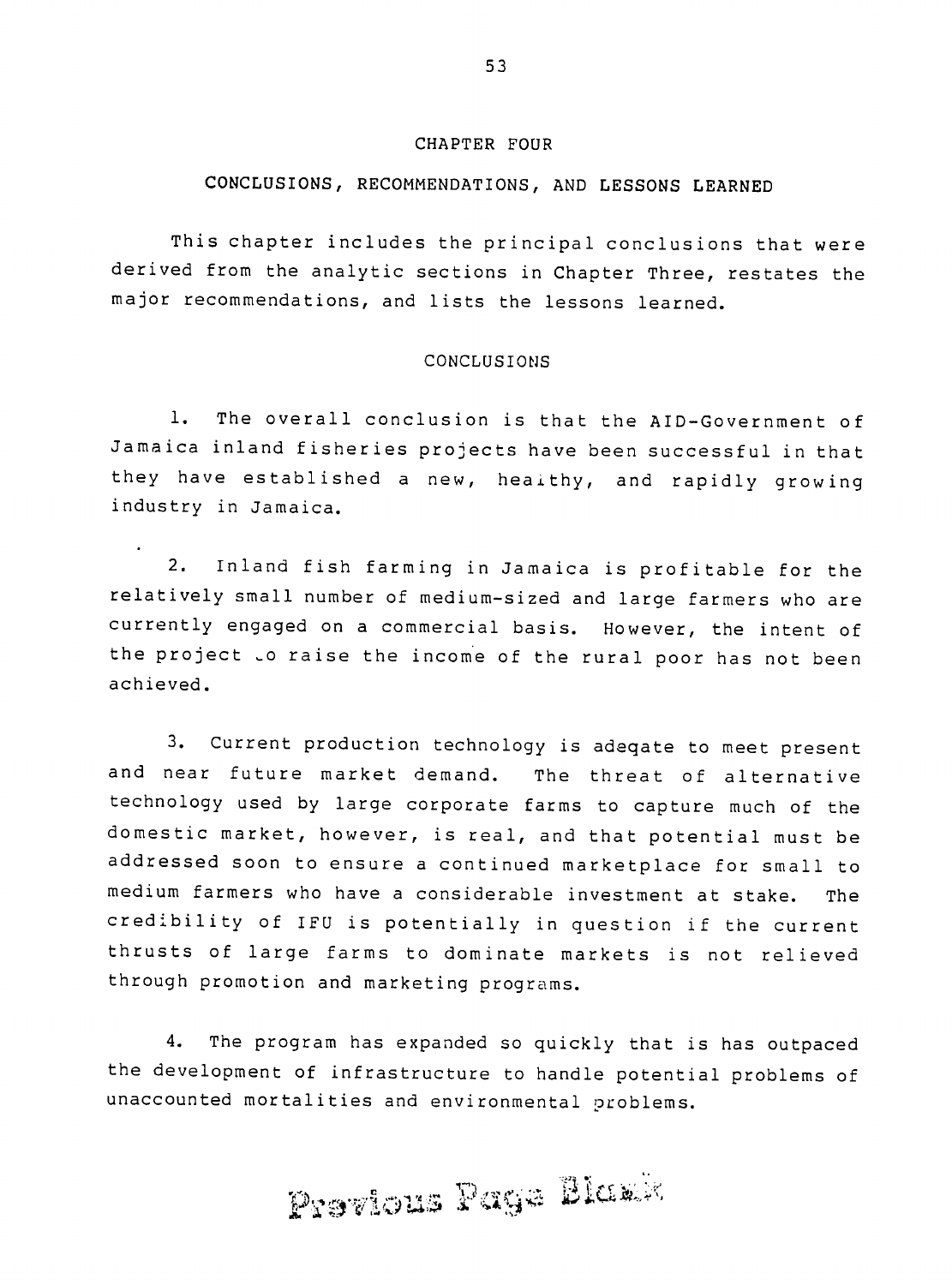# CHAPTER FOUR

## CONCLUSIONS, RECOMMENDATIONS, AND LESSONS LEARNED

This chapter includes the principal conclusions that were derived from the analytic sections in Chapter Three, restates the major recommendations, and lists the lessons learned.

### CONCLUSIONS

1. The overall conclusion is that the AID-Government of Jamaica inland fisheries projects have been successful in that they have established a new, healthy, and rapidly growing industry in Jamaica.

2. Inland fish farming in Jamaica is profitable for the relatively small number of medium-sized and large farmers who are currently engaged on a commercial basis. However, the intent of the project to raise the income of the rural poor has not been achieved.

3. Current production technology is adeqate to meet present and near future market demand. The threat of alternative technology used by large corporate farms to capture much of the domestic market, however, is real, and that potential must be addressed soon to ensure a continued marketplace for small to medium farmers who have a considerable investment at stake. The credibility of IFU is potentially in question if the current thrusts of large farms to dominate markets is not relieved through promotion and marketing programs.

4. The program has expanded so quickly that is has outpaced the development of infrastructure to handle potential problems of unaccounted mortalities and environmental problems.

Previous Page Blank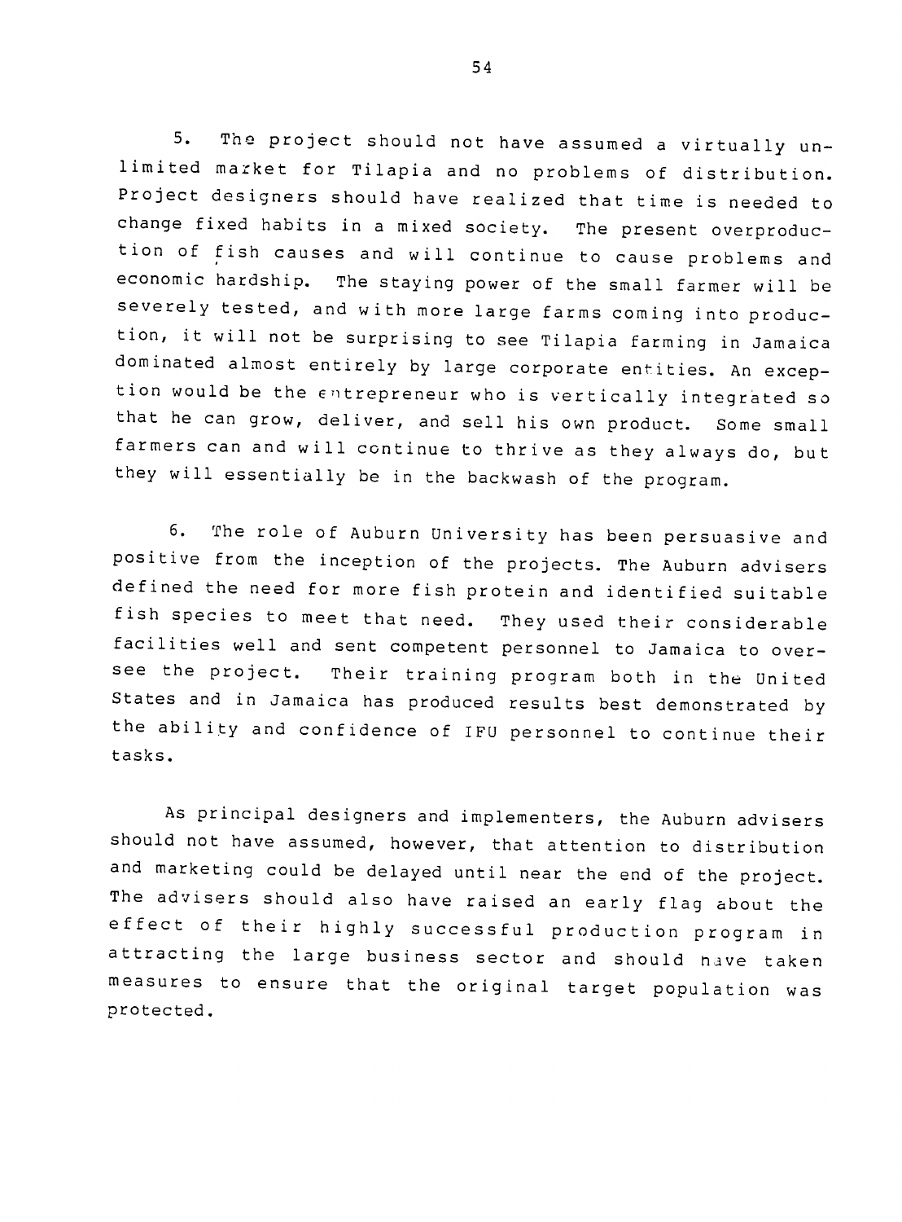5. The project should not have assumed a virtually unlimited market for Tilapia and no problems of distribution. Project designers should have realized that time is needed to change fixed habits in a mixed society. The present overproduction of fish causes and will continue to cause problems and economic hardship. The staying power of the small farmer will be severely tested, and with more large farms coming into production, it will not be surprising to see Tilapia farming in Jamaica dominated almost entirely by large corporate entities. An exception would be the entrepreneur who is vertically integrated so that he can grow, deliver, and sell his own product. Some small farmers can and will continue to thrive as they always do, but they will essentially be in the backwash of the program.

6. The role of Auburn University has been persuasive and positive from the inception of the projects. The Auburn advisers defined the need for more fish protein and identified suitable fish species to meet that need. They used their considerable facilities well and sent competent personnel to Jamaica to oversee the project. Their training program both in the United States and in Jamaica has produced results best demonstrated by the ability and confidence of IFU personnel to continue their tasks.

As principal designers and implementers, the Auburn advisers should not have assumed, however, that attention to distribution and marketing could be delayed until near the end of the project. The advisers should also have raised an early flag about the effect of their highly successful production program in attracting the large business sector and should have taken measures to ensure that the original target population was protected.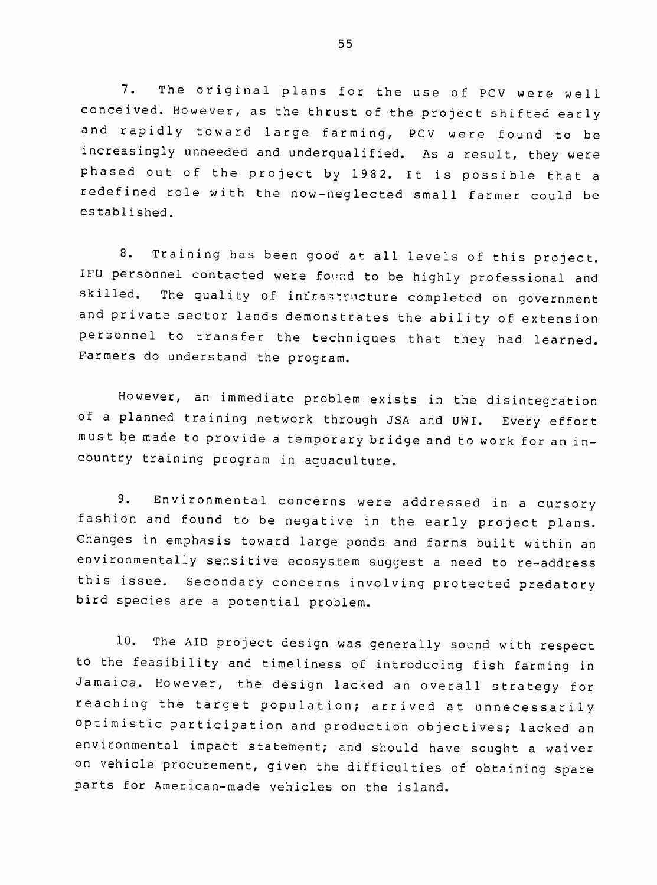7. The original plans for the use of PCV were well conceived. However, as the thrust of the project shifted early and rapidly toward large farming, PCV were found to be increasingly unneeded and underqualified. As a result, they were phased out of the project by 1982. It is possible that a redefined role with the now-neglected small farmer could be established.

8. Training has been good at all levels of this project. IFU personnel contacted were found to be highly professional and skilled. The quality of infrastructure completed on government and private sector lands demonstrates the ability of extension personnel to transfer the techniques that they had learned. Farmers do understand the program.

However, an immediate problem exists in the disintegration of a planned training network through JSA and UWI. Every effort must be made to provide a temporary bridge and to work for an in-country training program in aquaculture.

9. Environmental concerns were addressed in a cursory fashion and found to be negative in the early project plans. Changes in emphasis toward large ponds and farms built within an environmentally sensitive ecosystem suggest a need to re-address this issue. Secondary concerns involving protected predatory bird species are a potential problem.

10. The AID project design was generally sound with respect to the feasibility and timeliness of introducing fish farming in Jamaica. However, the design lacked an overall strategy for reaching the target population; arrived at unnecessarily optimistic participation and production objectives; lacked an environmental impact statement; and should have sought a waiver on vehicle procurement, given the difficulties of obtaining spare parts for American-made vehicles on the island.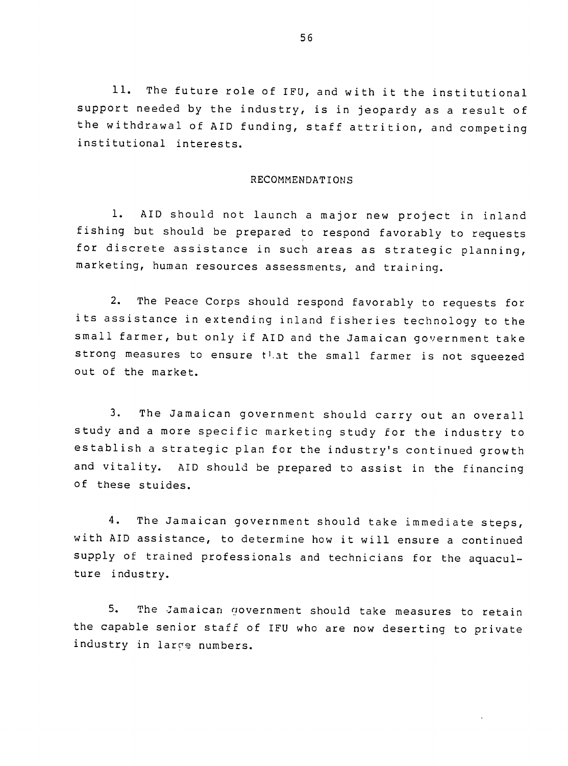11. The future role of IFU, and with it the institutional support needed by the industry, is in jeopardy as a result of the withdrawal of AID funding, staff attrition, and competing institutional interests.

## RECOMMENDATIONS

1. AID should not launch a major new project in inland fishing but should be prepared to respond favorably to requests for discrete assistance in such areas as strategic planning, marketing, human resources assessments, and training.

2. The Peace Corps should respond favorably to requests for its assistance in extending inland fisheries technology to the small farmer, but only if AID and the Jamaican government take strong measures to ensure that the small farmer is not squeezed out of the market.

3. The Jamaican government should carry out an overall study and a more specific marketing study for the industry to establish a strategic plan for the industry's continued growth and vitality. AID should be prepared to assist in the financing of these stuides.

4. The Jamaican government should take immediate steps, with AID assistance, to determine how it will ensure a continued supply of trained professionals and technicians for the aquaculture industry.

5. The Jamaican government should take measures to retain the capable senior staff of IFU who are now deserting to private industry in large numbers.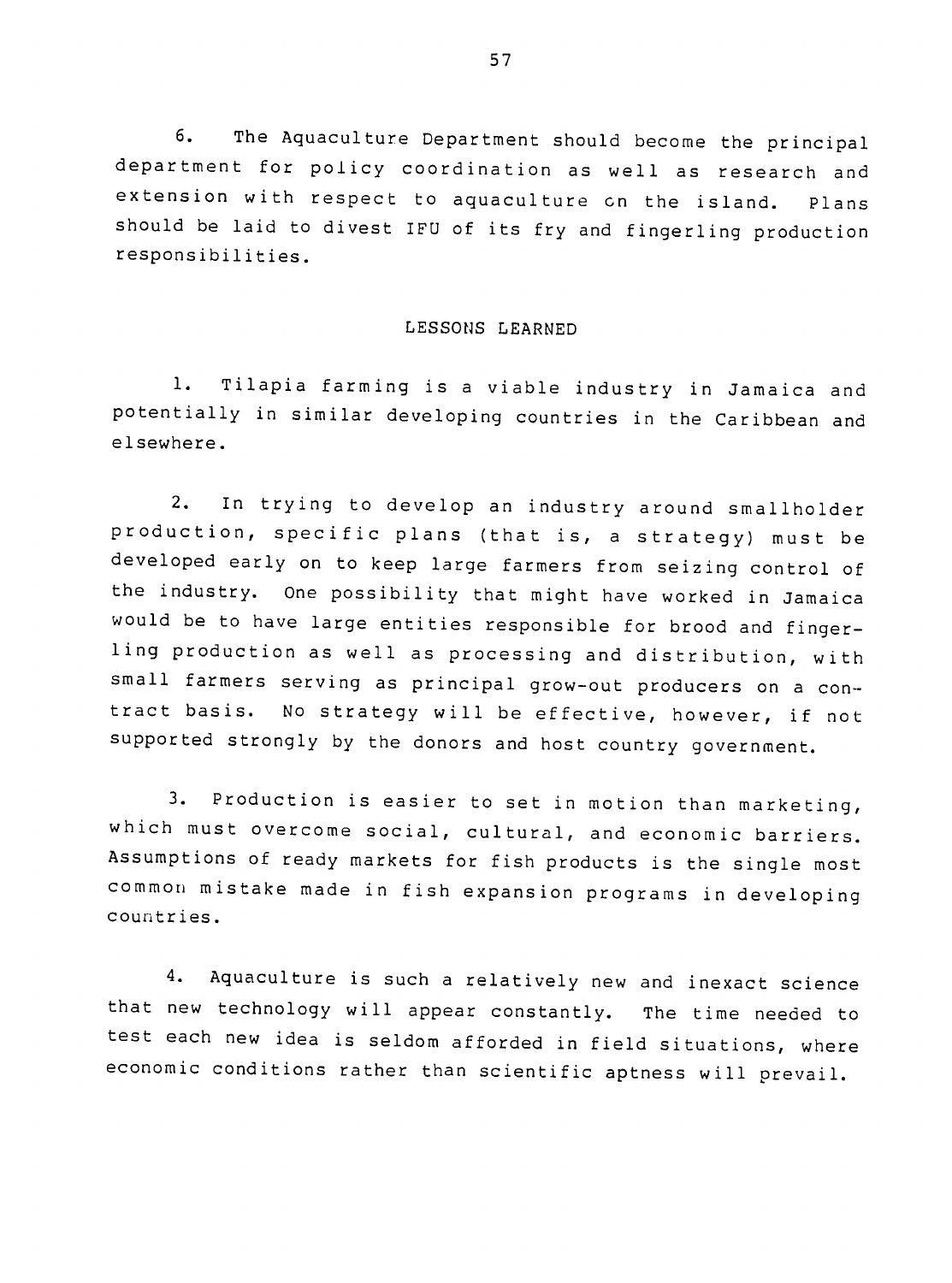6. The Aquaculture Department should become the principal department for policy coordination as well as research and extension with respect to aquaculture on the island. Plans should be laid to divest IFU of its fry and fingerling production responsibilities.

## LESSONS LEARNED

1. Tilapia farming is a viable industry in Jamaica and potentially in similar developing countries in the Caribbean and elsewhere.

2. In trying to develop an industry around smallholder production, specific plans (that is, a strategy) must be developed early on to keep large farmers from seizing control of the industry. One possibility that might have worked in Jamaica would be to have large entities responsible for brood and fingerling production as well as processing and distribution, with small farmers serving as principal grow-out producers on a contract basis. No strategy will be effective, however, if not supported strongly by the donors and host country government.

3. Production is easier to set in motion than marketing, which must overcome social, cultural, and economic barriers. Assumptions of ready markets for fish products is the single most common mistake made in fish expansion programs in developing countries.

4. Aquaculture is such a relatively new and inexact science that new technology will appear constantly. The time needed to test each new idea is seldom afforded in field situations, where economic conditions rather than scientific aptness will prevail.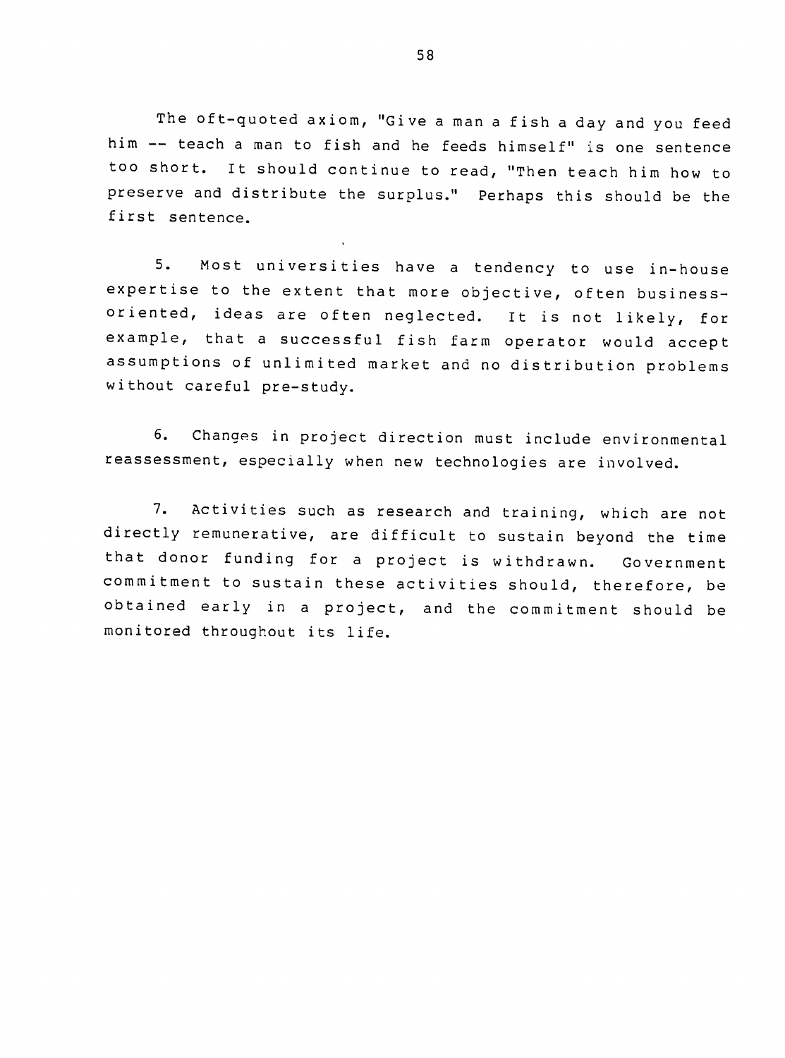The oft-quoted axiom, "Give a man a fish a day and you feed him -- teach a man to fish and he feeds himself" is one sentence too short. It should continue to read, "Then teach him how to preserve and distribute the surplus." Perhaps this should be the first sentence.

5. Most universities have a tendency to use in-house expertise to the extent that more objective, often business-oriented, ideas are often neglected. It is not likely, for example, that a successful fish farm operator would accept assumptions of unlimited market and no distribution problems without careful pre-study.

6. Changes in project direction must include environmental reassessment, especially when new technologies are involved.

7. Activities such as research and training, which are not directly remunerative, are difficult to sustain beyond the time that donor funding for a project is withdrawn. Government commitment to sustain these activities should, therefore, be obtained early in a project, and the commitment should be monitored throughout its life.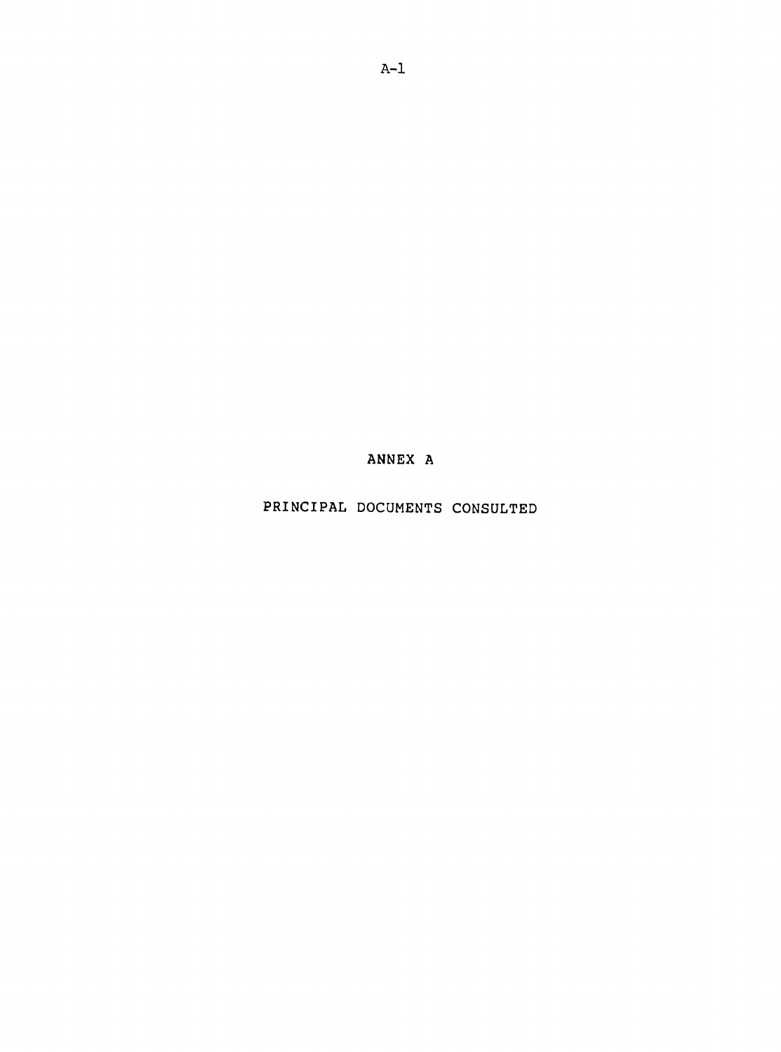# ANNEX A

## PRINCIPAL DOCUMENTS CONSULTED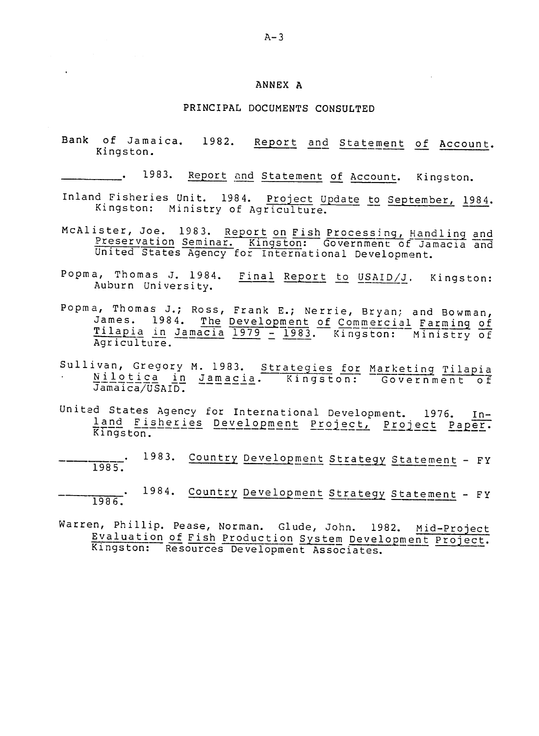# ANNEX A

## PRINCIPAL DOCUMENTS CONSULTED

Bank of Jamaica. 1982. *Report and Statement of Account*. Kingston.

__________. 1983. *Report and Statement of Account*. Kingston.

Inland Fisheries Unit. 1984. *Project Update to September, 1984*. Kingston: Ministry of Agriculture.

McAlister, Joe. 1983. *Report on Fish Processing, Handling and Preservation Seminar*. Kingston: Government of Jamacia and United States Agency for International Development.

Popma, Thomas J. 1984. *Final Report to USAID/J*. Kingston: Auburn University.

Popma, Thomas J.; Ross, Frank E.; Nerrie, Bryan; and Bowman, James. 1984. *The Development of Commercial Farming of Tilapia in Jamacia 1979 - 1983*. Kingston: Ministry of Agriculture.

Sullivan, Gregory M. 1983. *Strategies for Marketing Tilapia Nilotica in Jamacia*. Kingston: Government of Jamaica/USAID.

United States Agency for International Development. 1976. *Inland Fisheries Development Project, Project Paper*. Kingston.

__________. 1983. *Country Development Strategy Statement - FY 1985*.

__________. 1984. *Country Development Strategy Statement - FY 1986*.

Warren, Phillip. Pease, Norman. Glude, John. 1982. *Mid-Project Evaluation of Fish Production System Development Project*. Kingston: Resources Development Associates.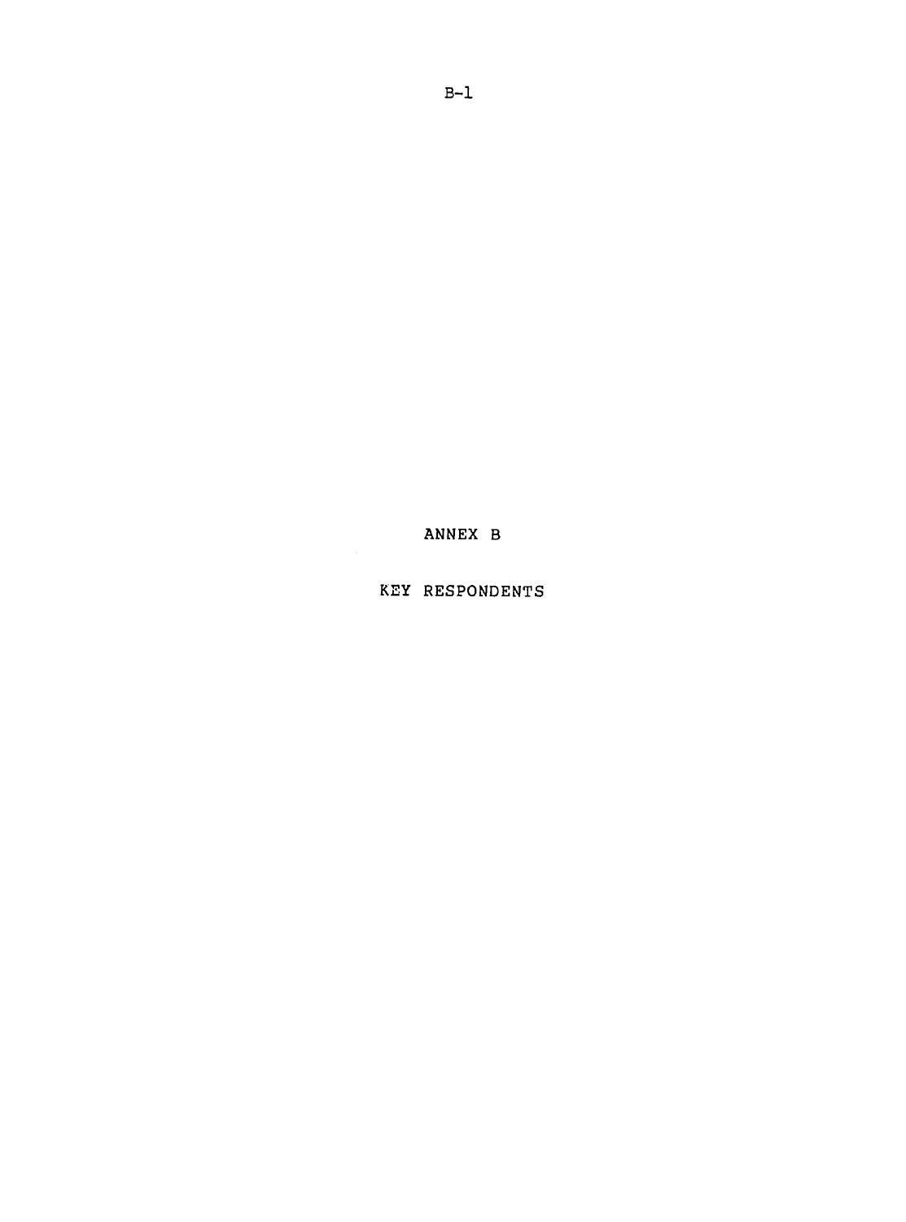# ANNEX B

## KEY RESPONDENTS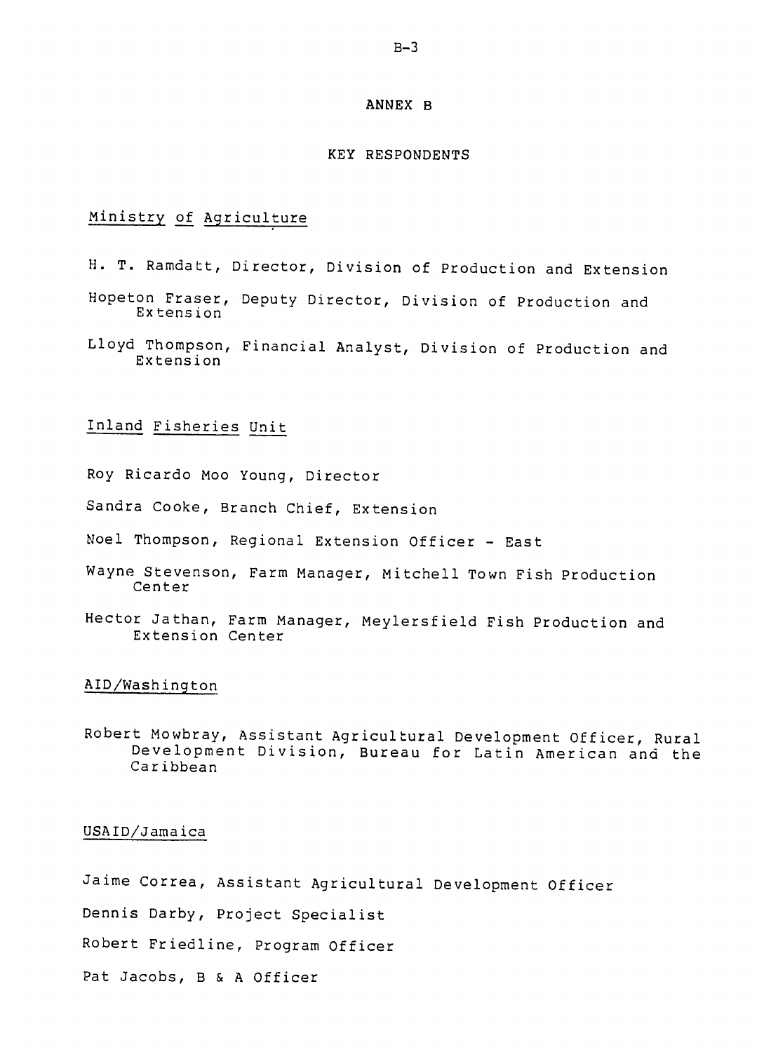# ANNEX B

## KEY RESPONDENTS

### Ministry of Agriculture

H. T. Ramdatt, Director, Division of Production and Extension

Hopeton Fraser, Deputy Director, Division of Production and Extension

Lloyd Thompson, Financial Analyst, Division of Production and Extension

### Inland Fisheries Unit

Roy Ricardo Moo Young, Director

Sandra Cooke, Branch Chief, Extension

Noel Thompson, Regional Extension Officer - East

Wayne Stevenson, Farm Manager, Mitchell Town Fish Production Center

Hector Jathan, Farm Manager, Meylersfield Fish Production and Extension Center

### AID/Washington

Robert Mowbray, Assistant Agricultural Development Officer, Rural Development Division, Bureau for Latin American and the Caribbean

### USAID/Jamaica

Jaime Correa, Assistant Agricultural Development Officer

Dennis Darby, Project Specialist

Robert Friedline, Program Officer

Pat Jacobs, B & A Officer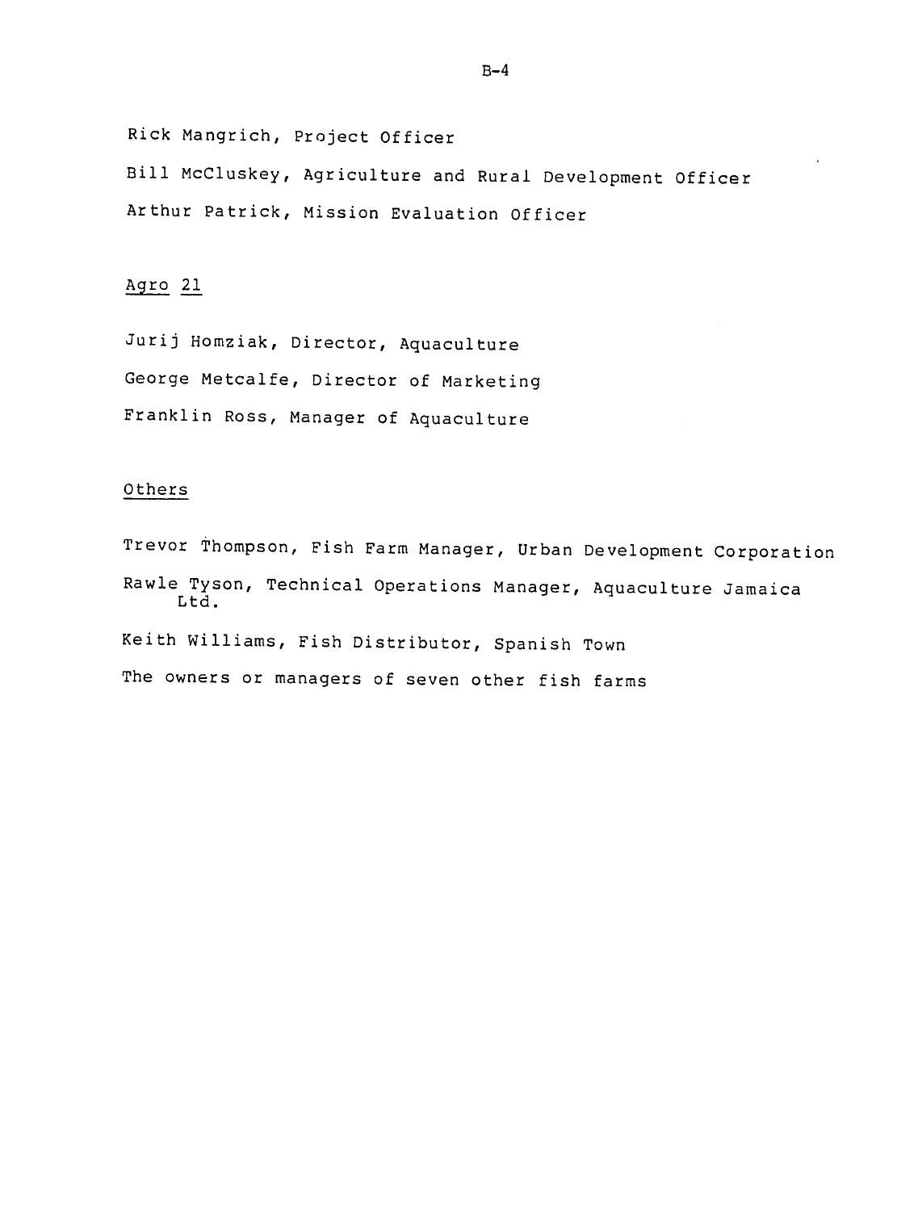Rick Mangrich, Project Officer

Bill McCluskey, Agriculture and Rural Development Officer

Arthur Patrick, Mission Evaluation Officer

Agro 21

Jurij Homziak, Director, Aquaculture

George Metcalfe, Director of Marketing

Franklin Ross, Manager of Aquaculture

Others

Trevor Thompson, Fish Farm Manager, Urban Development Corporation

Rawle Tyson, Technical Operations Manager, Aquaculture Jamaica Ltd.

Keith Williams, Fish Distributor, Spanish Town

The owners or managers of seven other fish farms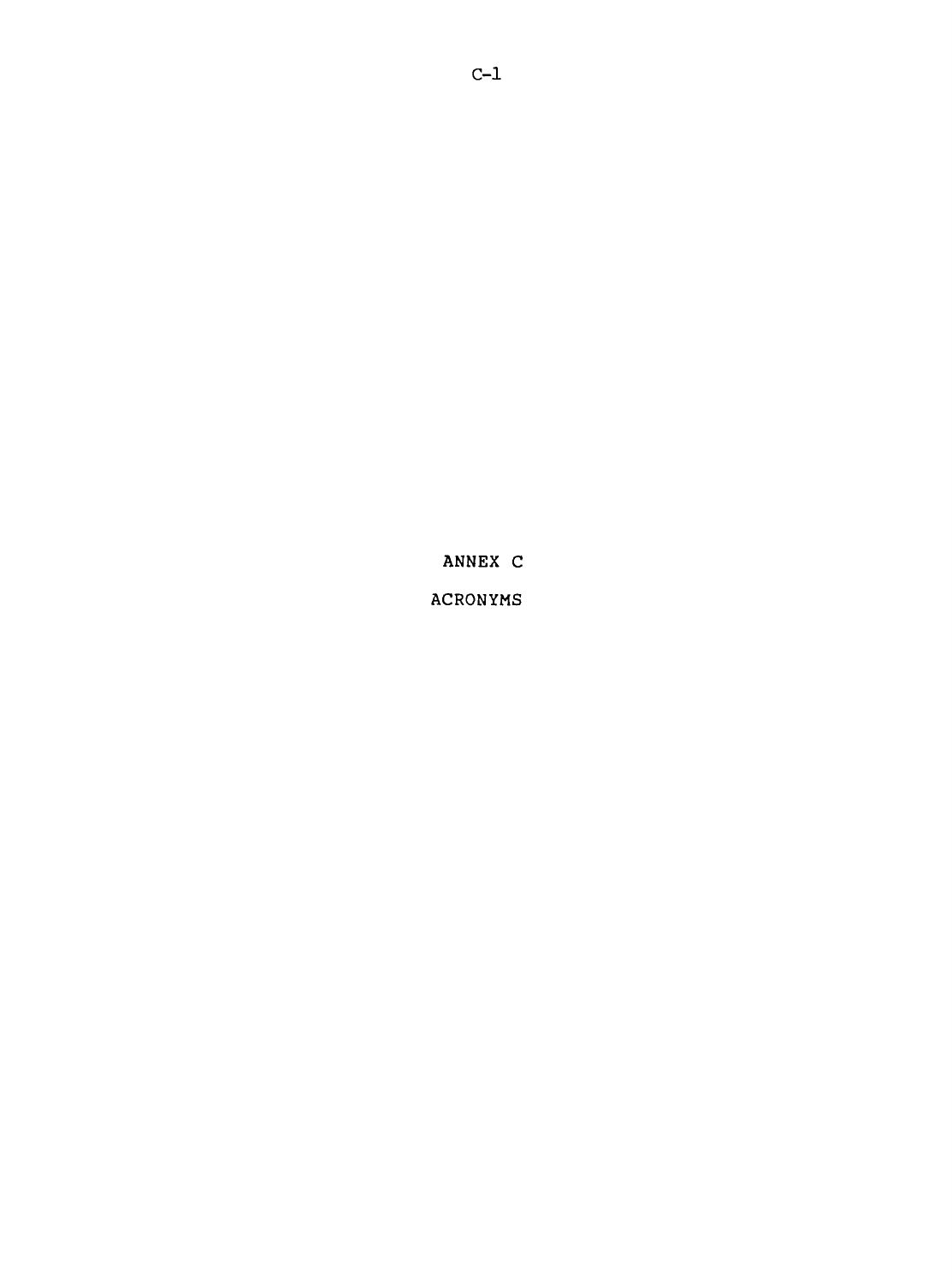# ANNEX C

## ACRONYMS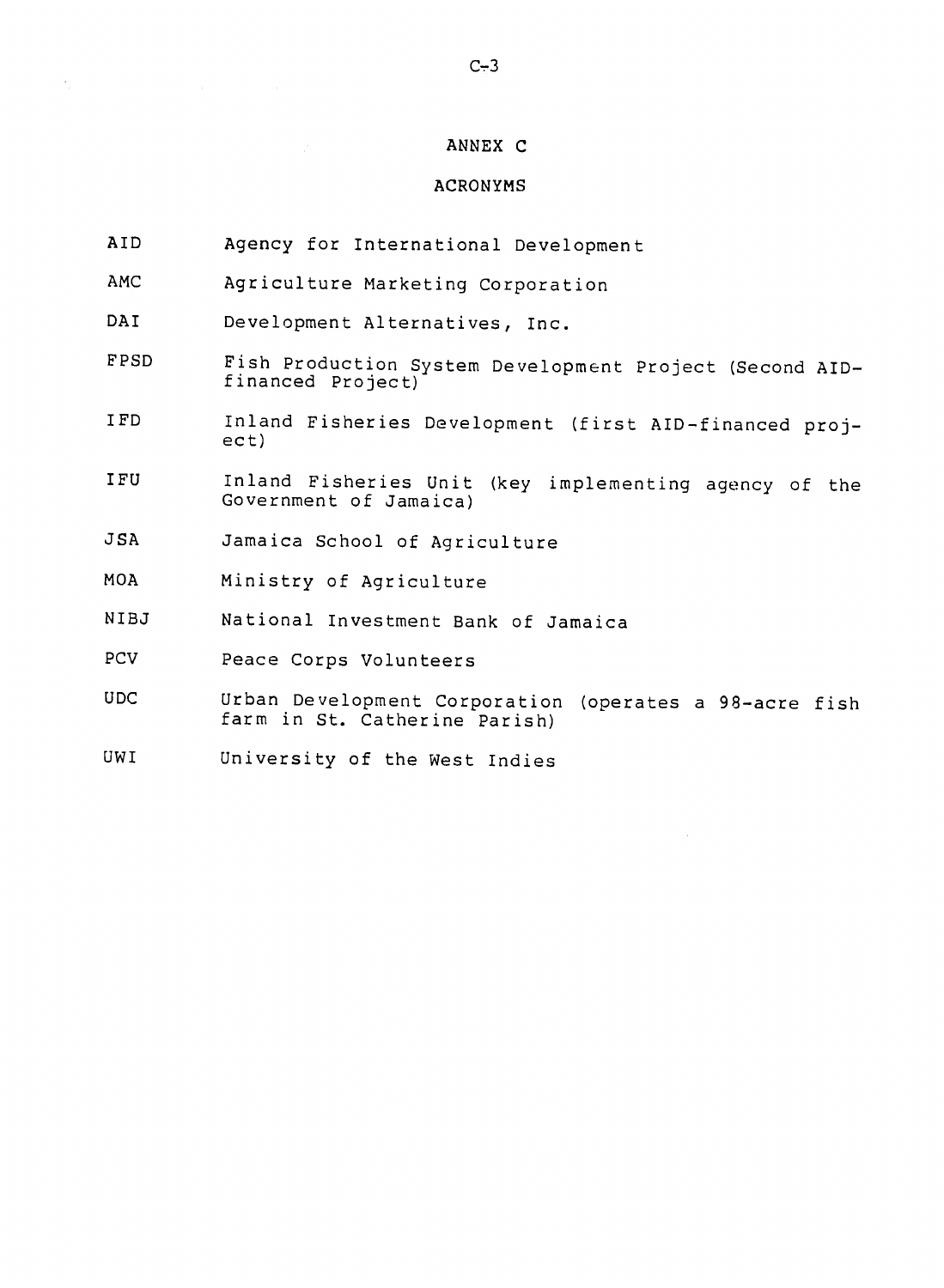# ANNEX C

## ACRONYMS

| | |
|---|---|
| AID | Agency for International Development |
| AMC | Agriculture Marketing Corporation |
| DAI | Development Alternatives, Inc. |
| FPSD | Fish Production System Development Project (Second AID-financed Project) |
| IFD | Inland Fisheries Development (first AID-financed project) |
| IFU | Inland Fisheries Unit (key implementing agency of the Government of Jamaica) |
| JSA | Jamaica School of Agriculture |
| MOA | Ministry of Agriculture |
| NIBJ | National Investment Bank of Jamaica |
| PCV | Peace Corps Volunteers |
| UDC | Urban Development Corporation (operates a 98-acre fish farm in St. Catherine Parish) |
| UWI | University of the West Indies |